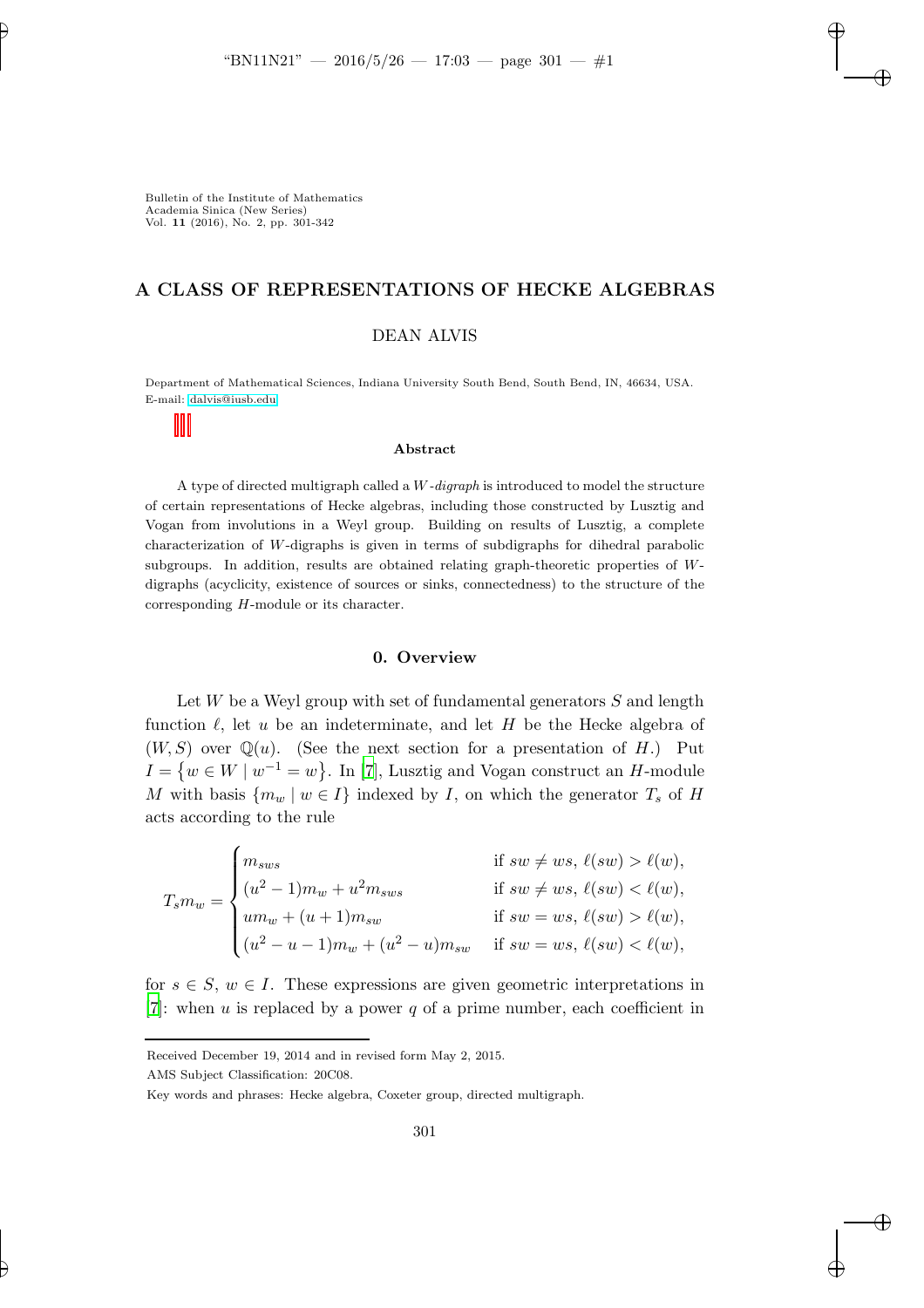Bulletin of the Institute of Mathematics
Academia Sinica (New Series)
Vol. **11** (2016), No. 2, pp. 301-342

# A CLASS OF REPRESENTATIONS OF HECKE ALGEBRAS

DEAN ALVIS

Department of Mathematical Sciences, Indiana University South Bend, South Bend, IN, 46634, USA.
E-mail: dalvis@iusb.edu

**Abstract**

A type of directed multigraph called a $W$*-digraph* is introduced to model the structure of certain representations of Hecke algebras, including those constructed by Lusztig and Vogan from involutions in a Weyl group. Building on results of Lusztig, a complete characterization of $W$-digraphs is given in terms of subdigraphs for dihedral parabolic subgroups. In addition, results are obtained relating graph-theoretic properties of $W$-digraphs (acyclicity, existence of sources or sinks, connectedness) to the structure of the corresponding $H$-module or its character.

## 0. Overview

Let $W$ be a Weyl group with set of fundamental generators $S$ and length function $\ell$, let $u$ be an indeterminate, and let $H$ be the Hecke algebra of $(W, S)$ over $\mathbb{Q}(u)$. (See the next section for a presentation of $H$.) Put $I = \{w \in W \mid w^{-1} = w\}$. In [7], Lusztig and Vogan construct an $H$-module $M$ with basis $\{m_w \mid w \in I\}$ indexed by $I$, on which the generator $T_s$ of $H$ acts according to the rule

$$T_s m_w = \begin{cases} m_{sws} & \text{if } sw \neq ws,\ \ell(sw) > \ell(w), \\ (u^2-1)m_w + u^2 m_{sws} & \text{if } sw \neq ws,\ \ell(sw) < \ell(w), \\ u m_w + (u+1)m_{sw} & \text{if } sw = ws,\ \ell(sw) > \ell(w), \\ (u^2-u-1)m_w + (u^2-u)m_{sw} & \text{if } sw = ws,\ \ell(sw) < \ell(w), \end{cases}$$

for $s \in S$, $w \in I$. These expressions are given geometric interpretations in [7]: when $u$ is replaced by a power $q$ of a prime number, each coefficient in

---

Received December 19, 2014 and in revised form May 2, 2015.

AMS Subject Classification: 20C08.

Key words and phrases: Hecke algebra, Coxeter group, directed multigraph.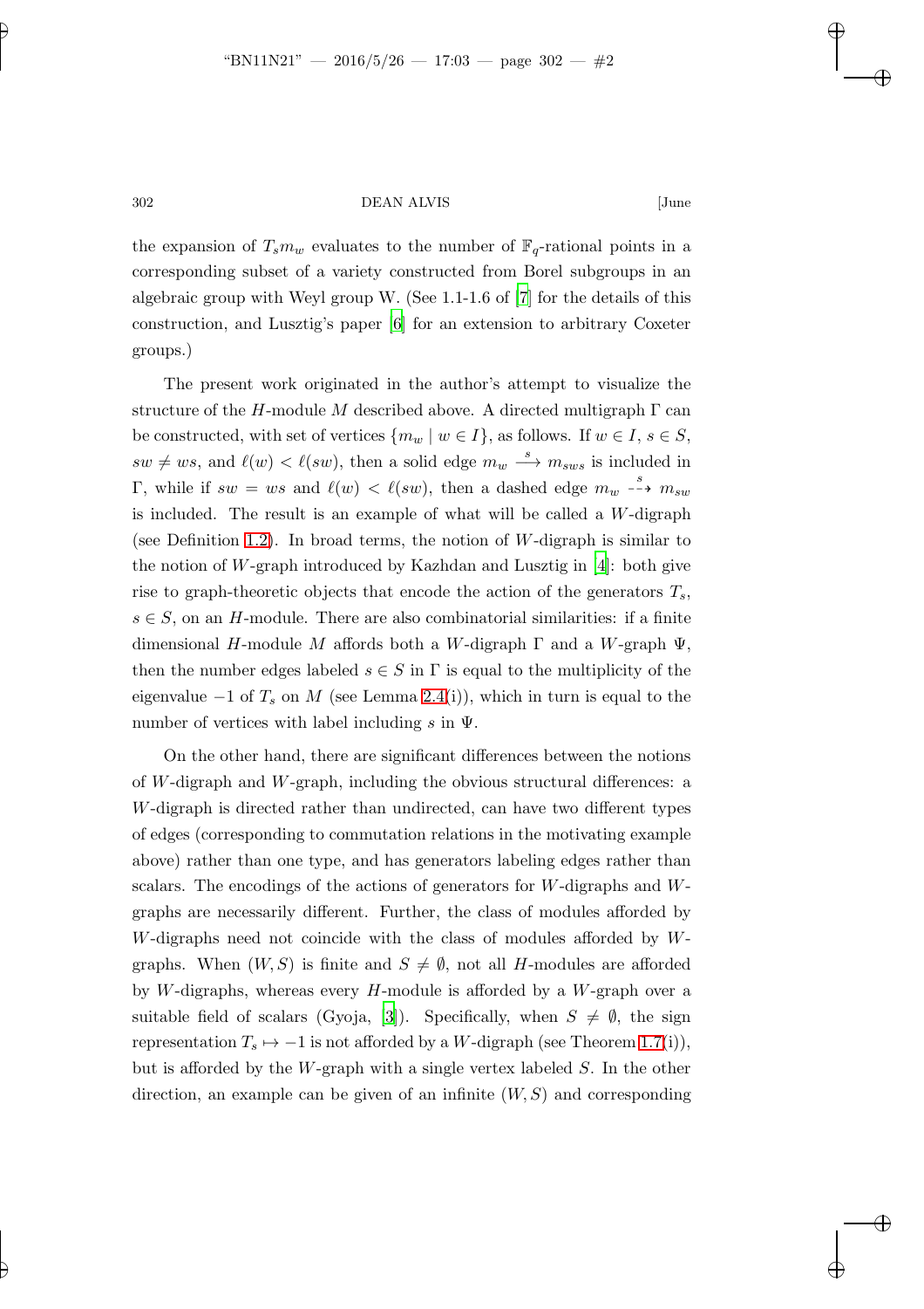the expansion of $T_s m_w$ evaluates to the number of $\mathbb{F}_q$-rational points in a corresponding subset of a variety constructed from Borel subgroups in an algebraic group with Weyl group W. (See 1.1-1.6 of [7] for the details of this construction, and Lusztig's paper [6] for an extension to arbitrary Coxeter groups.)

The present work originated in the author's attempt to visualize the structure of the $H$-module $M$ described above. A directed multigraph $\Gamma$ can be constructed, with set of vertices $\{m_w \mid w \in I\}$, as follows. If $w \in I$, $s \in S$, $sw \neq ws$, and $\ell(w) < \ell(sw)$, then a solid edge $m_w \xrightarrow{s} m_{sws}$ is included in $\Gamma$, while if $sw = ws$ and $\ell(w) < \ell(sw)$, then a dashed edge $m_w \overset{s}{\dashrightarrow} m_{sw}$ is included. The result is an example of what will be called a $W$-digraph (see Definition 1.2). In broad terms, the notion of $W$-digraph is similar to the notion of $W$-graph introduced by Kazhdan and Lusztig in [4]: both give rise to graph-theoretic objects that encode the action of the generators $T_s$, $s \in S$, on an $H$-module. There are also combinatorial similarities: if a finite dimensional $H$-module $M$ affords both a $W$-digraph $\Gamma$ and a $W$-graph $\Psi$, then the number edges labeled $s \in S$ in $\Gamma$ is equal to the multiplicity of the eigenvalue $-1$ of $T_s$ on $M$ (see Lemma 2.4(i)), which in turn is equal to the number of vertices with label including $s$ in $\Psi$.

On the other hand, there are significant differences between the notions of $W$-digraph and $W$-graph, including the obvious structural differences: a $W$-digraph is directed rather than undirected, can have two different types of edges (corresponding to commutation relations in the motivating example above) rather than one type, and has generators labeling edges rather than scalars. The encodings of the actions of generators for $W$-digraphs and $W$-graphs are necessarily different. Further, the class of modules afforded by $W$-digraphs need not coincide with the class of modules afforded by $W$-graphs. When $(W, S)$ is finite and $S \neq \emptyset$, not all $H$-modules are afforded by $W$-digraphs, whereas every $H$-module is afforded by a $W$-graph over a suitable field of scalars (Gyoja, [3]). Specifically, when $S \neq \emptyset$, the sign representation $T_s \mapsto -1$ is not afforded by a $W$-digraph (see Theorem 1.7(i)), but is afforded by the $W$-graph with a single vertex labeled $S$. In the other direction, an example can be given of an infinite $(W, S)$ and corresponding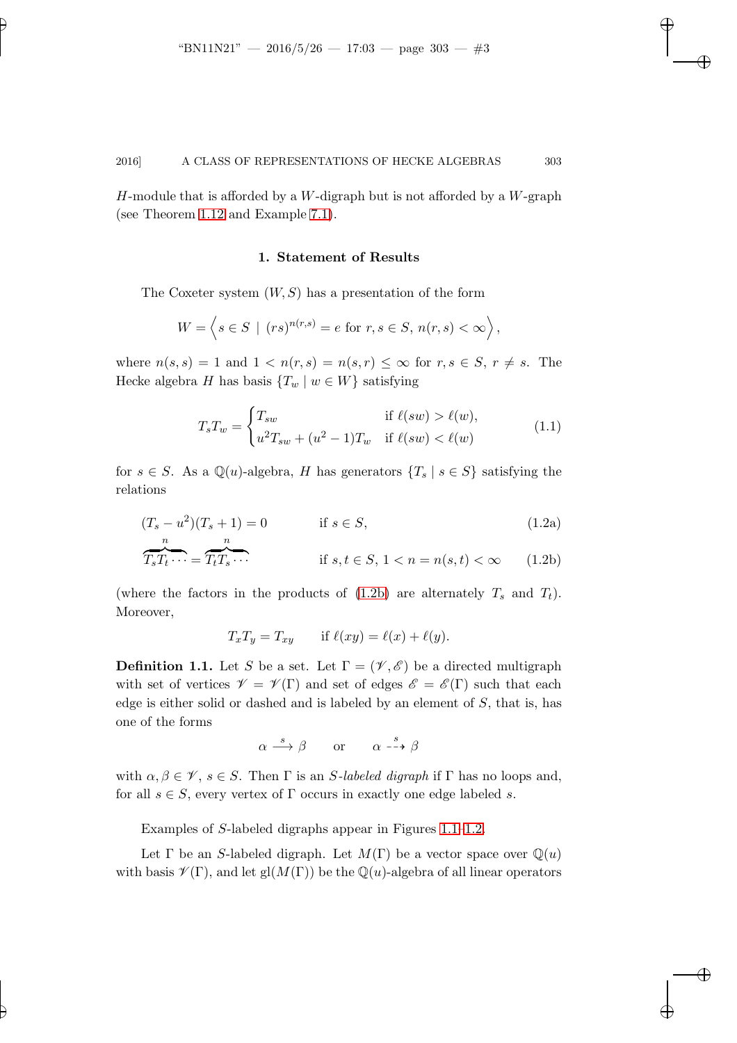$H$-module that is afforded by a $W$-digraph but is not afforded by a $W$-graph (see Theorem 1.12 and Example 7.1).

## 1. Statement of Results

The Coxeter system $(W, S)$ has a presentation of the form

$$W = \left\langle s \in S \mid (rs)^{n(r,s)} = e \text{ for } r, s \in S,\, n(r,s) < \infty \right\rangle,$$

where $n(s,s) = 1$ and $1 < n(r,s) = n(s,r) \leq \infty$ for $r, s \in S$, $r \neq s$. The Hecke algebra $H$ has basis $\{T_w \mid w \in W\}$ satisfying

$$T_s T_w = \begin{cases} T_{sw} & \text{if } \ell(sw) > \ell(w), \\ u^2 T_{sw} + (u^2 - 1) T_w & \text{if } \ell(sw) < \ell(w) \end{cases} \tag{1.1}$$

for $s \in S$. As a $\mathbb{Q}(u)$-algebra, $H$ has generators $\{T_s \mid s \in S\}$ satisfying the relations

$$(T_s - u^2)(T_s + 1) = 0 \qquad \text{if } s \in S, \tag{1.2a}$$

$$\overbrace{T_s T_t \cdots}^{n} = \overbrace{T_t T_s \cdots}^{n} \qquad \text{if } s, t \in S,\, 1 < n = n(s,t) < \infty \tag{1.2b}$$

(where the factors in the products of (1.2b) are alternately $T_s$ and $T_t$). Moreover,

$$T_x T_y = T_{xy} \qquad \text{if } \ell(xy) = \ell(x) + \ell(y).$$

**Definition 1.1.** Let $S$ be a set. Let $\Gamma = (\mathscr{V}, \mathscr{E})$ be a directed multigraph with set of vertices $\mathscr{V} = \mathscr{V}(\Gamma)$ and set of edges $\mathscr{E} = \mathscr{E}(\Gamma)$ such that each edge is either solid or dashed and is labeled by an element of $S$, that is, has one of the forms

$$\alpha \xrightarrow{\;s\;} \beta \qquad \text{or} \qquad \alpha \overset{s}{\dashrightarrow} \beta$$

with $\alpha, \beta \in \mathscr{V}$, $s \in S$. Then $\Gamma$ is an *$S$-labeled digraph* if $\Gamma$ has no loops and, for all $s \in S$, every vertex of $\Gamma$ occurs in exactly one edge labeled $s$.

Examples of $S$-labeled digraphs appear in Figures 1.1–1.2.

Let $\Gamma$ be an $S$-labeled digraph. Let $M(\Gamma)$ be a vector space over $\mathbb{Q}(u)$ with basis $\mathscr{V}(\Gamma)$, and let $\mathrm{gl}(M(\Gamma))$ be the $\mathbb{Q}(u)$-algebra of all linear operators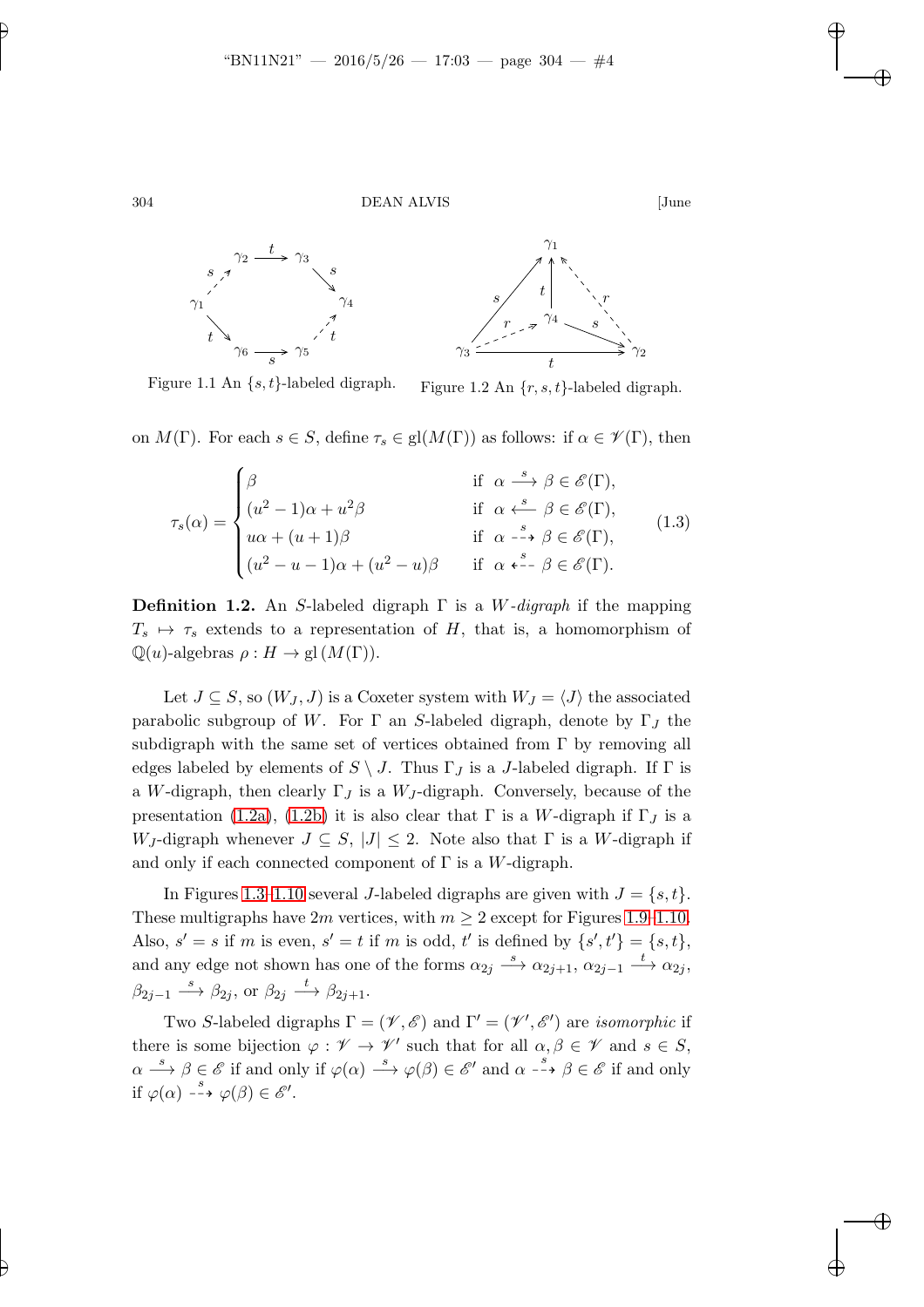Figure 1.1 An $\{s,t\}$-labeled digraph.

Figure 1.2 An $\{r,s,t\}$-labeled digraph.

on $M(\Gamma)$. For each $s \in S$, define $\tau_s \in \mathrm{gl}(M(\Gamma))$ as follows: if $\alpha \in \mathscr{V}(\Gamma)$, then

$$\tau_s(\alpha) = \begin{cases} \beta & \text{if } \alpha \xrightarrow{s} \beta \in \mathscr{E}(\Gamma), \\ (u^2-1)\alpha + u^2\beta & \text{if } \alpha \xleftarrow{s} \beta \in \mathscr{E}(\Gamma), \\ u\alpha + (u+1)\beta & \text{if } \alpha \overset{s}{\dashrightarrow} \beta \in \mathscr{E}(\Gamma), \\ (u^2-u-1)\alpha + (u^2-u)\beta & \text{if } \alpha \overset{s}{\dashleftarrow} \beta \in \mathscr{E}(\Gamma). \end{cases} \tag{1.3}$$

**Definition 1.2.** An $S$-labeled digraph $\Gamma$ is a *$W$-digraph* if the mapping $T_s \mapsto \tau_s$ extends to a representation of $H$, that is, a homomorphism of $\mathbb{Q}(u)$-algebras $\rho : H \to \mathrm{gl}\,(M(\Gamma))$.

Let $J \subseteq S$, so $(W_J, J)$ is a Coxeter system with $W_J = \langle J \rangle$ the associated parabolic subgroup of $W$. For $\Gamma$ an $S$-labeled digraph, denote by $\Gamma_J$ the subdigraph with the same set of vertices obtained from $\Gamma$ by removing all edges labeled by elements of $S \setminus J$. Thus $\Gamma_J$ is a $J$-labeled digraph. If $\Gamma$ is a $W$-digraph, then clearly $\Gamma_J$ is a $W_J$-digraph. Conversely, because of the presentation (1.2a), (1.2b) it is also clear that $\Gamma$ is a $W$-digraph if $\Gamma_J$ is a $W_J$-digraph whenever $J \subseteq S$, $|J| \leq 2$. Note also that $\Gamma$ is a $W$-digraph if and only if each connected component of $\Gamma$ is a $W$-digraph.

In Figures 1.3–1.10 several $J$-labeled digraphs are given with $J = \{s,t\}$. These multigraphs have $2m$ vertices, with $m \geq 2$ except for Figures 1.9–1.10. Also, $s' = s$ if $m$ is even, $s' = t$ if $m$ is odd, $t'$ is defined by $\{s', t'\} = \{s, t\}$, and any edge not shown has one of the forms $\alpha_{2j} \xrightarrow{s} \alpha_{2j+1}$, $\alpha_{2j-1} \xrightarrow{t} \alpha_{2j}$, $\beta_{2j-1} \xrightarrow{s} \beta_{2j}$, or $\beta_{2j} \xrightarrow{t} \beta_{2j+1}$.

Two $S$-labeled digraphs $\Gamma = (\mathscr{V}, \mathscr{E})$ and $\Gamma' = (\mathscr{V}', \mathscr{E}')$ are *isomorphic* if there is some bijection $\varphi : \mathscr{V} \to \mathscr{V}'$ such that for all $\alpha, \beta \in \mathscr{V}$ and $s \in S$, $\alpha \xrightarrow{s} \beta \in \mathscr{E}$ if and only if $\varphi(\alpha) \xrightarrow{s} \varphi(\beta) \in \mathscr{E}'$ and $\alpha \overset{s}{\dashrightarrow} \beta \in \mathscr{E}$ if and only if $\varphi(\alpha) \overset{s}{\dashrightarrow} \varphi(\beta) \in \mathscr{E}'$.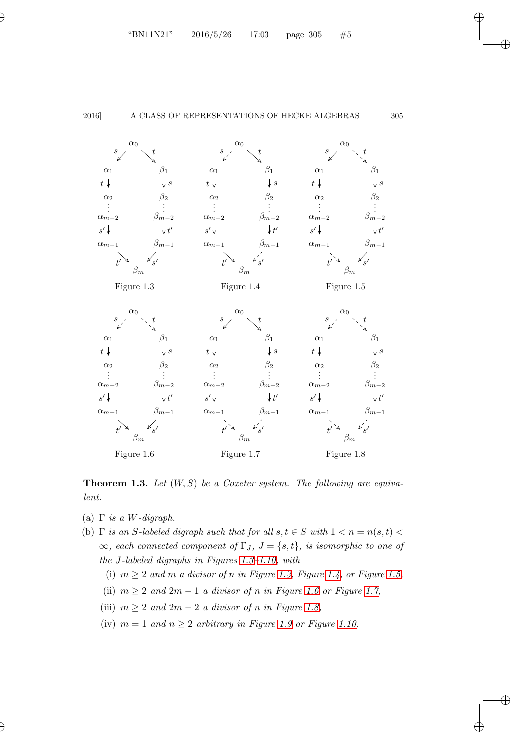Figure 1.3

Figure 1.4

Figure 1.5

Figure 1.6

Figure 1.7

Figure 1.8

**Theorem 1.3.** *Let $(W, S)$ be a Coxeter system. The following are equivalent.*

(a) $\Gamma$ *is a $W$-digraph.*

(b) $\Gamma$ *is an $S$-labeled digraph such that for all $s, t \in S$ with $1 < n = n(s,t) < \infty$, each connected component of $\Gamma_J$, $J = \{s, t\}$, is isomorphic to one of the $J$-labeled digraphs in Figures 1.3–1.10, with*

   (i) *$m \geq 2$ and $m$ a divisor of $n$ in Figure 1.3, Figure 1.4, or Figure 1.5.*

   (ii) *$m \geq 2$ and $2m - 1$ a divisor of $n$ in Figure 1.6 or Figure 1.7.*

   (iii) *$m \geq 2$ and $2m - 2$ a divisor of $n$ in Figure 1.8.*

   (iv) *$m = 1$ and $n \geq 2$ arbitrary in Figure 1.9 or Figure 1.10.*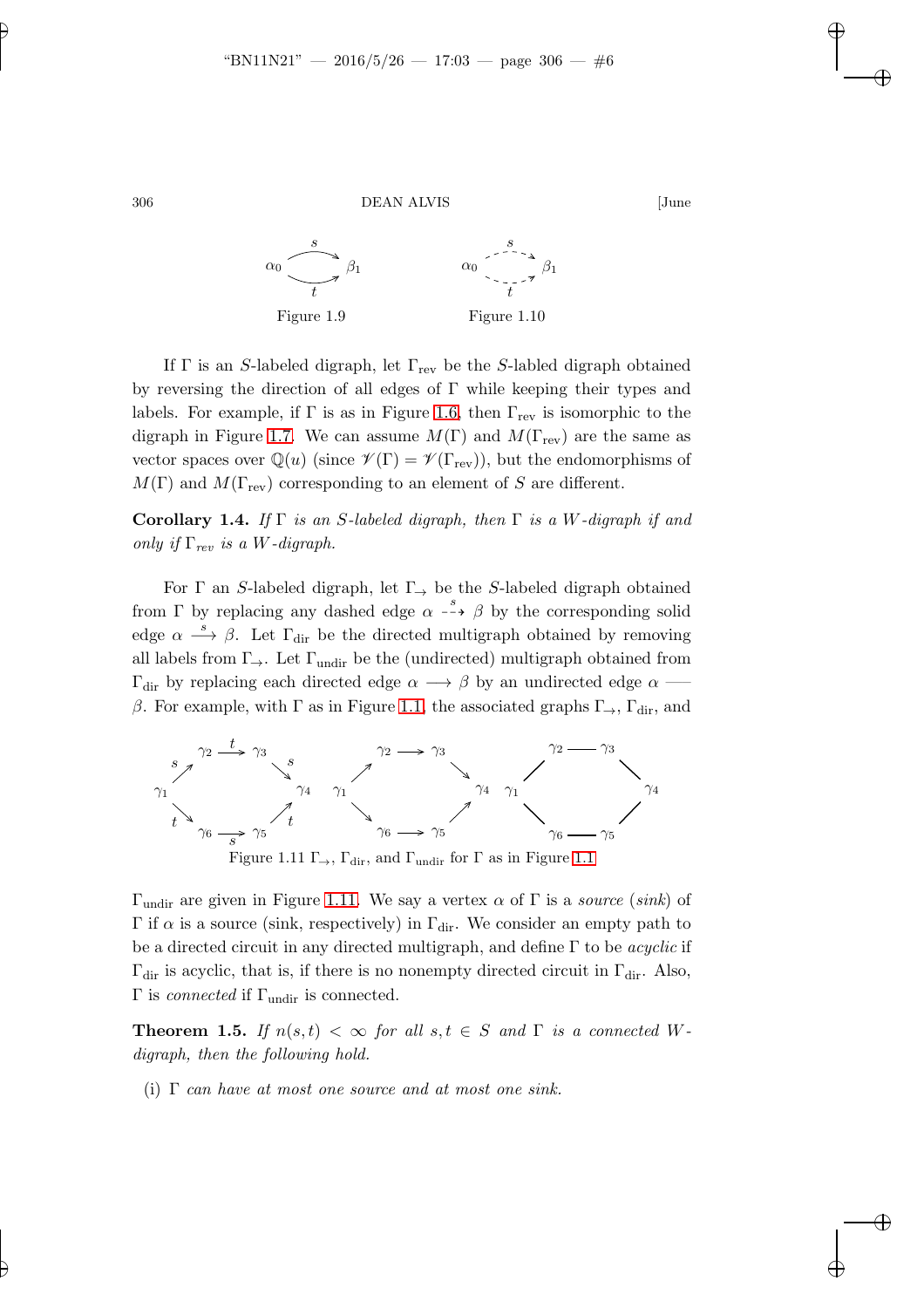Figure 1.9

Figure 1.10

If $\Gamma$ is an $S$-labeled digraph, let $\Gamma_{\text{rev}}$ be the $S$-labled digraph obtained by reversing the direction of all edges of $\Gamma$ while keeping their types and labels. For example, if $\Gamma$ is as in Figure 1.6, then $\Gamma_{\text{rev}}$ is isomorphic to the digraph in Figure 1.7. We can assume $M(\Gamma)$ and $M(\Gamma_{\text{rev}})$ are the same as vector spaces over $\mathbb{Q}(u)$ (since $\mathscr{V}(\Gamma) = \mathscr{V}(\Gamma_{\text{rev}})$), but the endomorphisms of $M(\Gamma)$ and $M(\Gamma_{\text{rev}})$ corresponding to an element of $S$ are different.

**Corollary 1.4.** *If $\Gamma$ is an $S$-labeled digraph, then $\Gamma$ is a $W$-digraph if and only if $\Gamma_{rev}$ is a $W$-digraph.*

For $\Gamma$ an $S$-labeled digraph, let $\Gamma_{\rightarrow}$ be the $S$-labeled digraph obtained from $\Gamma$ by replacing any dashed edge $\alpha \overset{s}{\dashrightarrow} \beta$ by the corresponding solid edge $\alpha \overset{s}{\longrightarrow} \beta$. Let $\Gamma_{\text{dir}}$ be the directed multigraph obtained by removing all labels from $\Gamma_{\rightarrow}$. Let $\Gamma_{\text{undir}}$ be the (undirected) multigraph obtained from $\Gamma_{\text{dir}}$ by replacing each directed edge $\alpha \longrightarrow \beta$ by an undirected edge $\alpha$ — $\beta$. For example, with $\Gamma$ as in Figure 1.1, the associated graphs $\Gamma_{\rightarrow}$, $\Gamma_{\text{dir}}$, and $\Gamma_{\text{undir}}$ are given in Figure 1.11. We say a vertex $\alpha$ of $\Gamma$ is a *source* (*sink*) of $\Gamma$ if $\alpha$ is a source (sink, respectively) in $\Gamma_{\text{dir}}$. We consider an empty path to be a directed circuit in any directed multigraph, and define $\Gamma$ to be *acyclic* if $\Gamma_{\text{dir}}$ is acyclic, that is, if there is no nonempty directed circuit in $\Gamma_{\text{dir}}$. Also, $\Gamma$ is *connected* if $\Gamma_{\text{undir}}$ is connected.

Figure 1.11 $\Gamma_{\rightarrow}$, $\Gamma_{\text{dir}}$, and $\Gamma_{\text{undir}}$ for $\Gamma$ as in Figure 1.1

**Theorem 1.5.** *If $n(s,t) < \infty$ for all $s,t \in S$ and $\Gamma$ is a connected $W$-digraph, then the following hold.*

(i) *$\Gamma$ can have at most one source and at most one sink.*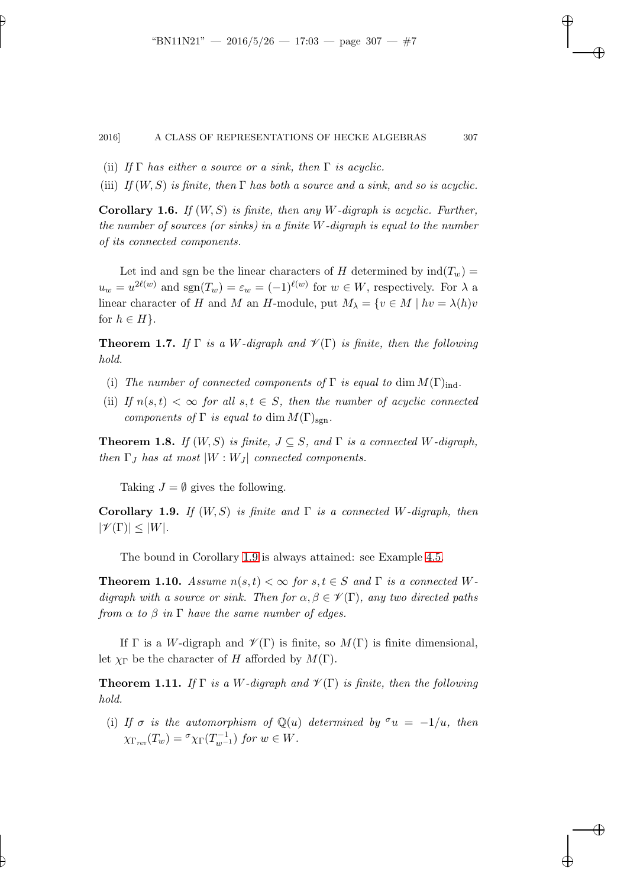(ii) *If $\Gamma$ has either a source or a sink, then $\Gamma$ is acyclic.*

(iii) *If $(W, S)$ is finite, then $\Gamma$ has both a source and a sink, and so is acyclic.*

**Corollary 1.6.** *If $(W, S)$ is finite, then any $W$-digraph is acyclic. Further, the number of sources (or sinks) in a finite $W$-digraph is equal to the number of its connected components.*

Let ind and sgn be the linear characters of $H$ determined by $\text{ind}(T_w) = u_w = u^{2\ell(w)}$ and $\text{sgn}(T_w) = \varepsilon_w = (-1)^{\ell(w)}$ for $w \in W$, respectively. For $\lambda$ a linear character of $H$ and $M$ an $H$-module, put $M_\lambda = \{v \in M \mid hv = \lambda(h)v$ for $h \in H\}$.

**Theorem 1.7.** *If $\Gamma$ is a $W$-digraph and $\mathscr{V}(\Gamma)$ is finite, then the following hold.*

(i) *The number of connected components of $\Gamma$ is equal to $\dim M(\Gamma)_{\text{ind}}$.*

(ii) *If $n(s,t) < \infty$ for all $s, t \in S$, then the number of acyclic connected components of $\Gamma$ is equal to $\dim M(\Gamma)_{\text{sgn}}$.*

**Theorem 1.8.** *If $(W, S)$ is finite, $J \subseteq S$, and $\Gamma$ is a connected $W$-digraph, then $\Gamma_J$ has at most $|W : W_J|$ connected components.*

Taking $J = \emptyset$ gives the following.

**Corollary 1.9.** *If $(W, S)$ is finite and $\Gamma$ is a connected $W$-digraph, then $|\mathscr{V}(\Gamma)| \leq |W|$.*

The bound in Corollary 1.9 is always attained: see Example 4.5.

**Theorem 1.10.** *Assume $n(s,t) < \infty$ for $s, t \in S$ and $\Gamma$ is a connected $W$-digraph with a source or sink. Then for $\alpha, \beta \in \mathscr{V}(\Gamma)$, any two directed paths from $\alpha$ to $\beta$ in $\Gamma$ have the same number of edges.*

If $\Gamma$ is a $W$-digraph and $\mathscr{V}(\Gamma)$ is finite, so $M(\Gamma)$ is finite dimensional, let $\chi_\Gamma$ be the character of $H$ afforded by $M(\Gamma)$.

**Theorem 1.11.** *If $\Gamma$ is a $W$-digraph and $\mathscr{V}(\Gamma)$ is finite, then the following hold.*

(i) *If $\sigma$ is the automorphism of $\mathbb{Q}(u)$ determined by ${}^\sigma u = -1/u$, then $\chi_{\Gamma_{rev}}(T_w) = {}^\sigma\chi_\Gamma(T_{w^{-1}}^{-1})$ for $w \in W$.*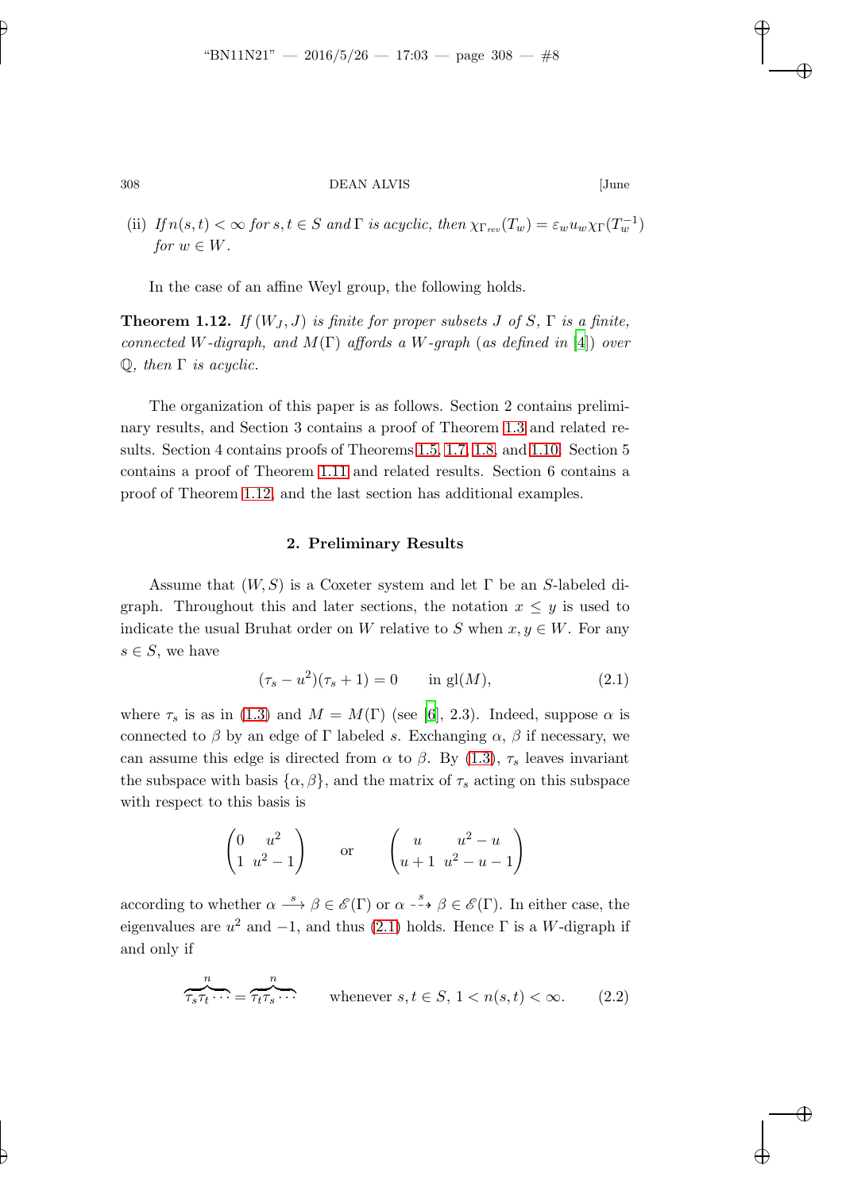(ii) *If* $n(s,t) < \infty$ *for* $s, t \in S$ *and* $\Gamma$ *is acyclic, then* $\chi_{\Gamma_{rev}}(T_w) = \varepsilon_w u_w \chi_\Gamma(T_w^{-1})$ *for* $w \in W$.

In the case of an affine Weyl group, the following holds.

**Theorem 1.12.** *If* $(W_J, J)$ *is finite for proper subsets* $J$ *of* $S$, $\Gamma$ *is a finite, connected* $W$*-digraph, and* $M(\Gamma)$ *affords a* $W$*-graph* (*as defined in* [4]) *over* $\mathbb{Q}$, *then* $\Gamma$ *is acyclic.*

The organization of this paper is as follows. Section 2 contains preliminary results, and Section 3 contains a proof of Theorem 1.3 and related results. Section 4 contains proofs of Theorems 1.5, 1.7, 1.8, and 1.10. Section 5 contains a proof of Theorem 1.11 and related results. Section 6 contains a proof of Theorem 1.12, and the last section has additional examples.

## 2. Preliminary Results

Assume that $(W, S)$ is a Coxeter system and let $\Gamma$ be an $S$-labeled digraph. Throughout this and later sections, the notation $x \leq y$ is used to indicate the usual Bruhat order on $W$ relative to $S$ when $x, y \in W$. For any $s \in S$, we have

$$(\tau_s - u^2)(\tau_s + 1) = 0 \qquad \text{in } \mathrm{gl}(M), \tag{2.1}$$

where $\tau_s$ is as in (1.3) and $M = M(\Gamma)$ (see [6], 2.3). Indeed, suppose $\alpha$ is connected to $\beta$ by an edge of $\Gamma$ labeled $s$. Exchanging $\alpha$, $\beta$ if necessary, we can assume this edge is directed from $\alpha$ to $\beta$. By (1.3), $\tau_s$ leaves invariant the subspace with basis $\{\alpha, \beta\}$, and the matrix of $\tau_s$ acting on this subspace with respect to this basis is

$$\begin{pmatrix} 0 & u^2 \\ 1 & u^2 - 1 \end{pmatrix} \qquad \text{or} \qquad \begin{pmatrix} u & u^2 - u \\ u+1 & u^2 - u - 1 \end{pmatrix}$$

according to whether $\alpha \xrightarrow{s} \beta \in \mathscr{E}(\Gamma)$ or $\alpha \overset{s}{\dashrightarrow} \beta \in \mathscr{E}(\Gamma)$. In either case, the eigenvalues are $u^2$ and $-1$, and thus (2.1) holds. Hence $\Gamma$ is a $W$-digraph if and only if

$$\overbrace{\tau_s \tau_t \cdots}^{n} = \overbrace{\tau_t \tau_s \cdots}^{n} \qquad \text{whenever } s, t \in S,\ 1 < n(s,t) < \infty. \tag{2.2}$$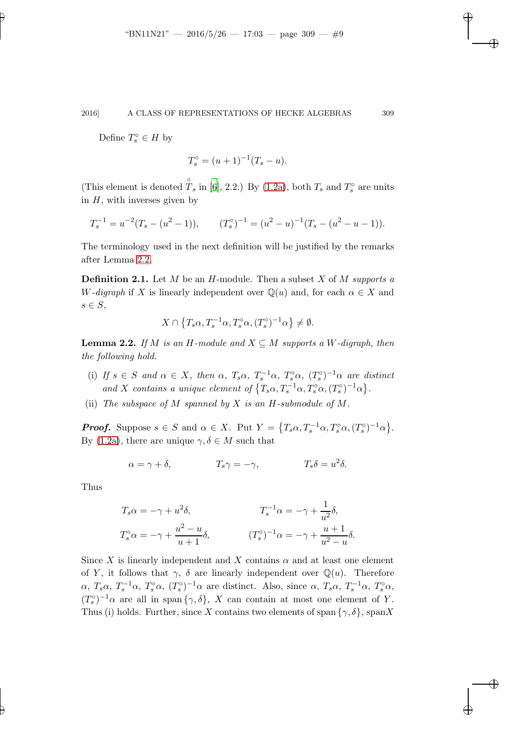Define $T_s^\circ \in H$ by

$$T_s^\circ = (u+1)^{-1}(T_s - u).$$

(This element is denoted $\overset{\circ}{T}_s$ in [6], 2.2.) By (1.2a), both $T_s$ and $T_s^\circ$ are units in $H$, with inverses given by

$$T_s^{-1} = u^{-2}(T_s - (u^2-1)), \qquad (T_s^\circ)^{-1} = (u^2-u)^{-1}(T_s - (u^2-u-1)).$$

The terminology used in the next definition will be justified by the remarks after Lemma 2.2.

**Definition 2.1.** Let $M$ be an $H$-module. Then a subset $X$ of $M$ *supports a $W$-digraph* if $X$ is linearly independent over $\mathbb{Q}(u)$ and, for each $\alpha \in X$ and $s \in S$,

$$X \cap \{T_s\alpha, T_s^{-1}\alpha, T_s^\circ\alpha, (T_s^\circ)^{-1}\alpha\} \neq \emptyset.$$

**Lemma 2.2.** *If $M$ is an $H$-module and $X \subseteq M$ supports a $W$-digraph, then the following hold.*

(i) *If $s \in S$ and $\alpha \in X$, then $\alpha$, $T_s\alpha$, $T_s^{-1}\alpha$, $T_s^\circ\alpha$, $(T_s^\circ)^{-1}\alpha$ are distinct and $X$ contains a unique element of $\{T_s\alpha, T_s^{-1}\alpha, T_s^\circ\alpha, (T_s^\circ)^{-1}\alpha\}$.*

(ii) *The subspace of $M$ spanned by $X$ is an $H$-submodule of $M$.*

***Proof.*** Suppose $s \in S$ and $\alpha \in X$. Put $Y = \{T_s\alpha, T_s^{-1}\alpha, T_s^\circ\alpha, (T_s^\circ)^{-1}\alpha\}$. By (1.2a), there are unique $\gamma, \delta \in M$ such that

$$\alpha = \gamma + \delta, \qquad T_s\gamma = -\gamma, \qquad T_s\delta = u^2\delta.$$

Thus

$$T_s\alpha = -\gamma + u^2\delta, \qquad T_s^{-1}\alpha = -\gamma + \frac{1}{u^2}\delta,$$

$$T_s^\circ\alpha = -\gamma + \frac{u^2-u}{u+1}\delta, \qquad (T_s^\circ)^{-1}\alpha = -\gamma + \frac{u+1}{u^2-u}\delta.$$

Since $X$ is linearly independent and $X$ contains $\alpha$ and at least one element of $Y$, it follows that $\gamma$, $\delta$ are linearly independent over $\mathbb{Q}(u)$. Therefore $\alpha$, $T_s\alpha$, $T_s^{-1}\alpha$, $T_s^\circ\alpha$, $(T_s^\circ)^{-1}\alpha$ are distinct. Also, since $\alpha$, $T_s\alpha$, $T_s^{-1}\alpha$, $T_s^\circ\alpha$, $(T_s^\circ)^{-1}\alpha$ are all in span$\{\gamma, \delta\}$, $X$ can contain at most one element of $Y$. Thus (i) holds. Further, since $X$ contains two elements of span$\{\gamma, \delta\}$, span$X$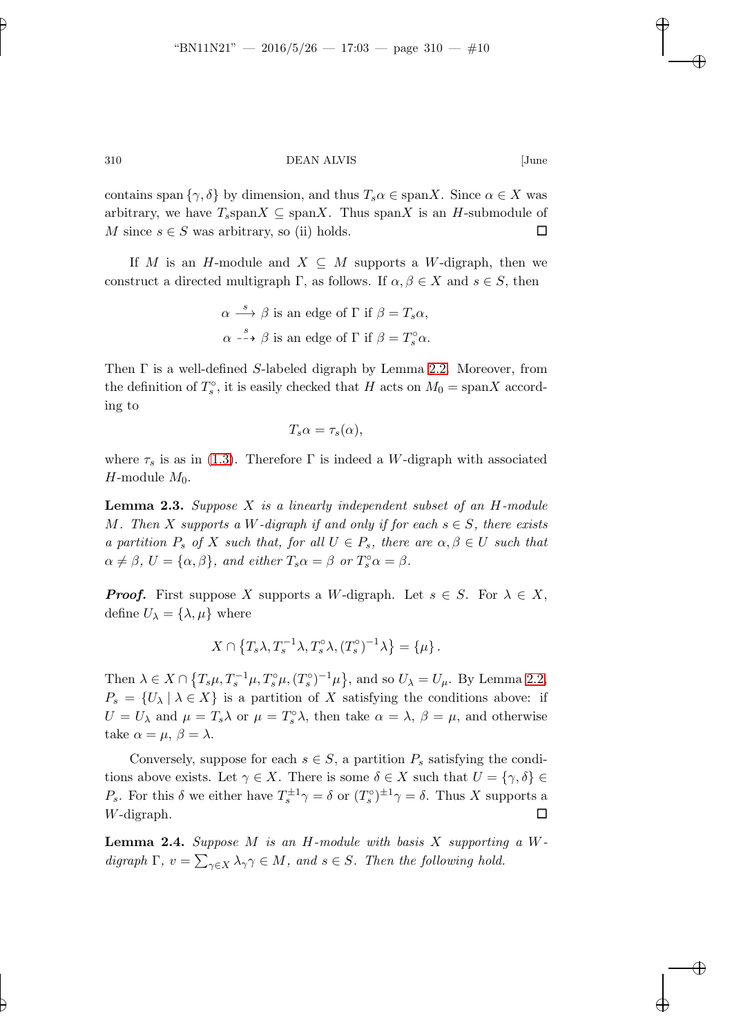contains span $\{\gamma, \delta\}$ by dimension, and thus $T_s\alpha \in \mathrm{span}X$. Since $\alpha \in X$ was arbitrary, we have $T_s \mathrm{span}X \subseteq \mathrm{span}X$. Thus $\mathrm{span}X$ is an $H$-submodule of $M$ since $s \in S$ was arbitrary, so (ii) holds. $\square$

If $M$ is an $H$-module and $X \subseteq M$ supports a $W$-digraph, then we construct a directed multigraph $\Gamma$, as follows. If $\alpha, \beta \in X$ and $s \in S$, then

$$\alpha \xrightarrow{s} \beta \text{ is an edge of } \Gamma \text{ if } \beta = T_s\alpha,$$
$$\alpha \overset{s}{\dashrightarrow} \beta \text{ is an edge of } \Gamma \text{ if } \beta = T_s^\circ\alpha.$$

Then $\Gamma$ is a well-defined $S$-labeled digraph by Lemma 2.2. Moreover, from the definition of $T_s^\circ$, it is easily checked that $H$ acts on $M_0 = \mathrm{span}X$ according to

$$T_s\alpha = \tau_s(\alpha),$$

where $\tau_s$ is as in (1.3). Therefore $\Gamma$ is indeed a $W$-digraph with associated $H$-module $M_0$.

**Lemma 2.3.** *Suppose $X$ is a linearly independent subset of an $H$-module $M$. Then $X$ supports a $W$-digraph if and only if for each $s \in S$, there exists a partition $P_s$ of $X$ such that, for all $U \in P_s$, there are $\alpha, \beta \in U$ such that $\alpha \neq \beta$, $U = \{\alpha, \beta\}$, and either $T_s\alpha = \beta$ or $T_s^\circ\alpha = \beta$.*

***Proof.*** First suppose $X$ supports a $W$-digraph. Let $s \in S$. For $\lambda \in X$, define $U_\lambda = \{\lambda, \mu\}$ where

$$X \cap \left\{T_s\lambda, T_s^{-1}\lambda, T_s^\circ\lambda, (T_s^\circ)^{-1}\lambda\right\} = \{\mu\}.$$

Then $\lambda \in X \cap \left\{T_s\mu, T_s^{-1}\mu, T_s^\circ\mu, (T_s^\circ)^{-1}\mu\right\}$, and so $U_\lambda = U_\mu$. By Lemma 2.2, $P_s = \{U_\lambda \mid \lambda \in X\}$ is a partition of $X$ satisfying the conditions above: if $U = U_\lambda$ and $\mu = T_s\lambda$ or $\mu = T_s^\circ\lambda$, then take $\alpha = \lambda$, $\beta = \mu$, and otherwise take $\alpha = \mu$, $\beta = \lambda$.

Conversely, suppose for each $s \in S$, a partition $P_s$ satisfying the conditions above exists. Let $\gamma \in X$. There is some $\delta \in X$ such that $U = \{\gamma, \delta\} \in P_s$. For this $\delta$ we either have $T_s^{\pm 1}\gamma = \delta$ or $(T_s^\circ)^{\pm 1}\gamma = \delta$. Thus $X$ supports a $W$-digraph. $\square$

**Lemma 2.4.** *Suppose $M$ is an $H$-module with basis $X$ supporting a $W$-digraph $\Gamma$, $v = \sum_{\gamma \in X} \lambda_\gamma \gamma \in M$, and $s \in S$. Then the following hold.*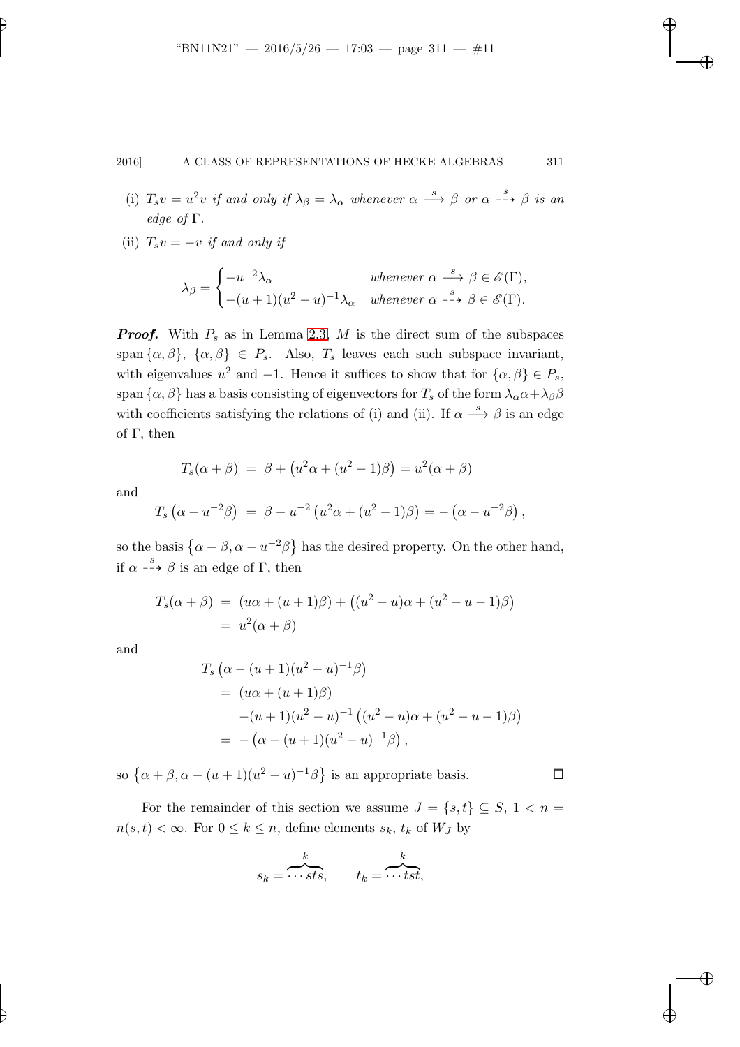(i) $T_s v = u^2 v$ *if and only if* $\lambda_\beta = \lambda_\alpha$ *whenever* $\alpha \xrightarrow{s} \beta$ *or* $\alpha \overset{s}{\dashrightarrow} \beta$ *is an edge of* $\Gamma$.

(ii) $T_s v = -v$ *if and only if*

$$\lambda_\beta = \begin{cases} -u^{-2}\lambda_\alpha & \text{whenever } \alpha \xrightarrow{s} \beta \in \mathscr{E}(\Gamma), \\ -(u+1)(u^2-u)^{-1}\lambda_\alpha & \text{whenever } \alpha \overset{s}{\dashrightarrow} \beta \in \mathscr{E}(\Gamma). \end{cases}$$

***Proof.*** With $P_s$ as in Lemma 2.3, $M$ is the direct sum of the subspaces $\operatorname{span}\{\alpha, \beta\}$, $\{\alpha, \beta\} \in P_s$. Also, $T_s$ leaves each such subspace invariant, with eigenvalues $u^2$ and $-1$. Hence it suffices to show that for $\{\alpha, \beta\} \in P_s$, $\operatorname{span}\{\alpha, \beta\}$ has a basis consisting of eigenvectors for $T_s$ of the form $\lambda_\alpha \alpha + \lambda_\beta \beta$ with coefficients satisfying the relations of (i) and (ii). If $\alpha \xrightarrow{s} \beta$ is an edge of $\Gamma$, then

$$T_s(\alpha + \beta) = \beta + \left(u^2\alpha + (u^2-1)\beta\right) = u^2(\alpha + \beta)$$

and

$$T_s\left(\alpha - u^{-2}\beta\right) = \beta - u^{-2}\left(u^2\alpha + (u^2-1)\beta\right) = -\left(\alpha - u^{-2}\beta\right),$$

so the basis $\left\{\alpha + \beta, \alpha - u^{-2}\beta\right\}$ has the desired property. On the other hand, if $\alpha \overset{s}{\dashrightarrow} \beta$ is an edge of $\Gamma$, then

$$\begin{aligned} T_s(\alpha + \beta) &= (u\alpha + (u+1)\beta) + \left((u^2-u)\alpha + (u^2-u-1)\beta\right) \\ &= u^2(\alpha + \beta) \end{aligned}$$

and

$$\begin{aligned} & T_s\left(\alpha - (u+1)(u^2-u)^{-1}\beta\right) \\ &= (u\alpha + (u+1)\beta) \\ &\quad -(u+1)(u^2-u)^{-1}\left((u^2-u)\alpha + (u^2-u-1)\beta\right) \\ &= -\left(\alpha - (u+1)(u^2-u)^{-1}\beta\right), \end{aligned}$$

so $\left\{\alpha + \beta, \alpha - (u+1)(u^2-u)^{-1}\beta\right\}$ is an appropriate basis. $\square$

For the remainder of this section we assume $J = \{s, t\} \subseteq S$, $1 < n = n(s,t) < \infty$. For $0 \le k \le n$, define elements $s_k$, $t_k$ of $W_J$ by

$$s_k = \overbrace{\cdots sts}^{k}, \qquad t_k = \overbrace{\cdots tst}^{k},$$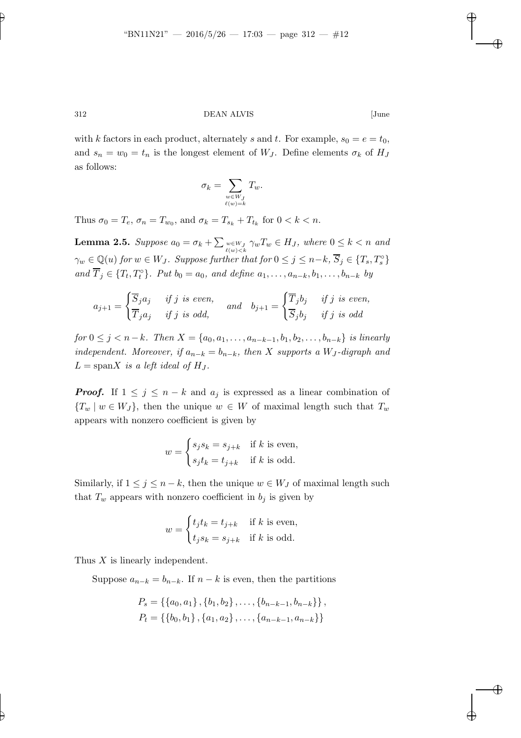with $k$ factors in each product, alternately $s$ and $t$. For example, $s_0 = e = t_0$, and $s_n = w_0 = t_n$ is the longest element of $W_J$. Define elements $\sigma_k$ of $H_J$ as follows:

$$\sigma_k = \sum_{\substack{w \in W_J \\ \ell(w)=k}} T_w.$$

Thus $\sigma_0 = T_e$, $\sigma_n = T_{w_0}$, and $\sigma_k = T_{s_k} + T_{t_k}$ for $0 < k < n$.

**Lemma 2.5.** *Suppose $a_0 = \sigma_k + \sum_{\substack{w \in W_J \\ \ell(w)<k}} \gamma_w T_w \in H_J$, where $0 \le k < n$ and $\gamma_w \in \mathbb{Q}(u)$ for $w \in W_J$. Suppose further that for $0 \le j \le n-k$, $\overline{S}_j \in \{T_s, T_s^\circ\}$ and $\overline{T}_j \in \{T_t, T_t^\circ\}$. Put $b_0 = a_0$, and define $a_1, \ldots, a_{n-k}, b_1, \ldots, b_{n-k}$ by*

$$a_{j+1} = \begin{cases} \overline{S}_j a_j & \text{if } j \text{ is even,} \\ \overline{T}_j a_j & \text{if } j \text{ is odd,} \end{cases} \quad \text{and} \quad b_{j+1} = \begin{cases} \overline{T}_j b_j & \text{if } j \text{ is even,} \\ \overline{S}_j b_j & \text{if } j \text{ is odd} \end{cases}$$

*for $0 \le j < n-k$. Then $X = \{a_0, a_1, \ldots, a_{n-k-1}, b_1, b_2, \ldots, b_{n-k}\}$ is linearly independent. Moreover, if $a_{n-k} = b_{n-k}$, then $X$ supports a $W_J$-digraph and $L = \operatorname{span} X$ is a left ideal of $H_J$.*

***Proof.*** If $1 \le j \le n-k$ and $a_j$ is expressed as a linear combination of $\{T_w \mid w \in W_J\}$, then the unique $w \in W$ of maximal length such that $T_w$ appears with nonzero coefficient is given by

$$w = \begin{cases} s_j s_k = s_{j+k} & \text{if } k \text{ is even,} \\ s_j t_k = t_{j+k} & \text{if } k \text{ is odd.} \end{cases}$$

Similarly, if $1 \le j \le n-k$, then the unique $w \in W_J$ of maximal length such that $T_w$ appears with nonzero coefficient in $b_j$ is given by

$$w = \begin{cases} t_j t_k = t_{j+k} & \text{if } k \text{ is even,} \\ t_j s_k = s_{j+k} & \text{if } k \text{ is odd.} \end{cases}$$

Thus $X$ is linearly independent.

Suppose $a_{n-k} = b_{n-k}$. If $n-k$ is even, then the partitions

$$P_s = \{\{a_0, a_1\}, \{b_1, b_2\}, \ldots, \{b_{n-k-1}, b_{n-k}\}\},$$
$$P_t = \{\{b_0, b_1\}, \{a_1, a_2\}, \ldots, \{a_{n-k-1}, a_{n-k}\}\}$$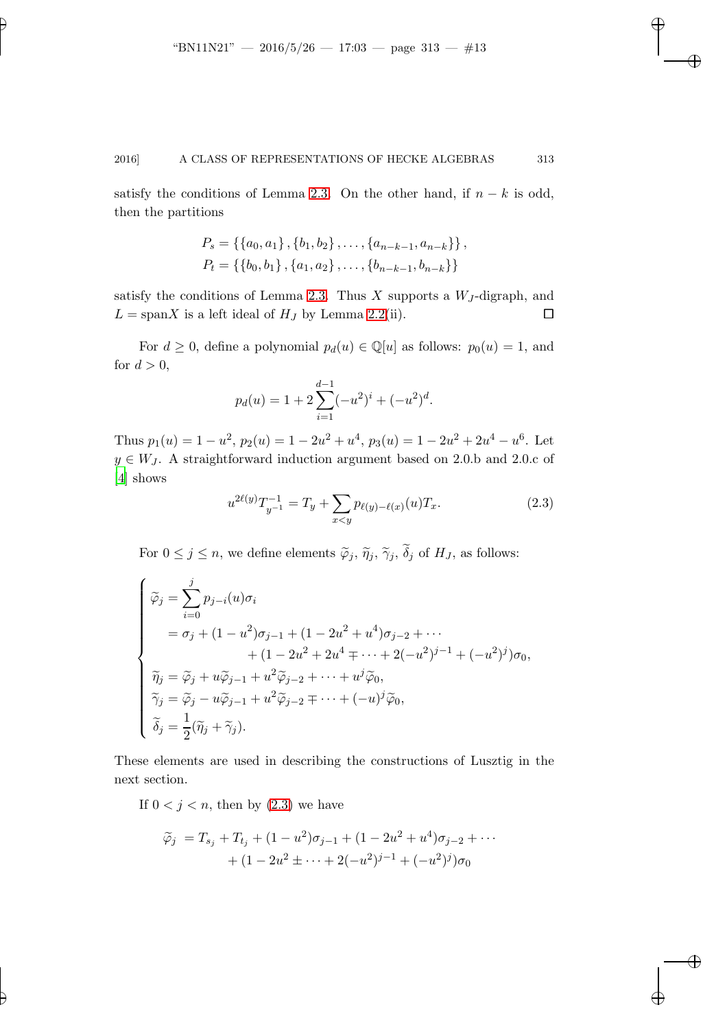satisfy the conditions of Lemma 2.3. On the other hand, if $n-k$ is odd, then the partitions

$$P_s = \{\{a_0, a_1\}, \{b_1, b_2\}, \ldots, \{a_{n-k-1}, a_{n-k}\}\},$$
$$P_t = \{\{b_0, b_1\}, \{a_1, a_2\}, \ldots, \{b_{n-k-1}, b_{n-k}\}\}$$

satisfy the conditions of Lemma 2.3. Thus $X$ supports a $W_J$-digraph, and $L = \text{span}X$ is a left ideal of $H_J$ by Lemma 2.2(ii). $\square$

For $d \geq 0$, define a polynomial $p_d(u) \in \mathbb{Q}[u]$ as follows: $p_0(u) = 1$, and for $d > 0$,

$$p_d(u) = 1 + 2\sum_{i=1}^{d-1}(-u^2)^i + (-u^2)^d.$$

Thus $p_1(u) = 1 - u^2$, $p_2(u) = 1 - 2u^2 + u^4$, $p_3(u) = 1 - 2u^2 + 2u^4 - u^6$. Let $y \in W_J$. A straightforward induction argument based on 2.0.b and 2.0.c of [4] shows

$$u^{2\ell(y)} T_{y^{-1}}^{-1} = T_y + \sum_{x<y} p_{\ell(y)-\ell(x)}(u) T_x. \tag{2.3}$$

For $0 \leq j \leq n$, we define elements $\widetilde{\varphi}_j$, $\widetilde{\eta}_j$, $\widetilde{\gamma}_j$, $\widetilde{\delta}_j$ of $H_J$, as follows:

$$\begin{cases} \widetilde{\varphi}_j = \displaystyle\sum_{i=0}^{j} p_{j-i}(u)\sigma_i \\ \quad\;\; = \sigma_j + (1-u^2)\sigma_{j-1} + (1-2u^2+u^4)\sigma_{j-2} + \cdots \\ \qquad\qquad + (1-2u^2+2u^4 \mp \cdots + 2(-u^2)^{j-1} + (-u^2)^j)\sigma_0, \\ \widetilde{\eta}_j = \widetilde{\varphi}_j + u\widetilde{\varphi}_{j-1} + u^2\widetilde{\varphi}_{j-2} + \cdots + u^j\widetilde{\varphi}_0, \\ \widetilde{\gamma}_j = \widetilde{\varphi}_j - u\widetilde{\varphi}_{j-1} + u^2\widetilde{\varphi}_{j-2} \mp \cdots + (-u)^j\widetilde{\varphi}_0, \\ \widetilde{\delta}_j = \dfrac{1}{2}(\widetilde{\eta}_j + \widetilde{\gamma}_j). \end{cases}$$

These elements are used in describing the constructions of Lusztig in the next section.

If $0 < j < n$, then by (2.3) we have

$$\begin{aligned} \widetilde{\varphi}_j &= T_{s_j} + T_{t_j} + (1-u^2)\sigma_{j-1} + (1-2u^2+u^4)\sigma_{j-2} + \cdots \\ &\quad + (1-2u^2 \pm \cdots + 2(-u^2)^{j-1} + (-u^2)^j)\sigma_0 \end{aligned}$$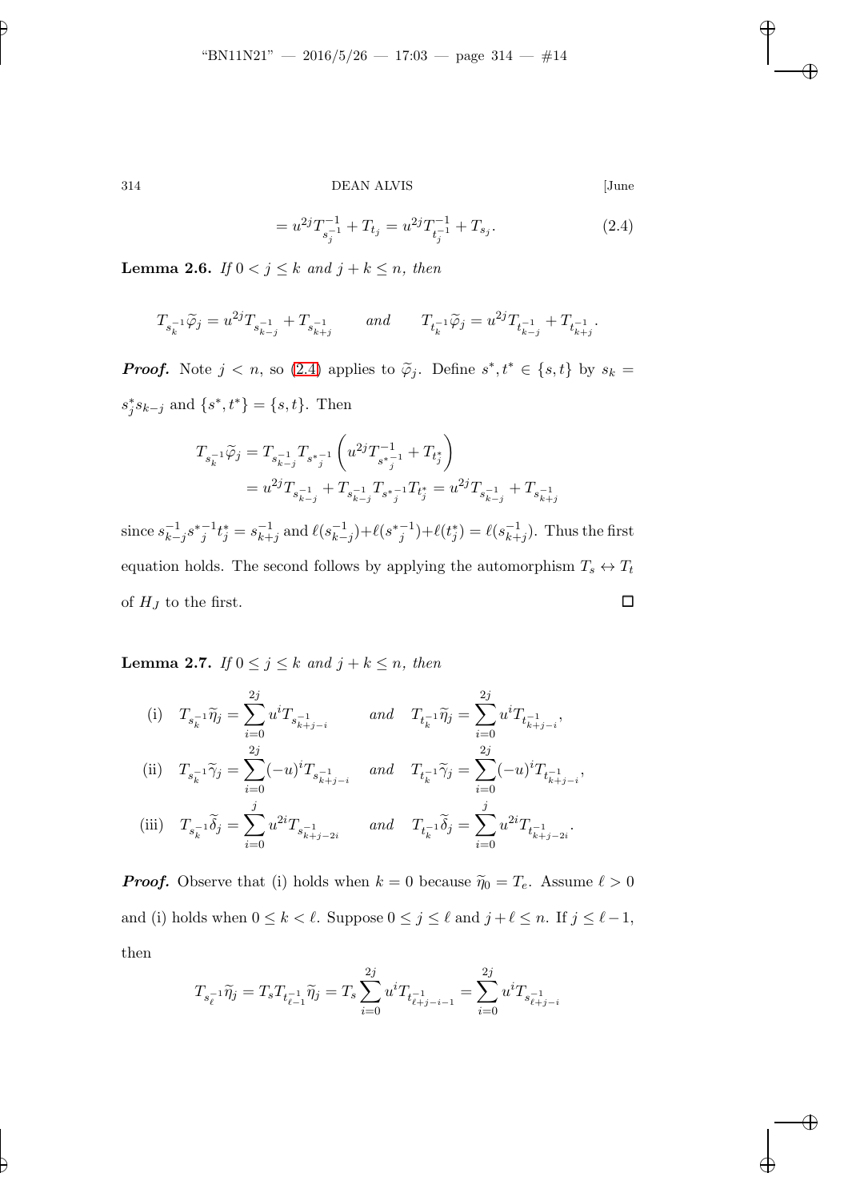$$= u^{2j} T^{-1}_{s_j^{-1}} + T_{t_j} = u^{2j} T^{-1}_{t_j^{-1}} + T_{s_j}. \tag{2.4}$$

**Lemma 2.6.** *If $0 < j \le k$ and $j + k \le n$, then*

$$T_{s_k^{-1}} \widetilde{\varphi}_j = u^{2j} T_{s^{-1}_{k-j}} + T_{s^{-1}_{k+j}} \qquad \textit{and} \qquad T_{t_k^{-1}} \widetilde{\varphi}_j = u^{2j} T_{t^{-1}_{k-j}} + T_{t^{-1}_{k+j}}.$$

***Proof.*** Note $j < n$, so (2.4) applies to $\widetilde{\varphi}_j$. Define $s^*, t^* \in \{s, t\}$ by $s_k = s^*_j s_{k-j}$ and $\{s^*, t^*\} = \{s, t\}$. Then

$$\begin{aligned}
T_{s_k^{-1}} \widetilde{\varphi}_j &= T_{s^{-1}_{k-j}} T_{{s^*}_j^{-1}} \left( u^{2j} T^{-1}_{{s^*}_j^{-1}} + T_{t^*_j} \right) \\
&= u^{2j} T_{s^{-1}_{k-j}} + T_{s^{-1}_{k-j}} T_{{s^*}_j^{-1}} T_{t^*_j} = u^{2j} T_{s^{-1}_{k-j}} + T_{s^{-1}_{k+j}}
\end{aligned}$$

since $s^{-1}_{k-j} {s^*}_j^{-1} t^*_j = s^{-1}_{k+j}$ and $\ell(s^{-1}_{k-j}) + \ell({s^*}_j^{-1}) + \ell(t^*_j) = \ell(s^{-1}_{k+j})$. Thus the first equation holds. The second follows by applying the automorphism $T_s \leftrightarrow T_t$ of $H_J$ to the first. $\square$

**Lemma 2.7.** *If $0 \le j \le k$ and $j + k \le n$, then*

(i) $\displaystyle T_{s_k^{-1}} \widetilde{\eta}_j = \sum_{i=0}^{2j} u^i T_{s^{-1}_{k+j-i}}$ *and* $\displaystyle T_{t_k^{-1}} \widetilde{\eta}_j = \sum_{i=0}^{2j} u^i T_{t^{-1}_{k+j-i}}$,

(ii) $\displaystyle T_{s_k^{-1}} \widetilde{\gamma}_j = \sum_{i=0}^{2j} (-u)^i T_{s^{-1}_{k+j-i}}$ *and* $\displaystyle T_{t_k^{-1}} \widetilde{\gamma}_j = \sum_{i=0}^{2j} (-u)^i T_{t^{-1}_{k+j-i}}$,

(iii) $\displaystyle T_{s_k^{-1}} \widetilde{\delta}_j = \sum_{i=0}^{j} u^{2i} T_{s^{-1}_{k+j-2i}}$ *and* $\displaystyle T_{t_k^{-1}} \widetilde{\delta}_j = \sum_{i=0}^{j} u^{2i} T_{t^{-1}_{k+j-2i}}$.

***Proof.*** Observe that (i) holds when $k = 0$ because $\widetilde{\eta}_0 = T_e$. Assume $\ell > 0$ and (i) holds when $0 \le k < \ell$. Suppose $0 \le j \le \ell$ and $j + \ell \le n$. If $j \le \ell - 1$, then

$$T_{s_\ell^{-1}} \widetilde{\eta}_j = T_s T_{t^{-1}_{\ell-1}} \widetilde{\eta}_j = T_s \sum_{i=0}^{2j} u^i T_{t^{-1}_{\ell+j-i-1}} = \sum_{i=0}^{2j} u^i T_{s^{-1}_{\ell+j-i}}$$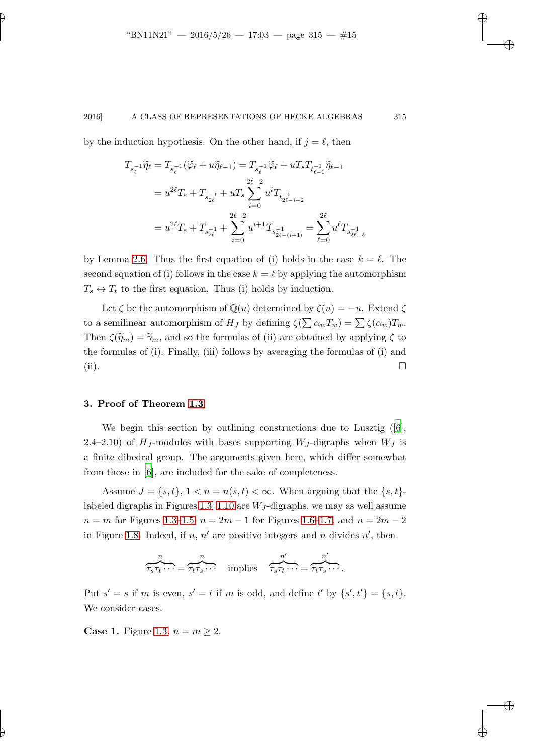by the induction hypothesis. On the other hand, if $j = \ell$, then

$$
\begin{aligned}
T_{s_\ell^{-1}} \widetilde{\eta}_\ell &= T_{s_\ell^{-1}}(\widetilde{\varphi}_\ell + u\widetilde{\eta}_{\ell-1}) = T_{s_\ell^{-1}} \widetilde{\varphi}_\ell + uT_s T_{t_{\ell-1}^{-1}} \widetilde{\eta}_{\ell-1} \\
&= u^{2\ell} T_e + T_{s_{2\ell}^{-1}} + uT_s \sum_{i=0}^{2\ell-2} u^i T_{t_{2\ell-i-2}^{-1}} \\
&= u^{2\ell} T_e + T_{s_{2\ell}^{-1}} + \sum_{i=0}^{2\ell-2} u^{i+1} T_{s_{2\ell-(i+1)}^{-1}} = \sum_{\ell=0}^{2\ell} u^\ell T_{s_{2\ell-\ell}^{-1}}
\end{aligned}
$$

by Lemma 2.6. Thus the first equation of (i) holds in the case $k = \ell$. The second equation of (i) follows in the case $k = \ell$ by applying the automorphism $T_s \leftrightarrow T_t$ to the first equation. Thus (i) holds by induction.

Let $\zeta$ be the automorphism of $\mathbb{Q}(u)$ determined by $\zeta(u) = -u$. Extend $\zeta$ to a semilinear automorphism of $H_J$ by defining $\zeta(\sum \alpha_w T_w) = \sum \zeta(\alpha_w) T_w$. Then $\zeta(\widetilde{\eta}_m) = \widetilde{\gamma}_m$, and so the formulas of (ii) are obtained by applying $\zeta$ to the formulas of (i). Finally, (iii) follows by averaging the formulas of (i) and (ii). $\square$

## 3. Proof of Theorem 1.3

We begin this section by outlining constructions due to Lusztig ([6], 2.4–2.10) of $H_J$-modules with bases supporting $W_J$-digraphs when $W_J$ is a finite dihedral group. The arguments given here, which differ somewhat from those in [6], are included for the sake of completeness.

Assume $J = \{s, t\}$, $1 < n = n(s, t) < \infty$. When arguing that the $\{s, t\}$-labeled digraphs in Figures 1.3–1.10 are $W_J$-digraphs, we may as well assume $n = m$ for Figures 1.3–1.5, $n = 2m - 1$ for Figures 1.6–1.7, and $n = 2m - 2$ in Figure 1.8. Indeed, if $n$, $n'$ are positive integers and $n$ divides $n'$, then

$$
\overbrace{\tau_s \tau_t \cdots}^{n} = \overbrace{\tau_t \tau_s \cdots}^{n} \quad \text{implies} \quad \overbrace{\tau_s \tau_t \cdots}^{n'} = \overbrace{\tau_t \tau_s \cdots}^{n'}.
$$

Put $s' = s$ if $m$ is even, $s' = t$ if $m$ is odd, and define $t'$ by $\{s', t'\} = \{s, t\}$. We consider cases.

**Case 1.** Figure 1.3, $n = m \geq 2$.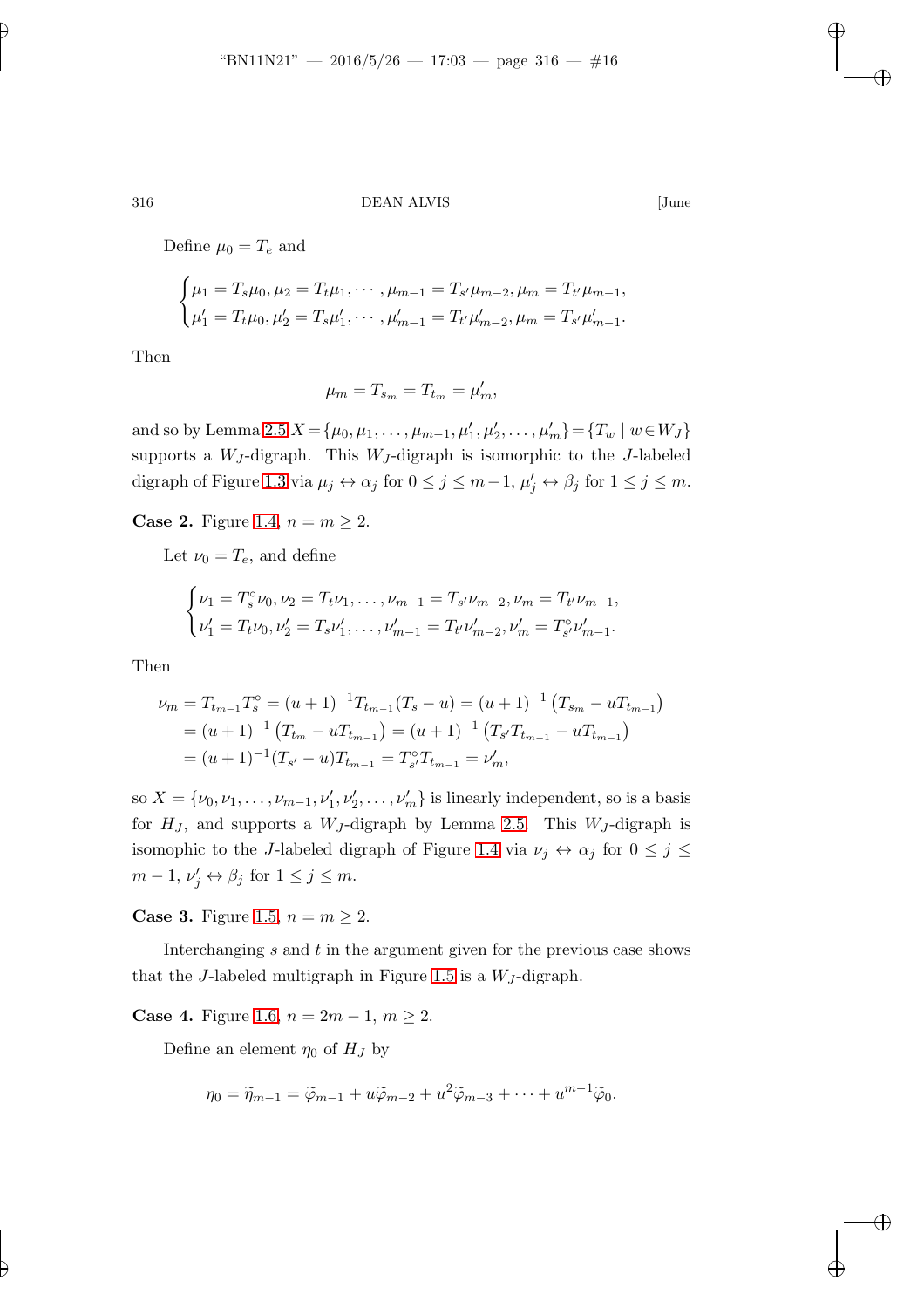Define $\mu_0 = T_e$ and

$$\begin{cases} \mu_1 = T_s\mu_0, \mu_2 = T_t\mu_1, \cdots, \mu_{m-1} = T_{s'}\mu_{m-2}, \mu_m = T_{t'}\mu_{m-1}, \\ \mu'_1 = T_t\mu_0, \mu'_2 = T_s\mu'_1, \cdots, \mu'_{m-1} = T_{t'}\mu'_{m-2}, \mu_m = T_{s'}\mu'_{m-1}. \end{cases}$$

Then

$$\mu_m = T_{s_m} = T_{t_m} = \mu'_m,$$

and so by Lemma 2.5 $X = \{\mu_0, \mu_1, \ldots, \mu_{m-1}, \mu'_1, \mu'_2, \ldots, \mu'_m\} = \{T_w \mid w \in W_J\}$ supports a $W_J$-digraph. This $W_J$-digraph is isomorphic to the $J$-labeled digraph of Figure 1.3 via $\mu_j \leftrightarrow \alpha_j$ for $0 \leq j \leq m-1$, $\mu'_j \leftrightarrow \beta_j$ for $1 \leq j \leq m$.

**Case 2.** Figure 1.4, $n = m \geq 2$.

Let $\nu_0 = T_e$, and define

$$\begin{cases} \nu_1 = T_s^\circ\nu_0, \nu_2 = T_t\nu_1, \ldots, \nu_{m-1} = T_{s'}\nu_{m-2}, \nu_m = T_{t'}\nu_{m-1}, \\ \nu'_1 = T_t\nu_0, \nu'_2 = T_s\nu'_1, \ldots, \nu'_{m-1} = T_{t'}\nu'_{m-2}, \nu'_m = T_{s'}^\circ\nu'_{m-1}. \end{cases}$$

Then

$$\begin{aligned} \nu_m &= T_{t_{m-1}}T_s^\circ = (u+1)^{-1}T_{t_{m-1}}(T_s - u) = (u+1)^{-1}\left(T_{s_m} - uT_{t_{m-1}}\right) \\ &= (u+1)^{-1}\left(T_{t_m} - uT_{t_{m-1}}\right) = (u+1)^{-1}\left(T_{s'}T_{t_{m-1}} - uT_{t_{m-1}}\right) \\ &= (u+1)^{-1}(T_{s'} - u)T_{t_{m-1}} = T_{s'}^\circ T_{t_{m-1}} = \nu'_m, \end{aligned}$$

so $X = \{\nu_0, \nu_1, \ldots, \nu_{m-1}, \nu'_1, \nu'_2, \ldots, \nu'_m\}$ is linearly independent, so is a basis for $H_J$, and supports a $W_J$-digraph by Lemma 2.5. This $W_J$-digraph is isomophic to the $J$-labeled digraph of Figure 1.4 via $\nu_j \leftrightarrow \alpha_j$ for $0 \leq j \leq m-1$, $\nu'_j \leftrightarrow \beta_j$ for $1 \leq j \leq m$.

**Case 3.** Figure 1.5, $n = m \geq 2$.

Interchanging $s$ and $t$ in the argument given for the previous case shows that the $J$-labeled multigraph in Figure 1.5 is a $W_J$-digraph.

**Case 4.** Figure 1.6, $n = 2m-1$, $m \geq 2$.

Define an element $\eta_0$ of $H_J$ by

$$\eta_0 = \widetilde{\eta}_{m-1} = \widetilde{\varphi}_{m-1} + u\widetilde{\varphi}_{m-2} + u^2\widetilde{\varphi}_{m-3} + \cdots + u^{m-1}\widetilde{\varphi}_0.$$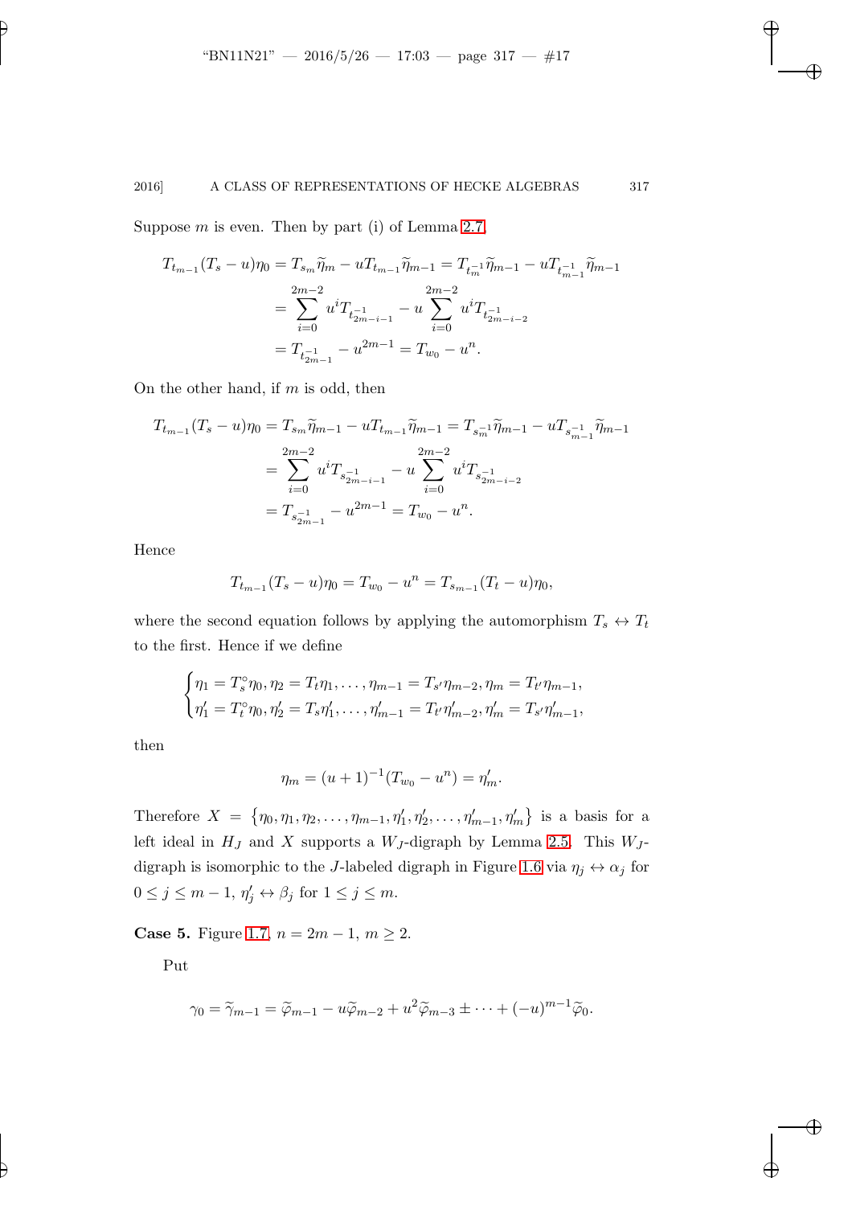Suppose $m$ is even. Then by part (i) of Lemma 2.7,

$$
\begin{aligned}
T_{t_{m-1}}(T_s - u)\eta_0 &= T_{s_m}\widetilde{\eta}_m - uT_{t_{m-1}}\widetilde{\eta}_{m-1} = T_{t_m^{-1}}\widetilde{\eta}_{m-1} - uT_{t_{m-1}^{-1}}\widetilde{\eta}_{m-1} \\
&= \sum_{i=0}^{2m-2} u^i T_{t_{2m-i-1}^{-1}} - u\sum_{i=0}^{2m-2} u^i T_{t_{2m-i-2}^{-1}} \\
&= T_{t_{2m-1}^{-1}} - u^{2m-1} = T_{w_0} - u^n.
\end{aligned}
$$

On the other hand, if $m$ is odd, then

$$
\begin{aligned}
T_{t_{m-1}}(T_s - u)\eta_0 &= T_{s_m}\widetilde{\eta}_{m-1} - uT_{t_{m-1}}\widetilde{\eta}_{m-1} = T_{s_m^{-1}}\widetilde{\eta}_{m-1} - uT_{s_{m-1}^{-1}}\widetilde{\eta}_{m-1} \\
&= \sum_{i=0}^{2m-2} u^i T_{s_{2m-i-1}^{-1}} - u\sum_{i=0}^{2m-2} u^i T_{s_{2m-i-2}^{-1}} \\
&= T_{s_{2m-1}^{-1}} - u^{2m-1} = T_{w_0} - u^n.
\end{aligned}
$$

Hence

$$
T_{t_{m-1}}(T_s - u)\eta_0 = T_{w_0} - u^n = T_{s_{m-1}}(T_t - u)\eta_0,
$$

where the second equation follows by applying the automorphism $T_s \leftrightarrow T_t$ to the first. Hence if we define

$$
\begin{cases}
\eta_1 = T_s^{\circ}\eta_0, \eta_2 = T_t\eta_1, \ldots, \eta_{m-1} = T_{s'}\eta_{m-2}, \eta_m = T_{t'}\eta_{m-1}, \\
\eta_1' = T_t^{\circ}\eta_0, \eta_2' = T_s\eta_1', \ldots, \eta_{m-1}' = T_{t'}\eta_{m-2}', \eta_m' = T_{s'}\eta_{m-1}',
\end{cases}
$$

then

$$
\eta_m = (u+1)^{-1}(T_{w_0} - u^n) = \eta_m'.
$$

Therefore $X = \{\eta_0, \eta_1, \eta_2, \ldots, \eta_{m-1}, \eta_1', \eta_2', \ldots, \eta_{m-1}', \eta_m'\}$ is a basis for a left ideal in $H_J$ and $X$ supports a $W_J$-digraph by Lemma 2.5. This $W_J$-digraph is isomorphic to the $J$-labeled digraph in Figure 1.6 via $\eta_j \leftrightarrow \alpha_j$ for $0 \le j \le m-1$, $\eta_j' \leftrightarrow \beta_j$ for $1 \le j \le m$.

**Case 5.** Figure 1.7, $n = 2m-1$, $m \ge 2$.

Put

$$
\gamma_0 = \widetilde{\gamma}_{m-1} = \widetilde{\varphi}_{m-1} - u\widetilde{\varphi}_{m-2} + u^2\widetilde{\varphi}_{m-3} \pm \cdots + (-u)^{m-1}\widetilde{\varphi}_0.
$$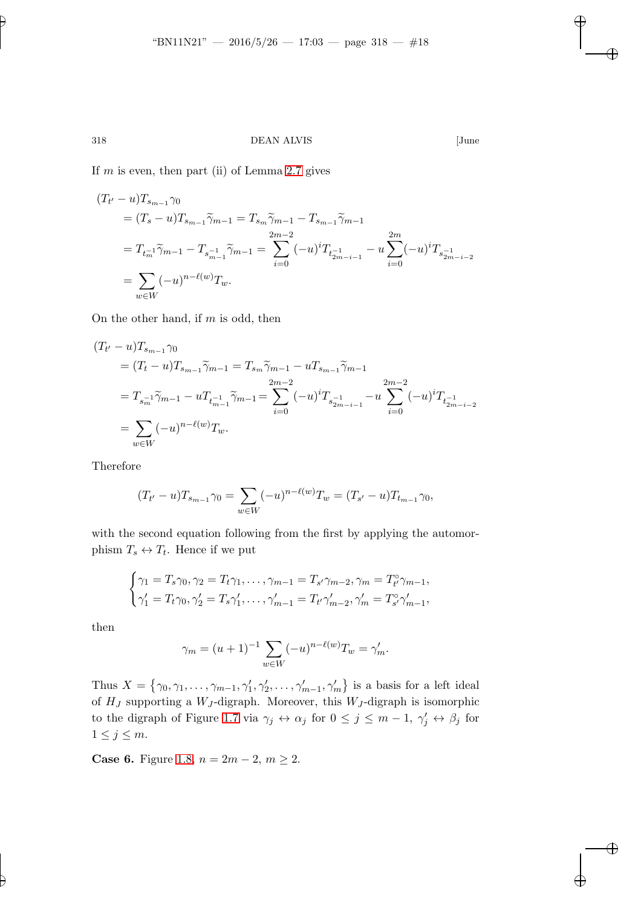If $m$ is even, then part (ii) of Lemma 2.7 gives

$$
\begin{aligned}
&(T_{t'} - u)T_{s_{m-1}}\gamma_0 \\
&\quad = (T_s - u)T_{s_{m-1}}\widetilde{\gamma}_{m-1} = T_{s_m}\widetilde{\gamma}_{m-1} - T_{s_{m-1}}\widetilde{\gamma}_{m-1} \\
&\quad = T_{t_m^{-1}}\widetilde{\gamma}_{m-1} - T_{s_{m-1}^{-1}}\widetilde{\gamma}_{m-1} = \sum_{i=0}^{2m-2}(-u)^i T_{t^{-1}_{2m-i-1}} - u\sum_{i=0}^{2m}(-u)^i T_{s^{-1}_{2m-i-2}} \\
&\quad = \sum_{w\in W}(-u)^{n-\ell(w)}T_w.
\end{aligned}
$$

On the other hand, if $m$ is odd, then

$$
\begin{aligned}
&(T_{t'} - u)T_{s_{m-1}}\gamma_0 \\
&\quad = (T_t - u)T_{s_{m-1}}\widetilde{\gamma}_{m-1} = T_{s_m}\widetilde{\gamma}_{m-1} - uT_{s_{m-1}}\widetilde{\gamma}_{m-1} \\
&\quad = T_{s_m^{-1}}\widetilde{\gamma}_{m-1} - uT_{t_{m-1}^{-1}}\widetilde{\gamma}_{m-1} = \sum_{i=0}^{2m-2}(-u)^i T_{s^{-1}_{2m-i-1}} - u\sum_{i=0}^{2m-2}(-u)^i T_{t^{-1}_{2m-i-2}} \\
&\quad = \sum_{w\in W}(-u)^{n-\ell(w)}T_w.
\end{aligned}
$$

Therefore

$$
(T_{t'} - u)T_{s_{m-1}}\gamma_0 = \sum_{w\in W}(-u)^{n-\ell(w)}T_w = (T_{s'} - u)T_{t_{m-1}}\gamma_0,
$$

with the second equation following from the first by applying the automorphism $T_s \leftrightarrow T_t$. Hence if we put

$$
\begin{cases}
\gamma_1 = T_s\gamma_0, \gamma_2 = T_t\gamma_1, \ldots, \gamma_{m-1} = T_{s'}\gamma_{m-2}, \gamma_m = T^\circ_{t'}\gamma_{m-1}, \\
\gamma'_1 = T_t\gamma_0, \gamma'_2 = T_s\gamma'_1, \ldots, \gamma'_{m-1} = T_{t'}\gamma'_{m-2}, \gamma'_m = T^\circ_{s'}\gamma'_{m-1},
\end{cases}
$$

then

$$
\gamma_m = (u+1)^{-1}\sum_{w\in W}(-u)^{n-\ell(w)}T_w = \gamma'_m.
$$

Thus $X = \{\gamma_0, \gamma_1, \ldots, \gamma_{m-1}, \gamma'_1, \gamma'_2, \ldots, \gamma'_{m-1}, \gamma'_m\}$ is a basis for a left ideal of $H_J$ supporting a $W_J$-digraph. Moreover, this $W_J$-digraph is isomorphic to the digraph of Figure 1.7 via $\gamma_j \leftrightarrow \alpha_j$ for $0 \le j \le m-1$, $\gamma'_j \leftrightarrow \beta_j$ for $1 \le j \le m$.

**Case 6.** Figure 1.8, $n = 2m-2$, $m \ge 2$.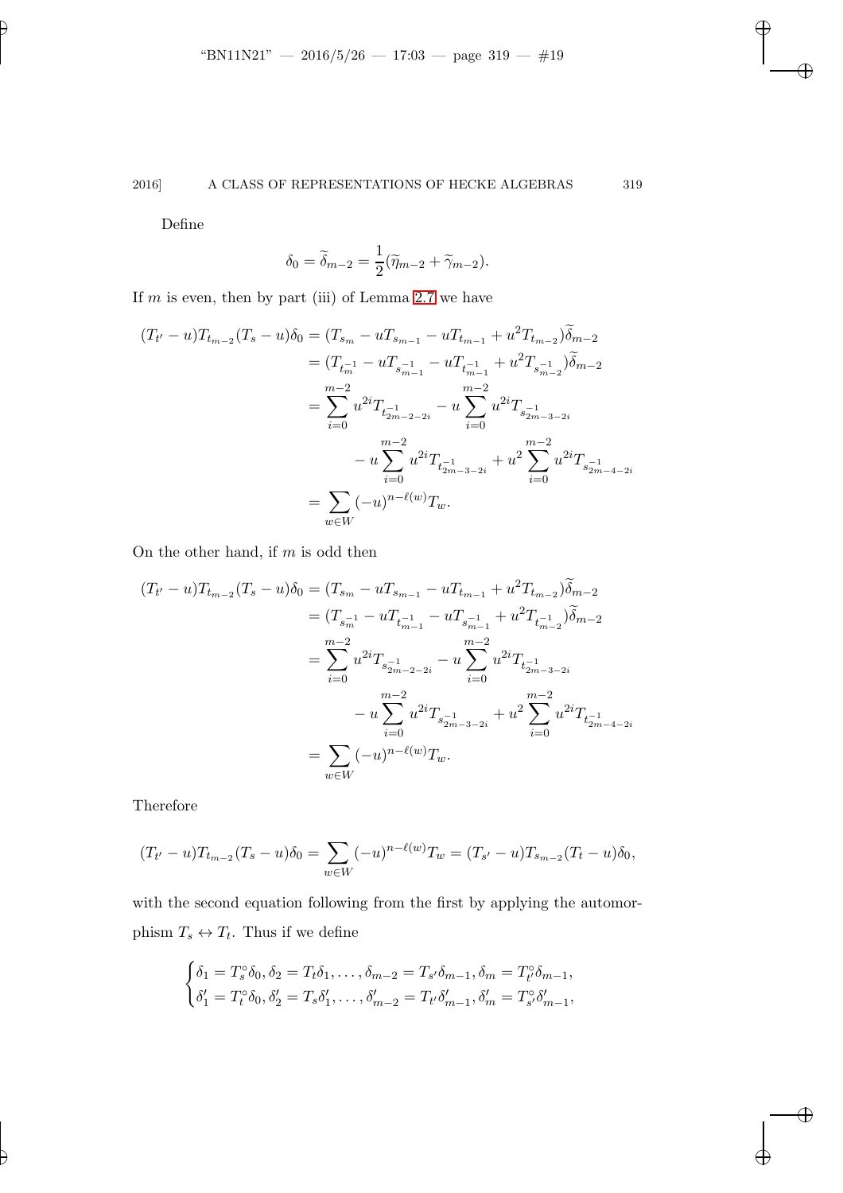Define

$$\delta_0 = \widetilde{\delta}_{m-2} = \frac{1}{2}(\widetilde{\eta}_{m-2} + \widetilde{\gamma}_{m-2}).$$

If $m$ is even, then by part (iii) of Lemma 2.7 we have

$$\begin{aligned}
(T_{t'} - u)T_{t_{m-2}}(T_s - u)\delta_0 &= (T_{s_m} - uT_{s_{m-1}} - uT_{t_{m-1}} + u^2 T_{t_{m-2}})\widetilde{\delta}_{m-2} \\
&= (T_{t_m^{-1}} - uT_{s_{m-1}^{-1}} - uT_{t_{m-1}^{-1}} + u^2 T_{s_{m-2}^{-1}})\widetilde{\delta}_{m-2} \\
&= \sum_{i=0}^{m-2} u^{2i} T_{t_{2m-2-2i}^{-1}} - u \sum_{i=0}^{m-2} u^{2i} T_{s_{2m-3-2i}^{-1}} \\
&\qquad - u \sum_{i=0}^{m-2} u^{2i} T_{t_{2m-3-2i}^{-1}} + u^2 \sum_{i=0}^{m-2} u^{2i} T_{s_{2m-4-2i}^{-1}} \\
&= \sum_{w \in W} (-u)^{n-\ell(w)} T_w.
\end{aligned}$$

On the other hand, if $m$ is odd then

$$\begin{aligned}
(T_{t'} - u)T_{t_{m-2}}(T_s - u)\delta_0 &= (T_{s_m} - uT_{s_{m-1}} - uT_{t_{m-1}} + u^2 T_{t_{m-2}})\widetilde{\delta}_{m-2} \\
&= (T_{s_m^{-1}} - uT_{t_{m-1}^{-1}} - uT_{s_{m-1}^{-1}} + u^2 T_{t_{m-2}^{-1}})\widetilde{\delta}_{m-2} \\
&= \sum_{i=0}^{m-2} u^{2i} T_{s_{2m-2-2i}^{-1}} - u \sum_{i=0}^{m-2} u^{2i} T_{t_{2m-3-2i}^{-1}} \\
&\qquad - u \sum_{i=0}^{m-2} u^{2i} T_{s_{2m-3-2i}^{-1}} + u^2 \sum_{i=0}^{m-2} u^{2i} T_{t_{2m-4-2i}^{-1}} \\
&= \sum_{w \in W} (-u)^{n-\ell(w)} T_w.
\end{aligned}$$

Therefore

$$(T_{t'} - u)T_{t_{m-2}}(T_s - u)\delta_0 = \sum_{w \in W} (-u)^{n-\ell(w)} T_w = (T_{s'} - u)T_{s_{m-2}}(T_t - u)\delta_0,$$

with the second equation following from the first by applying the automorphism $T_s \leftrightarrow T_t$. Thus if we define

$$\begin{cases} \delta_1 = T_s^\circ \delta_0, \delta_2 = T_t \delta_1, \ldots, \delta_{m-2} = T_{s'} \delta_{m-1}, \delta_m = T_{t'}^\circ \delta_{m-1}, \\ \delta'_1 = T_t^\circ \delta_0, \delta'_2 = T_s \delta'_1, \ldots, \delta'_{m-2} = T_{t'} \delta'_{m-1}, \delta'_m = T_{s'}^\circ \delta'_{m-1}, \end{cases}$$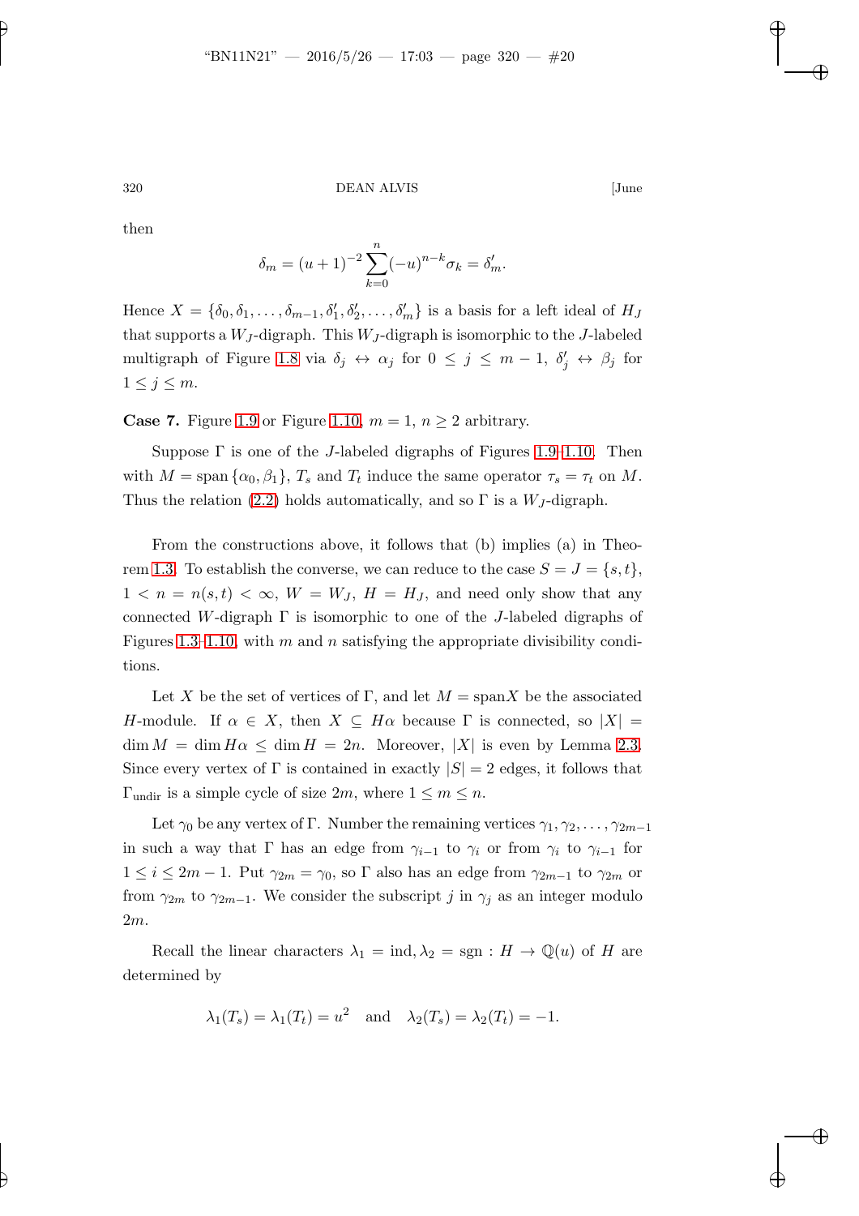then

$$\delta_m = (u+1)^{-2} \sum_{k=0}^{n} (-u)^{n-k} \sigma_k = \delta'_m.$$

Hence $X = \{\delta_0, \delta_1, \ldots, \delta_{m-1}, \delta'_1, \delta'_2, \ldots, \delta'_m\}$ is a basis for a left ideal of $H_J$ that supports a $W_J$-digraph. This $W_J$-digraph is isomorphic to the $J$-labeled multigraph of Figure 1.8 via $\delta_j \leftrightarrow \alpha_j$ for $0 \leq j \leq m-1$, $\delta'_j \leftrightarrow \beta_j$ for $1 \leq j \leq m$.

**Case 7.** Figure 1.9 or Figure 1.10, $m = 1$, $n \geq 2$ arbitrary.

Suppose $\Gamma$ is one of the $J$-labeled digraphs of Figures 1.9–1.10. Then with $M = \operatorname{span}\{\alpha_0, \beta_1\}$, $T_s$ and $T_t$ induce the same operator $\tau_s = \tau_t$ on $M$. Thus the relation (2.2) holds automatically, and so $\Gamma$ is a $W_J$-digraph.

From the constructions above, it follows that (b) implies (a) in Theorem 1.3. To establish the converse, we can reduce to the case $S = J = \{s, t\}$, $1 < n = n(s,t) < \infty$, $W = W_J$, $H = H_J$, and need only show that any connected $W$-digraph $\Gamma$ is isomorphic to one of the $J$-labeled digraphs of Figures 1.3–1.10, with $m$ and $n$ satisfying the appropriate divisibility conditions.

Let $X$ be the set of vertices of $\Gamma$, and let $M = \operatorname{span} X$ be the associated $H$-module. If $\alpha \in X$, then $X \subseteq H\alpha$ because $\Gamma$ is connected, so $|X| = \dim M = \dim H\alpha \leq \dim H = 2n$. Moreover, $|X|$ is even by Lemma 2.3. Since every vertex of $\Gamma$ is contained in exactly $|S| = 2$ edges, it follows that $\Gamma_{\text{undir}}$ is a simple cycle of size $2m$, where $1 \leq m \leq n$.

Let $\gamma_0$ be any vertex of $\Gamma$. Number the remaining vertices $\gamma_1, \gamma_2, \ldots, \gamma_{2m-1}$ in such a way that $\Gamma$ has an edge from $\gamma_{i-1}$ to $\gamma_i$ or from $\gamma_i$ to $\gamma_{i-1}$ for $1 \leq i \leq 2m-1$. Put $\gamma_{2m} = \gamma_0$, so $\Gamma$ also has an edge from $\gamma_{2m-1}$ to $\gamma_{2m}$ or from $\gamma_{2m}$ to $\gamma_{2m-1}$. We consider the subscript $j$ in $\gamma_j$ as an integer modulo $2m$.

Recall the linear characters $\lambda_1 = \operatorname{ind}, \lambda_2 = \operatorname{sgn} : H \to \mathbb{Q}(u)$ of $H$ are determined by

$$\lambda_1(T_s) = \lambda_1(T_t) = u^2 \quad \text{and} \quad \lambda_2(T_s) = \lambda_2(T_t) = -1.$$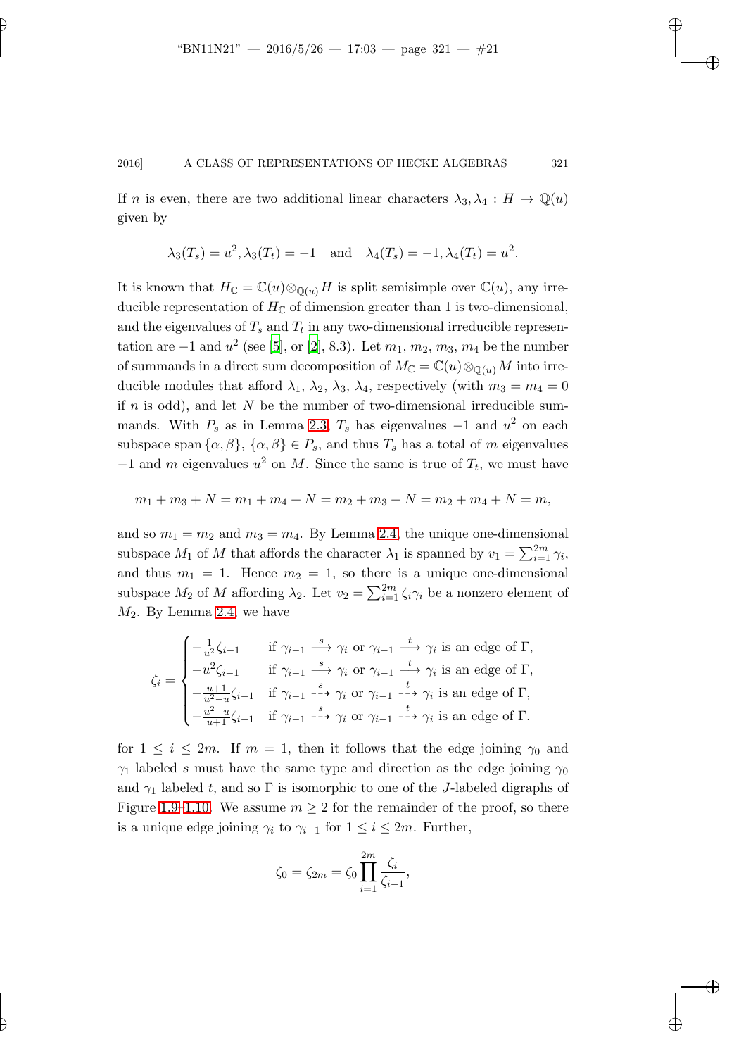If $n$ is even, there are two additional linear characters $\lambda_3, \lambda_4 : H \to \mathbb{Q}(u)$ given by

$$\lambda_3(T_s) = u^2, \lambda_3(T_t) = -1 \quad \text{and} \quad \lambda_4(T_s) = -1, \lambda_4(T_t) = u^2.$$

It is known that $H_{\mathbb{C}} = \mathbb{C}(u) \otimes_{\mathbb{Q}(u)} H$ is split semisimple over $\mathbb{C}(u)$, any irreducible representation of $H_{\mathbb{C}}$ of dimension greater than 1 is two-dimensional, and the eigenvalues of $T_s$ and $T_t$ in any two-dimensional irreducible representation are $-1$ and $u^2$ (see [5], or [2], 8.3). Let $m_1$, $m_2$, $m_3$, $m_4$ be the number of summands in a direct sum decomposition of $M_{\mathbb{C}} = \mathbb{C}(u) \otimes_{\mathbb{Q}(u)} M$ into irreducible modules that afford $\lambda_1$, $\lambda_2$, $\lambda_3$, $\lambda_4$, respectively (with $m_3 = m_4 = 0$ if $n$ is odd), and let $N$ be the number of two-dimensional irreducible summands. With $P_s$ as in Lemma 2.3, $T_s$ has eigenvalues $-1$ and $u^2$ on each subspace span $\{\alpha, \beta\}$, $\{\alpha, \beta\} \in P_s$, and thus $T_s$ has a total of $m$ eigenvalues $-1$ and $m$ eigenvalues $u^2$ on $M$. Since the same is true of $T_t$, we must have

$$m_1 + m_3 + N = m_1 + m_4 + N = m_2 + m_3 + N = m_2 + m_4 + N = m,$$

and so $m_1 = m_2$ and $m_3 = m_4$. By Lemma 2.4, the unique one-dimensional subspace $M_1$ of $M$ that affords the character $\lambda_1$ is spanned by $v_1 = \sum_{i=1}^{2m} \gamma_i$, and thus $m_1 = 1$. Hence $m_2 = 1$, so there is a unique one-dimensional subspace $M_2$ of $M$ affording $\lambda_2$. Let $v_2 = \sum_{i=1}^{2m} \zeta_i \gamma_i$ be a nonzero element of $M_2$. By Lemma 2.4, we have

$$\zeta_i = \begin{cases} -\frac{1}{u^2}\zeta_{i-1} & \text{if } \gamma_{i-1} \xrightarrow{s} \gamma_i \text{ or } \gamma_{i-1} \xrightarrow{t} \gamma_i \text{ is an edge of } \Gamma, \\ -u^2\zeta_{i-1} & \text{if } \gamma_{i-1} \xleftarrow{s} \gamma_i \text{ or } \gamma_{i-1} \xleftarrow{t} \gamma_i \text{ is an edge of } \Gamma, \\ -\frac{u+1}{u^2-u}\zeta_{i-1} & \text{if } \gamma_{i-1} \overset{s}{\dashrightarrow} \gamma_i \text{ or } \gamma_{i-1} \overset{t}{\dashrightarrow} \gamma_i \text{ is an edge of } \Gamma, \\ -\frac{u^2-u}{u+1}\zeta_{i-1} & \text{if } \gamma_{i-1} \overset{s}{\dashleftarrow} \gamma_i \text{ or } \gamma_{i-1} \overset{t}{\dashleftarrow} \gamma_i \text{ is an edge of } \Gamma. \end{cases}$$

for $1 \leq i \leq 2m$. If $m = 1$, then it follows that the edge joining $\gamma_0$ and $\gamma_1$ labeled $s$ must have the same type and direction as the edge joining $\gamma_0$ and $\gamma_1$ labeled $t$, and so $\Gamma$ is isomorphic to one of the $J$-labeled digraphs of Figure 1.9–1.10. We assume $m \geq 2$ for the remainder of the proof, so there is a unique edge joining $\gamma_i$ to $\gamma_{i-1}$ for $1 \leq i \leq 2m$. Further,

$$\zeta_0 = \zeta_{2m} = \zeta_0 \prod_{i=1}^{2m} \frac{\zeta_i}{\zeta_{i-1}},$$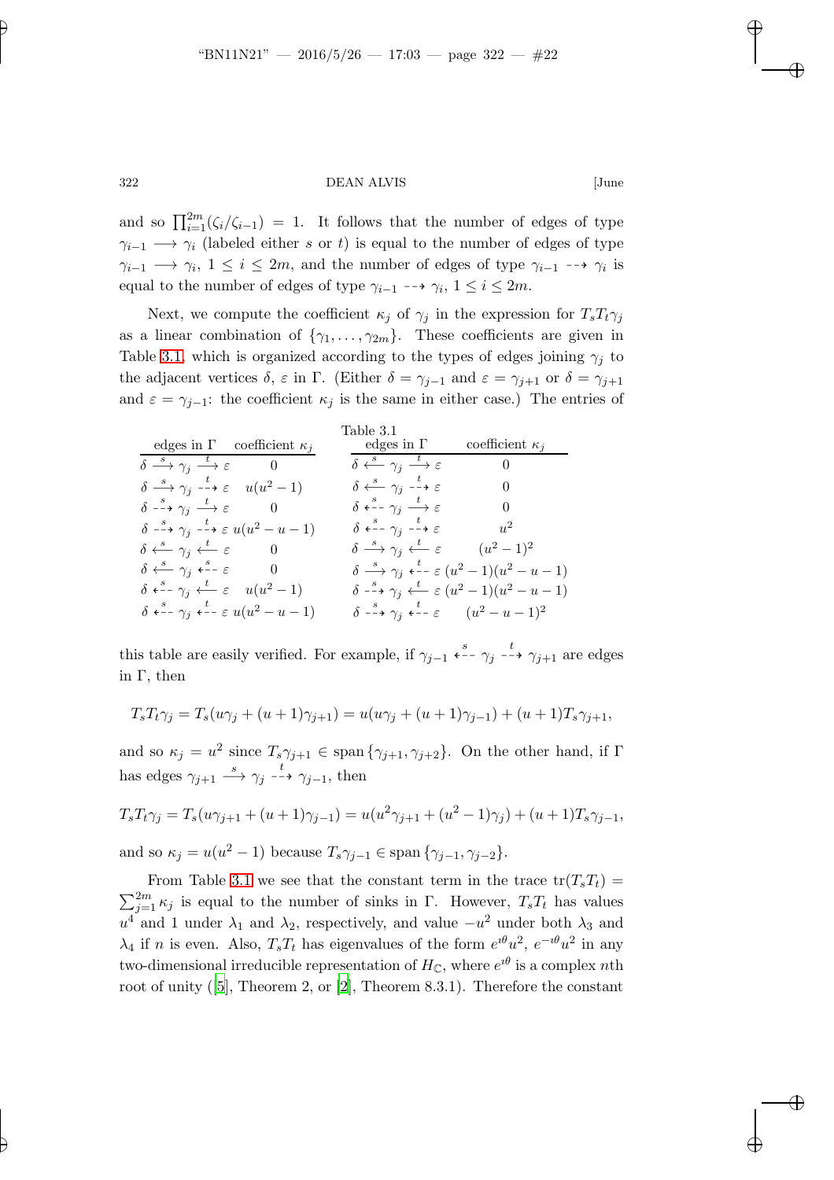and so $\prod_{i=1}^{2m}(\zeta_i/\zeta_{i-1}) = 1$. It follows that the number of edges of type $\gamma_{i-1} \longrightarrow \gamma_i$ (labeled either $s$ or $t$) is equal to the number of edges of type $\gamma_{i-1} \longrightarrow \gamma_i$, $1 \le i \le 2m$, and the number of edges of type $\gamma_{i-1} \dashrightarrow \gamma_i$ is equal to the number of edges of type $\gamma_{i-1} \dashrightarrow \gamma_i$, $1 \le i \le 2m$.

Next, we compute the coefficient $\kappa_j$ of $\gamma_j$ in the expression for $T_sT_t\gamma_j$ as a linear combination of $\{\gamma_1, \ldots, \gamma_{2m}\}$. These coefficients are given in Table 3.1, which is organized according to the types of edges joining $\gamma_j$ to the adjacent vertices $\delta$, $\varepsilon$ in $\Gamma$. (Either $\delta = \gamma_{j-1}$ and $\varepsilon = \gamma_{j+1}$ or $\delta = \gamma_{j+1}$ and $\varepsilon = \gamma_{j-1}$: the coefficient $\kappa_j$ is the same in either case.) The entries of

Table 3.1

| edges in $\Gamma$ | coefficient $\kappa_j$ | edges in $\Gamma$ | coefficient $\kappa_j$ |
|---|---|---|---|
| $\delta \xrightarrow{s} \gamma_j \xrightarrow{t} \varepsilon$ | $0$ | $\delta \xleftarrow{s} \gamma_j \xrightarrow{t} \varepsilon$ | $0$ |
| $\delta \xrightarrow{s} \gamma_j \overset{t}{\dashrightarrow} \varepsilon$ | $u(u^2-1)$ | $\delta \xleftarrow{s} \gamma_j \overset{t}{\dashrightarrow} \varepsilon$ | $0$ |
| $\delta \overset{s}{\dashrightarrow} \gamma_j \xrightarrow{t} \varepsilon$ | $0$ | $\delta \overset{s}{\dashleftarrow} \gamma_j \xrightarrow{t} \varepsilon$ | $0$ |
| $\delta \overset{s}{\dashrightarrow} \gamma_j \overset{t}{\dashrightarrow} \varepsilon$ | $u(u^2-u-1)$ | $\delta \overset{s}{\dashleftarrow} \gamma_j \overset{t}{\dashrightarrow} \varepsilon$ | $u^2$ |
| $\delta \xleftarrow{s} \gamma_j \xleftarrow{t} \varepsilon$ | $0$ | $\delta \xrightarrow{s} \gamma_j \xleftarrow{t} \varepsilon$ | $(u^2-1)^2$ |
| $\delta \xleftarrow{s} \gamma_j \overset{s}{\dashleftarrow} \varepsilon$ | $0$ | $\delta \xrightarrow{s} \gamma_j \overset{t}{\dashleftarrow} \varepsilon$ | $(u^2-1)(u^2-u-1)$ |
| $\delta \overset{s}{\dashleftarrow} \gamma_j \xleftarrow{t} \varepsilon$ | $u(u^2-1)$ | $\delta \overset{s}{\dashrightarrow} \gamma_j \xleftarrow{t} \varepsilon$ | $(u^2-1)(u^2-u-1)$ |
| $\delta \overset{s}{\dashleftarrow} \gamma_j \overset{t}{\dashleftarrow} \varepsilon$ | $u(u^2-u-1)$ | $\delta \overset{s}{\dashrightarrow} \gamma_j \overset{t}{\dashleftarrow} \varepsilon$ | $(u^2-u-1)^2$ |

this table are easily verified. For example, if $\gamma_{j-1} \overset{s}{\dashleftarrow} \gamma_j \overset{t}{\dashrightarrow} \gamma_{j+1}$ are edges in $\Gamma$, then

$$T_sT_t\gamma_j = T_s(u\gamma_j + (u+1)\gamma_{j+1}) = u(u\gamma_j + (u+1)\gamma_{j-1}) + (u+1)T_s\gamma_{j+1},$$

and so $\kappa_j = u^2$ since $T_s\gamma_{j+1} \in \operatorname{span}\{\gamma_{j+1}, \gamma_{j+2}\}$. On the other hand, if $\Gamma$ has edges $\gamma_{j+1} \xrightarrow{s} \gamma_j \overset{t}{\dashrightarrow} \gamma_{j-1}$, then

$$T_sT_t\gamma_j = T_s(u\gamma_{j+1} + (u+1)\gamma_{j-1}) = u(u^2\gamma_{j+1} + (u^2-1)\gamma_j) + (u+1)T_s\gamma_{j-1},$$

and so $\kappa_j = u(u^2-1)$ because $T_s\gamma_{j-1} \in \operatorname{span}\{\gamma_{j-1}, \gamma_{j-2}\}$.

From Table 3.1 we see that the constant term in the trace $\operatorname{tr}(T_sT_t) = \sum_{j=1}^{2m} \kappa_j$ is equal to the number of sinks in $\Gamma$. However, $T_sT_t$ has values $u^4$ and $1$ under $\lambda_1$ and $\lambda_2$, respectively, and value $-u^2$ under both $\lambda_3$ and $\lambda_4$ if $n$ is even. Also, $T_sT_t$ has eigenvalues of the form $e^{\imath\theta}u^2$, $e^{-\imath\theta}u^2$ in any two-dimensional irreducible representation of $H_{\mathbb{C}}$, where $e^{\imath\theta}$ is a complex $n$th root of unity ([5], Theorem 2, or [2], Theorem 8.3.1). Therefore the constant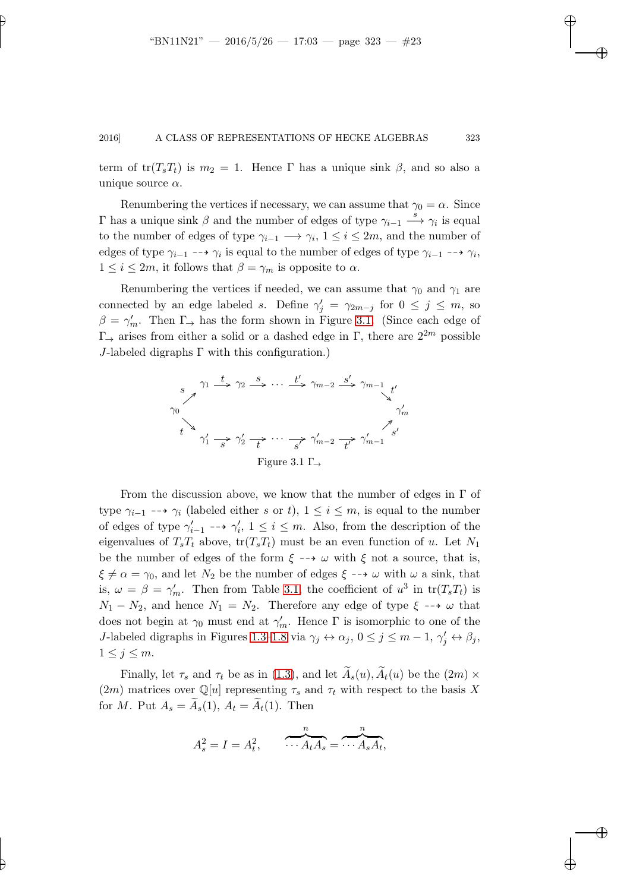term of $\operatorname{tr}(T_sT_t)$ is $m_2 = 1$. Hence $\Gamma$ has a unique sink $\beta$, and so also a unique source $\alpha$.

Renumbering the vertices if necessary, we can assume that $\gamma_0 = \alpha$. Since $\Gamma$ has a unique sink $\beta$ and the number of edges of type $\gamma_{i-1} \xrightarrow{s} \gamma_i$ is equal to the number of edges of type $\gamma_{i-1} \longrightarrow \gamma_i$, $1 \le i \le 2m$, and the number of edges of type $\gamma_{i-1} \dashrightarrow \gamma_i$ is equal to the number of edges of type $\gamma_{i-1} \dashrightarrow \gamma_i$, $1 \le i \le 2m$, it follows that $\beta = \gamma_m$ is opposite to $\alpha$.

Renumbering the vertices if needed, we can assume that $\gamma_0$ and $\gamma_1$ are connected by an edge labeled $s$. Define $\gamma'_j = \gamma_{2m-j}$ for $0 \le j \le m$, so $\beta = \gamma'_m$. Then $\Gamma_\rightarrow$ has the form shown in Figure 3.1. (Since each edge of $\Gamma_\rightarrow$ arises from either a solid or a dashed edge in $\Gamma$, there are $2^{2m}$ possible $J$-labeled digraphs $\Gamma$ with this configuration.)

$$
\begin{array}{ccc}
 & \gamma_1 \xrightarrow{t} \gamma_2 \xrightarrow{s} \cdots \xrightarrow{t'} \gamma_{m-2} \xrightarrow{s'} \gamma_{m-1} & \\
\overset{s}{\nearrow} & & \overset{t'}{\searrow} \\
\gamma_0 & & \gamma'_m \\
\underset{t}{\searrow} & & \underset{s'}{\nearrow} \\
 & \gamma'_1 \xrightarrow[s]{} \gamma'_2 \xrightarrow[t]{} \cdots \xrightarrow[s']{} \gamma'_{m-2} \xrightarrow[t']{} \gamma'_{m-1} &
\end{array}
$$

Figure 3.1 $\Gamma_\rightarrow$

From the discussion above, we know that the number of edges in $\Gamma$ of type $\gamma_{i-1} \dashrightarrow \gamma_i$ (labeled either $s$ or $t$), $1 \le i \le m$, is equal to the number of edges of type $\gamma'_{i-1} \dashrightarrow \gamma'_i$, $1 \le i \le m$. Also, from the description of the eigenvalues of $T_sT_t$ above, $\operatorname{tr}(T_sT_t)$ must be an even function of $u$. Let $N_1$ be the number of edges of the form $\xi \dashrightarrow \omega$ with $\xi$ not a source, that is, $\xi \ne \alpha = \gamma_0$, and let $N_2$ be the number of edges $\xi \dashrightarrow \omega$ with $\omega$ a sink, that is, $\omega = \beta = \gamma'_m$. Then from Table 3.1, the coefficient of $u^3$ in $\operatorname{tr}(T_sT_t)$ is $N_1 - N_2$, and hence $N_1 = N_2$. Therefore any edge of type $\xi \dashrightarrow \omega$ that does not begin at $\gamma_0$ must end at $\gamma'_m$. Hence $\Gamma$ is isomorphic to one of the $J$-labeled digraphs in Figures 1.3–1.8 via $\gamma_j \leftrightarrow \alpha_j$, $0 \le j \le m-1$, $\gamma'_j \leftrightarrow \beta_j$, $1 \le j \le m$.

Finally, let $\tau_s$ and $\tau_t$ be as in (1.3), and let $\widetilde{A}_s(u), \widetilde{A}_t(u)$ be the $(2m) \times (2m)$ matrices over $\mathbb{Q}[u]$ representing $\tau_s$ and $\tau_t$ with respect to the basis $X$ for $M$. Put $A_s = \widetilde{A}_s(1)$, $A_t = \widetilde{A}_t(1)$. Then

$$A_s^2 = I = A_t^2, \qquad \overbrace{\cdots A_tA_s}^{n} = \overbrace{\cdots A_sA_t}^{n},$$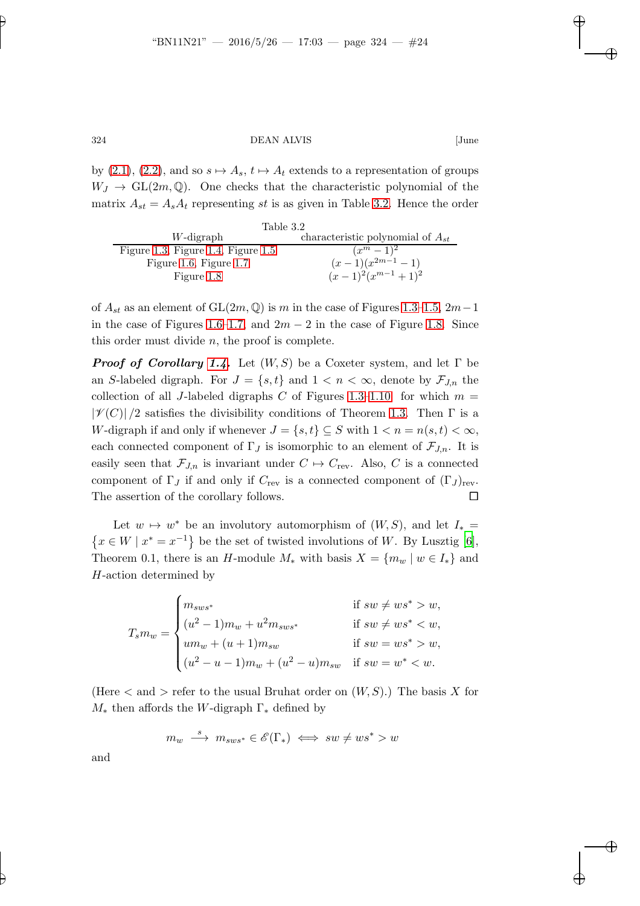by (2.1), (2.2), and so $s \mapsto A_s$, $t \mapsto A_t$ extends to a representation of groups $W_J \to \mathrm{GL}(2m, \mathbb{Q})$. One checks that the characteristic polynomial of the matrix $A_{st} = A_s A_t$ representing $st$ is as given in Table 3.2. Hence the order

Table 3.2

| $W$-digraph | characteristic polynomial of $A_{st}$ |
|---|---|
| Figure 1.3, Figure 1.4, Figure 1.5 | $(x^m - 1)^2$ |
| Figure 1.6, Figure 1.7 | $(x-1)(x^{2m-1} - 1)$ |
| Figure 1.8 | $(x-1)^2(x^{m-1}+1)^2$ |

of $A_{st}$ as an element of $\mathrm{GL}(2m, \mathbb{Q})$ is $m$ in the case of Figures 1.3–1.5, $2m-1$ in the case of Figures 1.6–1.7, and $2m-2$ in the case of Figure 1.8. Since this order must divide $n$, the proof is complete.

***Proof of Corollary 1.4.*** Let $(W, S)$ be a Coxeter system, and let $\Gamma$ be an $S$-labeled digraph. For $J = \{s, t\}$ and $1 < n < \infty$, denote by $\mathcal{F}_{J,n}$ the collection of all $J$-labeled digraphs $C$ of Figures 1.3–1.10 for which $m = |\mathscr{V}(C)|/2$ satisfies the divisibility conditions of Theorem 1.3. Then $\Gamma$ is a $W$-digraph if and only if whenever $J = \{s,t\} \subseteq S$ with $1 < n = n(s,t) < \infty$, each connected component of $\Gamma_J$ is isomorphic to an element of $\mathcal{F}_{J,n}$. It is easily seen that $\mathcal{F}_{J,n}$ is invariant under $C \mapsto C_{\mathrm{rev}}$. Also, $C$ is a connected component of $\Gamma_J$ if and only if $C_{\mathrm{rev}}$ is a connected component of $(\Gamma_J)_{\mathrm{rev}}$. The assertion of the corollary follows. $\square$

Let $w \mapsto w^*$ be an involutory automorphism of $(W, S)$, and let $I_* = \{x \in W \mid x^* = x^{-1}\}$ be the set of twisted involutions of $W$. By Lusztig [6], Theorem 0.1, there is an $H$-module $M_*$ with basis $X = \{m_w \mid w \in I_*\}$ and $H$-action determined by

$$T_s m_w = \begin{cases} m_{sws^*} & \text{if } sw \neq ws^* > w, \\ (u^2-1)m_w + u^2 m_{sws^*} & \text{if } sw \neq ws^* < w, \\ u m_w + (u+1) m_{sw} & \text{if } sw = ws^* > w, \\ (u^2-u-1)m_w + (u^2-u)m_{sw} & \text{if } sw = w^* < w. \end{cases}$$

(Here $<$ and $>$ refer to the usual Bruhat order on $(W, S)$.) The basis $X$ for $M_*$ then affords the $W$-digraph $\Gamma_*$ defined by

$$m_w \xrightarrow{\ s\ } m_{sws^*} \in \mathscr{E}(\Gamma_*) \iff sw \neq ws^* > w$$

and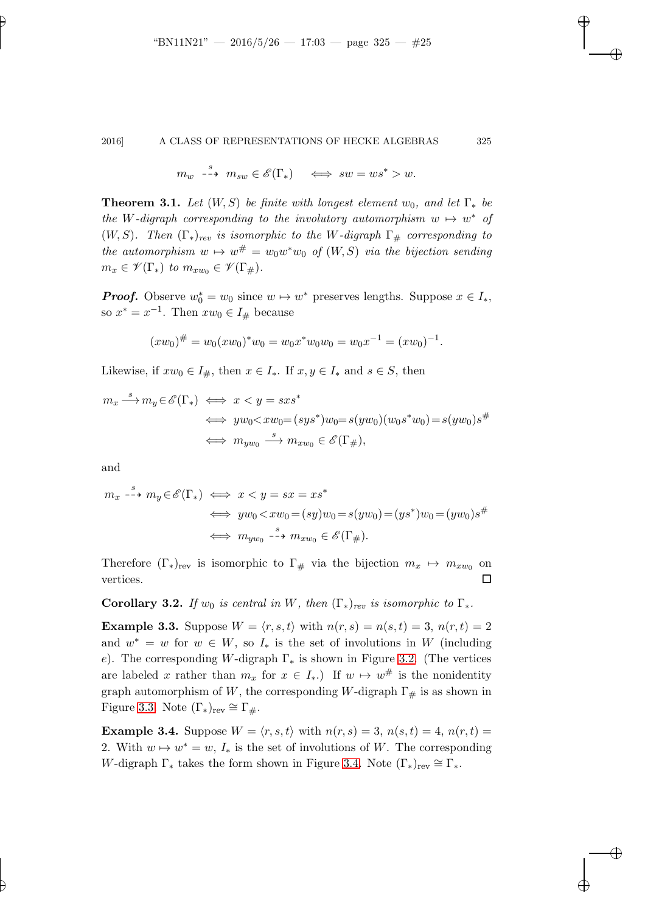$$m_w \overset{s}{\dashrightarrow} m_{sw} \in \mathscr{E}(\Gamma_*) \quad \Longleftrightarrow \; sw = ws^* > w.$$

**Theorem 3.1.** *Let $(W,S)$ be finite with longest element $w_0$, and let $\Gamma_*$ be the $W$-digraph corresponding to the involutory automorphism $w \mapsto w^*$ of $(W,S)$. Then $(\Gamma_*)_{rev}$ is isomorphic to the $W$-digraph $\Gamma_\#$ corresponding to the automorphism $w \mapsto w^\# = w_0 w^* w_0$ of $(W,S)$ via the bijection sending $m_x \in \mathscr{V}(\Gamma_*)$ to $m_{xw_0} \in \mathscr{V}(\Gamma_\#)$.*

***Proof.*** Observe $w_0^* = w_0$ since $w \mapsto w^*$ preserves lengths. Suppose $x \in I_*$, so $x^* = x^{-1}$. Then $xw_0 \in I_\#$ because

$$(xw_0)^\# = w_0(xw_0)^* w_0 = w_0 x^* w_0 w_0 = w_0 x^{-1} = (xw_0)^{-1}.$$

Likewise, if $xw_0 \in I_\#$, then $x \in I_*$. If $x, y \in I_*$ and $s \in S$, then

$$\begin{aligned}
m_x \overset{s}{\longrightarrow} m_y \in \mathscr{E}(\Gamma_*) &\iff x < y = sxs^* \\
&\iff yw_0 < xw_0 = (sys^*)w_0 = s(yw_0)(w_0 s^* w_0) = s(yw_0)s^\# \\
&\iff m_{yw_0} \overset{s}{\longrightarrow} m_{xw_0} \in \mathscr{E}(\Gamma_\#),
\end{aligned}$$

and

$$\begin{aligned}
m_x \overset{s}{\dashrightarrow} m_y \in \mathscr{E}(\Gamma_*) &\iff x < y = sx = xs^* \\
&\iff yw_0 < xw_0 = (sy)w_0 = s(yw_0) = (ys^*)w_0 = (yw_0)s^\# \\
&\iff m_{yw_0} \overset{s}{\dashrightarrow} m_{xw_0} \in \mathscr{E}(\Gamma_\#).
\end{aligned}$$

Therefore $(\Gamma_*)_{\text{rev}}$ is isomorphic to $\Gamma_\#$ via the bijection $m_x \mapsto m_{xw_0}$ on vertices. $\square$

**Corollary 3.2.** *If $w_0$ is central in $W$, then $(\Gamma_*)_{rev}$ is isomorphic to $\Gamma_*$.*

**Example 3.3.** Suppose $W = \langle r, s, t\rangle$ with $n(r,s) = n(s,t) = 3$, $n(r,t) = 2$ and $w^* = w$ for $w \in W$, so $I_*$ is the set of involutions in $W$ (including $e$). The corresponding $W$-digraph $\Gamma_*$ is shown in Figure 3.2. (The vertices are labeled $x$ rather than $m_x$ for $x \in I_*$.) If $w \mapsto w^\#$ is the nonidentity graph automorphism of $W$, the corresponding $W$-digraph $\Gamma_\#$ is as shown in Figure 3.3. Note $(\Gamma_*)_{\text{rev}} \cong \Gamma_\#$.

**Example 3.4.** Suppose $W = \langle r, s, t\rangle$ with $n(r,s) = 3$, $n(s,t) = 4$, $n(r,t) = 2$. With $w \mapsto w^* = w$, $I_*$ is the set of involutions of $W$. The corresponding $W$-digraph $\Gamma_*$ takes the form shown in Figure 3.4. Note $(\Gamma_*)_{\text{rev}} \cong \Gamma_*$.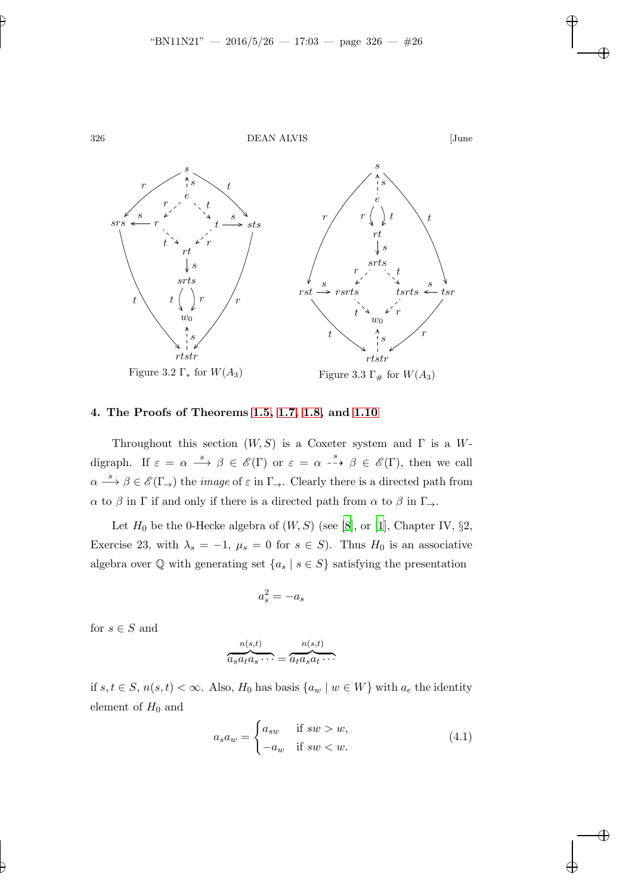Figure 3.2 $\Gamma_*$ for $W(A_3)$

Figure 3.3 $\Gamma_\#$ for $W(A_3)$

## 4. The Proofs of Theorems 1.5, 1.7, 1.8, and 1.10

Throughout this section $(W, S)$ is a Coxeter system and $\Gamma$ is a $W$-digraph. If $\varepsilon = \alpha \xrightarrow{s} \beta \in \mathscr{E}(\Gamma)$ or $\varepsilon = \alpha \overset{s}{\dashrightarrow} \beta \in \mathscr{E}(\Gamma)$, then we call $\alpha \xrightarrow{s} \beta \in \mathscr{E}(\Gamma_\to)$ the *image* of $\varepsilon$ in $\Gamma_\to$. Clearly there is a directed path from $\alpha$ to $\beta$ in $\Gamma$ if and only if there is a directed path from $\alpha$ to $\beta$ in $\Gamma_\to$.

Let $H_0$ be the 0-Hecke algebra of $(W, S)$ (see [8], or [1], Chapter IV, §2, Exercise 23, with $\lambda_s = -1$, $\mu_s = 0$ for $s \in S$). Thus $H_0$ is an associative algebra over $\mathbb{Q}$ with generating set $\{a_s \mid s \in S\}$ satisfying the presentation

$$a_s^2 = -a_s$$

for $s \in S$ and

$$\overbrace{a_s a_t a_s \cdots}^{n(s,t)} = \overbrace{a_t a_s a_t \cdots}^{n(s,t)}$$

if $s, t \in S$, $n(s,t) < \infty$. Also, $H_0$ has basis $\{a_w \mid w \in W\}$ with $a_e$ the identity element of $H_0$ and

$$a_s a_w = \begin{cases} a_{sw} & \text{if } sw > w, \\ -a_w & \text{if } sw < w. \end{cases} \tag{4.1}$$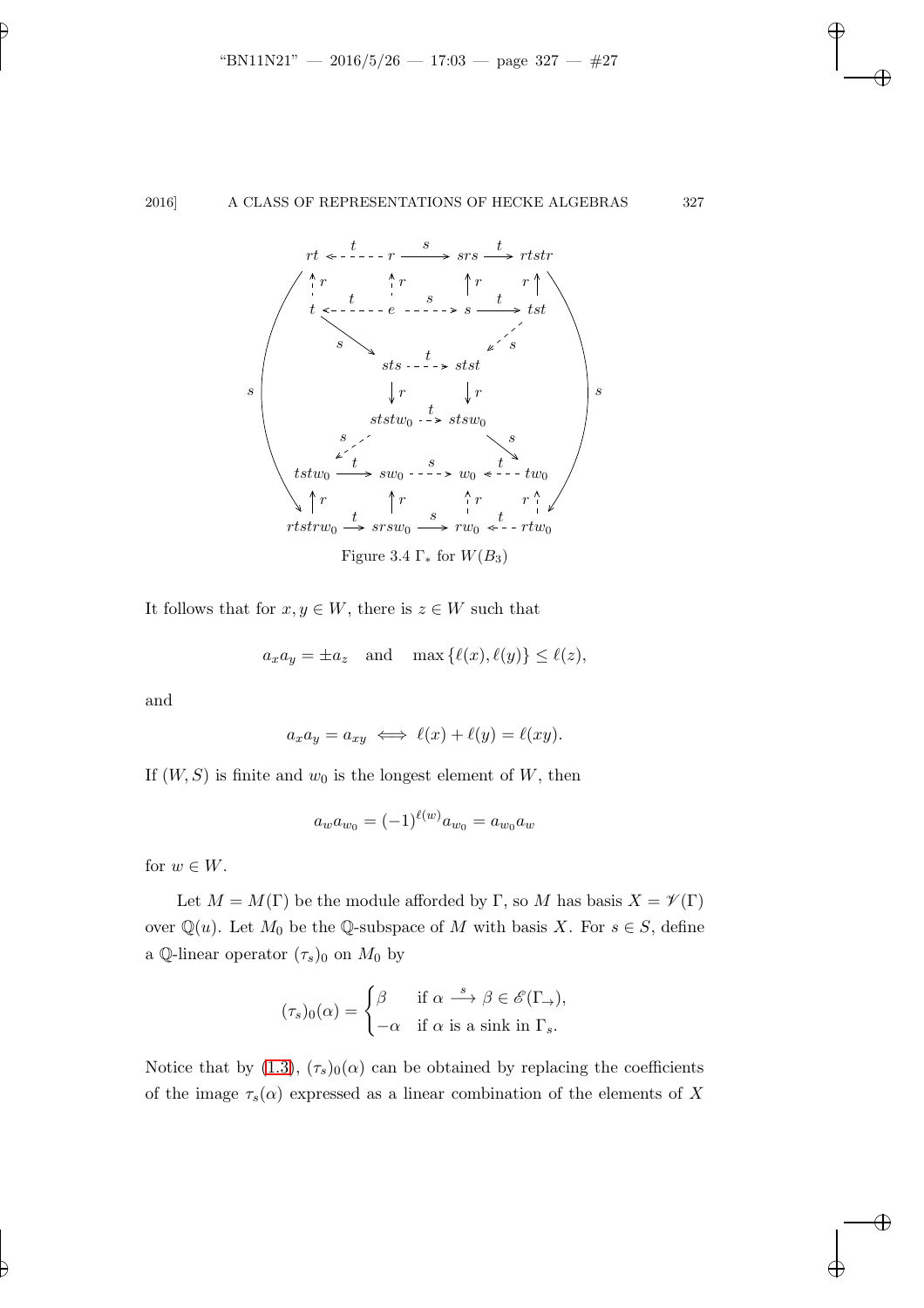Figure 3.4 $\Gamma_*$ for $W(B_3)$

It follows that for $x, y \in W$, there is $z \in W$ such that

$$a_x a_y = \pm a_z \quad \text{and} \quad \max\{\ell(x), \ell(y)\} \leq \ell(z),$$

and

$$a_x a_y = a_{xy} \iff \ell(x) + \ell(y) = \ell(xy).$$

If $(W, S)$ is finite and $w_0$ is the longest element of $W$, then

$$a_w a_{w_0} = (-1)^{\ell(w)} a_{w_0} = a_{w_0} a_w$$

for $w \in W$.

Let $M = M(\Gamma)$ be the module afforded by $\Gamma$, so $M$ has basis $X = \mathscr{V}(\Gamma)$ over $\mathbb{Q}(u)$. Let $M_0$ be the $\mathbb{Q}$-subspace of $M$ with basis $X$. For $s \in S$, define a $\mathbb{Q}$-linear operator $(\tau_s)_0$ on $M_0$ by

$$(\tau_s)_0(\alpha) = \begin{cases} \beta & \text{if } \alpha \xrightarrow{s} \beta \in \mathscr{E}(\Gamma_\rightarrow), \\ -\alpha & \text{if } \alpha \text{ is a sink in } \Gamma_s. \end{cases}$$

Notice that by (1.3), $(\tau_s)_0(\alpha)$ can be obtained by replacing the coefficients of the image $\tau_s(\alpha)$ expressed as a linear combination of the elements of $X$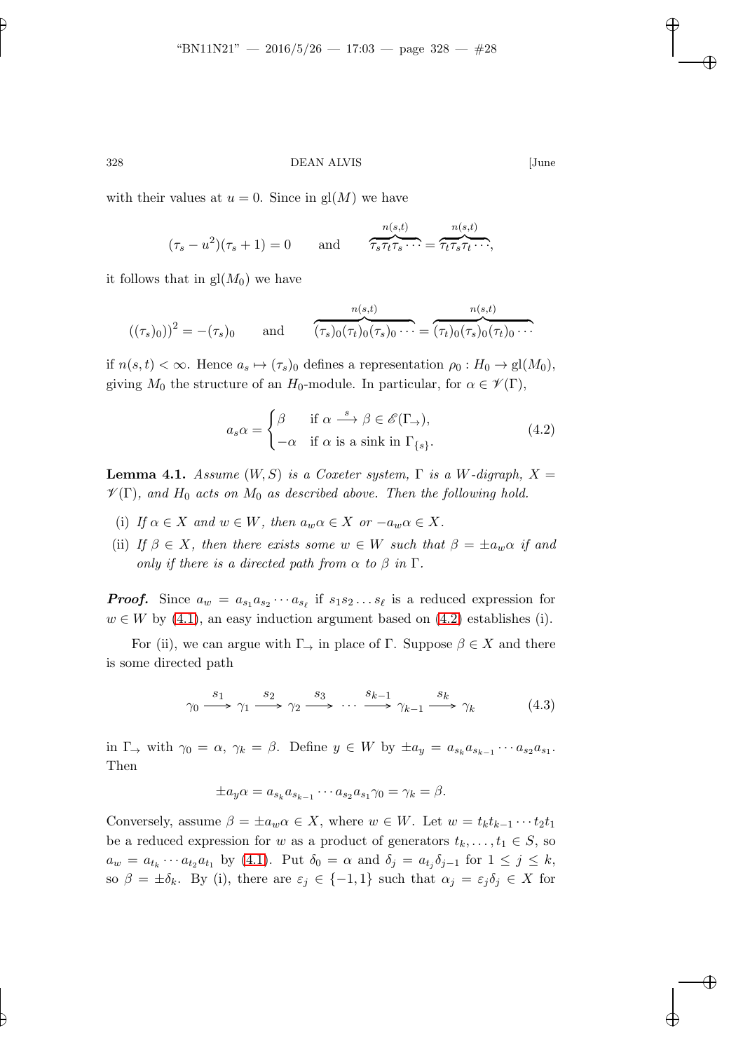with their values at $u = 0$. Since in $\mathrm{gl}(M)$ we have

$$(\tau_s - u^2)(\tau_s + 1) = 0 \qquad \text{and} \qquad \overbrace{\tau_s\tau_t\tau_s\cdots}^{n(s,t)} = \overbrace{\tau_t\tau_s\tau_t\cdots}^{n(s,t)},$$

it follows that in $\mathrm{gl}(M_0)$ we have

$$((\tau_s)_0))^2 = -(\tau_s)_0 \qquad \text{and} \qquad \overbrace{(\tau_s)_0(\tau_t)_0(\tau_s)_0\cdots}^{n(s,t)} = \overbrace{(\tau_t)_0(\tau_s)_0(\tau_t)_0\cdots}^{n(s,t)}$$

if $n(s,t) < \infty$. Hence $a_s \mapsto (\tau_s)_0$ defines a representation $\rho_0 : H_0 \to \mathrm{gl}(M_0)$, giving $M_0$ the structure of an $H_0$-module. In particular, for $\alpha \in \mathscr{V}(\Gamma)$,

$$a_s\alpha = \begin{cases} \beta & \text{if } \alpha \xrightarrow{\ s\ } \beta \in \mathscr{E}(\Gamma_{\rightarrow}), \\ -\alpha & \text{if } \alpha \text{ is a sink in } \Gamma_{\{s\}}. \end{cases} \tag{4.2}$$

**Lemma 4.1.** *Assume $(W,S)$ is a Coxeter system, $\Gamma$ is a $W$-digraph, $X = \mathscr{V}(\Gamma)$, and $H_0$ acts on $M_0$ as described above. Then the following hold.*

(i) *If $\alpha \in X$ and $w \in W$, then $a_w\alpha \in X$ or $-a_w\alpha \in X$.*

(ii) *If $\beta \in X$, then there exists some $w \in W$ such that $\beta = \pm a_w\alpha$ if and only if there is a directed path from $\alpha$ to $\beta$ in $\Gamma$.*

***Proof.*** Since $a_w = a_{s_1}a_{s_2}\cdots a_{s_\ell}$ if $s_1s_2\ldots s_\ell$ is a reduced expression for $w \in W$ by (4.1), an easy induction argument based on (4.2) establishes (i).

For (ii), we can argue with $\Gamma_{\rightarrow}$ in place of $\Gamma$. Suppose $\beta \in X$ and there is some directed path

$$\gamma_0 \xrightarrow{\ s_1\ } \gamma_1 \xrightarrow{\ s_2\ } \gamma_2 \xrightarrow{\ s_3\ } \cdots \xrightarrow{\ s_{k-1}\ } \gamma_{k-1} \xrightarrow{\ s_k\ } \gamma_k \tag{4.3}$$

in $\Gamma_{\rightarrow}$ with $\gamma_0 = \alpha$, $\gamma_k = \beta$. Define $y \in W$ by $\pm a_y = a_{s_k}a_{s_{k-1}}\cdots a_{s_2}a_{s_1}$. Then

$$\pm a_y\alpha = a_{s_k}a_{s_{k-1}}\cdots a_{s_2}a_{s_1}\gamma_0 = \gamma_k = \beta.$$

Conversely, assume $\beta = \pm a_w\alpha \in X$, where $w \in W$. Let $w = t_kt_{k-1}\cdots t_2t_1$ be a reduced expression for $w$ as a product of generators $t_k, \ldots, t_1 \in S$, so $a_w = a_{t_k}\cdots a_{t_2}a_{t_1}$ by (4.1). Put $\delta_0 = \alpha$ and $\delta_j = a_{t_j}\delta_{j-1}$ for $1 \le j \le k$, so $\beta = \pm\delta_k$. By (i), there are $\varepsilon_j \in \{-1, 1\}$ such that $\alpha_j = \varepsilon_j\delta_j \in X$ for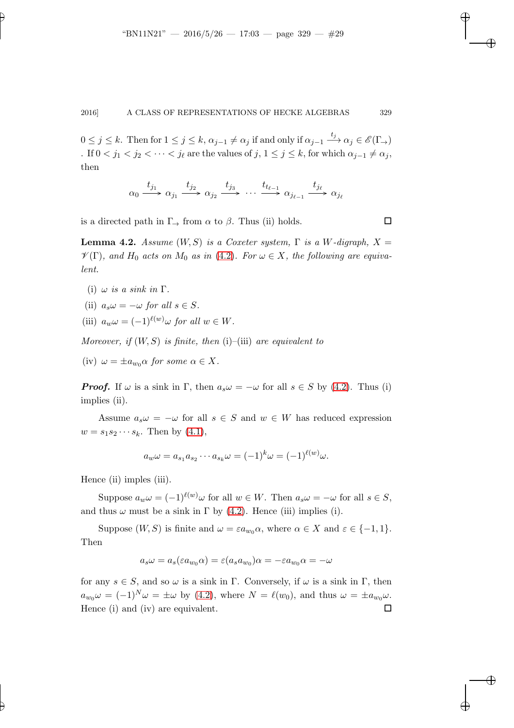$0 \leq j \leq k$. Then for $1 \leq j \leq k$, $\alpha_{j-1} \neq \alpha_j$ if and only if $\alpha_{j-1} \xrightarrow{t_j} \alpha_j \in \mathscr{E}(\Gamma_\to)$ . If $0 < j_1 < j_2 < \cdots < j_\ell$ are the values of $j$, $1 \leq j \leq k$, for which $\alpha_{j-1} \neq \alpha_j$, then

$$\alpha_0 \xrightarrow{t_{j_1}} \alpha_{j_1} \xrightarrow{t_{j_2}} \alpha_{j_2} \xrightarrow{t_{j_3}} \cdots \xrightarrow{t_{t_{\ell-1}}} \alpha_{j_{\ell-1}} \xrightarrow{t_{j_\ell}} \alpha_{j_\ell}$$

is a directed path in $\Gamma_\to$ from $\alpha$ to $\beta$. Thus (ii) holds. □

**Lemma 4.2.** *Assume $(W,S)$ is a Coxeter system, $\Gamma$ is a $W$-digraph, $X = \mathscr{V}(\Gamma)$, and $H_0$ acts on $M_0$ as in (4.2). For $\omega \in X$, the following are equivalent.*

(i) *$\omega$ is a sink in $\Gamma$.*

(ii) *$a_s\omega = -\omega$ for all $s \in S$.*

(iii) *$a_w\omega = (-1)^{\ell(w)}\omega$ for all $w \in W$.*

*Moreover, if $(W,S)$ is finite, then* (i)–(iii) *are equivalent to*

(iv) *$\omega = \pm a_{w_0}\alpha$ for some $\alpha \in X$.*

***Proof.*** If $\omega$ is a sink in $\Gamma$, then $a_s\omega = -\omega$ for all $s \in S$ by (4.2). Thus (i) implies (ii).

Assume $a_s\omega = -\omega$ for all $s \in S$ and $w \in W$ has reduced expression $w = s_1s_2\cdots s_k$. Then by (4.1),

$$a_w\omega = a_{s_1}a_{s_2}\cdots a_{s_k}\omega = (-1)^k\omega = (-1)^{\ell(w)}\omega.$$

Hence (ii) imples (iii).

Suppose $a_w\omega = (-1)^{\ell(w)}\omega$ for all $w \in W$. Then $a_s\omega = -\omega$ for all $s \in S$, and thus $\omega$ must be a sink in $\Gamma$ by (4.2). Hence (iii) implies (i).

Suppose $(W,S)$ is finite and $\omega = \varepsilon a_{w_0}\alpha$, where $\alpha \in X$ and $\varepsilon \in \{-1,1\}$. Then

$$a_s\omega = a_s(\varepsilon a_{w_0}\alpha) = \varepsilon(a_s a_{w_0})\alpha = -\varepsilon a_{w_0}\alpha = -\omega$$

for any $s \in S$, and so $\omega$ is a sink in $\Gamma$. Conversely, if $\omega$ is a sink in $\Gamma$, then $a_{w_0}\omega = (-1)^N\omega = \pm\omega$ by (4.2), where $N = \ell(w_0)$, and thus $\omega = \pm a_{w_0}\omega$. Hence (i) and (iv) are equivalent. □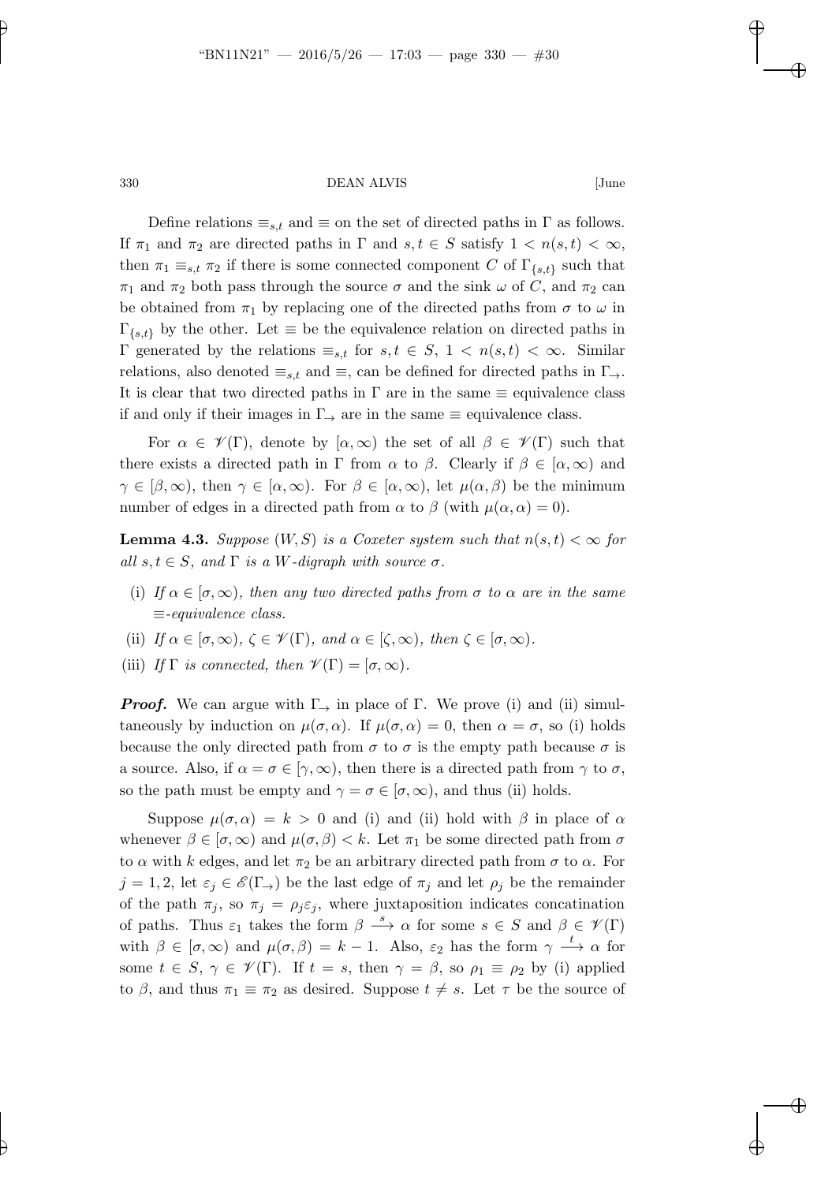Define relations $\equiv_{s,t}$ and $\equiv$ on the set of directed paths in $\Gamma$ as follows. If $\pi_1$ and $\pi_2$ are directed paths in $\Gamma$ and $s, t \in S$ satisfy $1 < n(s,t) < \infty$, then $\pi_1 \equiv_{s,t} \pi_2$ if there is some connected component $C$ of $\Gamma_{\{s,t\}}$ such that $\pi_1$ and $\pi_2$ both pass through the source $\sigma$ and the sink $\omega$ of $C$, and $\pi_2$ can be obtained from $\pi_1$ by replacing one of the directed paths from $\sigma$ to $\omega$ in $\Gamma_{\{s,t\}}$ by the other. Let $\equiv$ be the equivalence relation on directed paths in $\Gamma$ generated by the relations $\equiv_{s,t}$ for $s, t \in S$, $1 < n(s,t) < \infty$. Similar relations, also denoted $\equiv_{s,t}$ and $\equiv$, can be defined for directed paths in $\Gamma_{\rightarrow}$. It is clear that two directed paths in $\Gamma$ are in the same $\equiv$ equivalence class if and only if their images in $\Gamma_{\rightarrow}$ are in the same $\equiv$ equivalence class.

For $\alpha \in \mathscr{V}(\Gamma)$, denote by $[\alpha, \infty)$ the set of all $\beta \in \mathscr{V}(\Gamma)$ such that there exists a directed path in $\Gamma$ from $\alpha$ to $\beta$. Clearly if $\beta \in [\alpha, \infty)$ and $\gamma \in [\beta, \infty)$, then $\gamma \in [\alpha, \infty)$. For $\beta \in [\alpha, \infty)$, let $\mu(\alpha, \beta)$ be the minimum number of edges in a directed path from $\alpha$ to $\beta$ (with $\mu(\alpha, \alpha) = 0$).

**Lemma 4.3.** *Suppose $(W, S)$ is a Coxeter system such that $n(s,t) < \infty$ for all $s, t \in S$, and $\Gamma$ is a $W$-digraph with source $\sigma$.*

(i) *If $\alpha \in [\sigma, \infty)$, then any two directed paths from $\sigma$ to $\alpha$ are in the same $\equiv$-equivalence class.*

(ii) *If $\alpha \in [\sigma, \infty)$, $\zeta \in \mathscr{V}(\Gamma)$, and $\alpha \in [\zeta, \infty)$, then $\zeta \in [\sigma, \infty)$.*

(iii) *If $\Gamma$ is connected, then $\mathscr{V}(\Gamma) = [\sigma, \infty)$.*

***Proof.*** We can argue with $\Gamma_{\rightarrow}$ in place of $\Gamma$. We prove (i) and (ii) simultaneously by induction on $\mu(\sigma, \alpha)$. If $\mu(\sigma, \alpha) = 0$, then $\alpha = \sigma$, so (i) holds because the only directed path from $\sigma$ to $\sigma$ is the empty path because $\sigma$ is a source. Also, if $\alpha = \sigma \in [\gamma, \infty)$, then there is a directed path from $\gamma$ to $\sigma$, so the path must be empty and $\gamma = \sigma \in [\sigma, \infty)$, and thus (ii) holds.

Suppose $\mu(\sigma, \alpha) = k > 0$ and (i) and (ii) hold with $\beta$ in place of $\alpha$ whenever $\beta \in [\sigma, \infty)$ and $\mu(\sigma, \beta) < k$. Let $\pi_1$ be some directed path from $\sigma$ to $\alpha$ with $k$ edges, and let $\pi_2$ be an arbitrary directed path from $\sigma$ to $\alpha$. For $j = 1, 2$, let $\varepsilon_j \in \mathscr{E}(\Gamma_{\rightarrow})$ be the last edge of $\pi_j$ and let $\rho_j$ be the remainder of the path $\pi_j$, so $\pi_j = \rho_j \varepsilon_j$, where juxtaposition indicates concatination of paths. Thus $\varepsilon_1$ takes the form $\beta \xrightarrow{s} \alpha$ for some $s \in S$ and $\beta \in \mathscr{V}(\Gamma)$ with $\beta \in [\sigma, \infty)$ and $\mu(\sigma, \beta) = k - 1$. Also, $\varepsilon_2$ has the form $\gamma \xrightarrow{t} \alpha$ for some $t \in S$, $\gamma \in \mathscr{V}(\Gamma)$. If $t = s$, then $\gamma = \beta$, so $\rho_1 \equiv \rho_2$ by (i) applied to $\beta$, and thus $\pi_1 \equiv \pi_2$ as desired. Suppose $t \neq s$. Let $\tau$ be the source of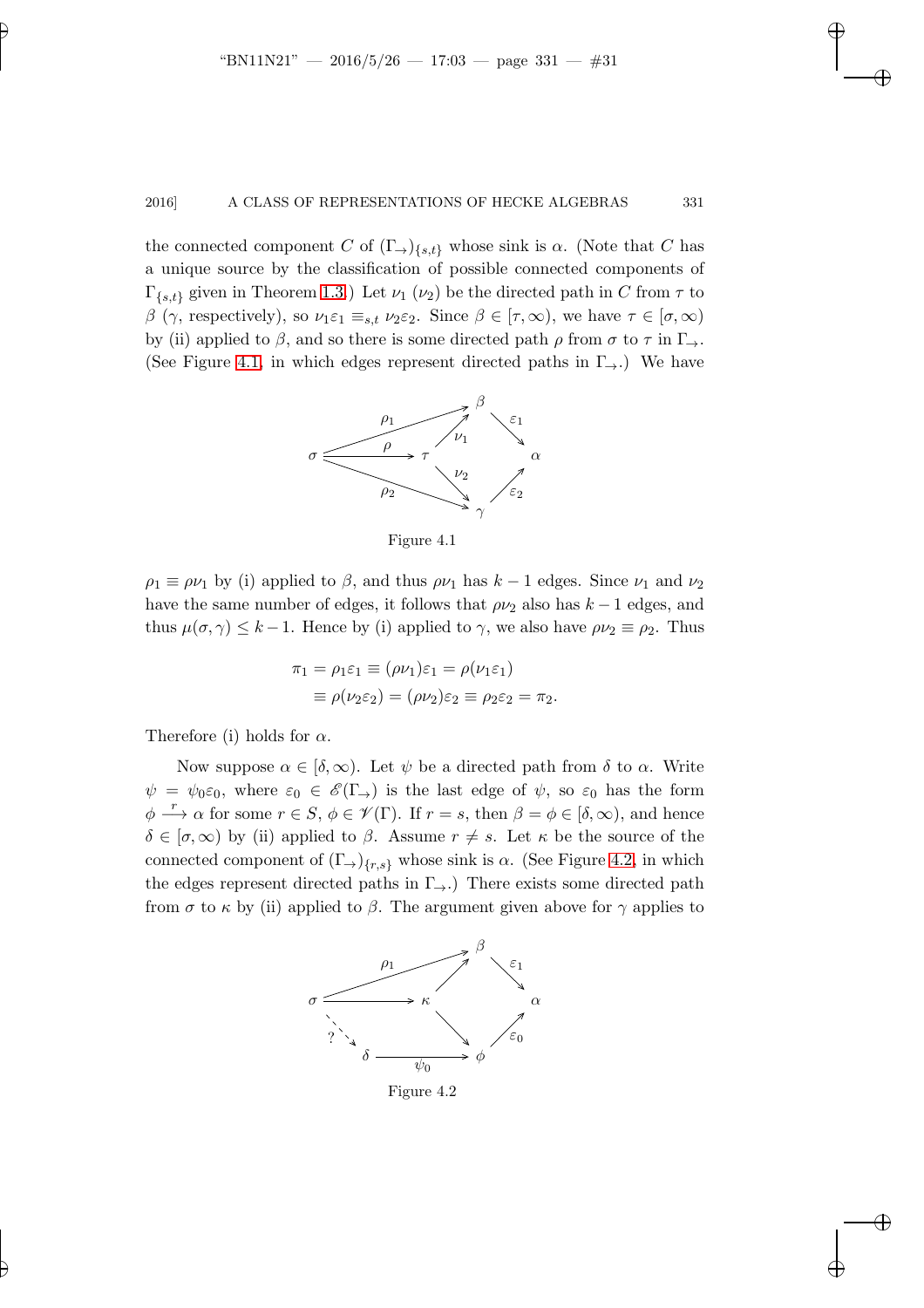the connected component $C$ of $(\Gamma_{\to})_{\{s,t\}}$ whose sink is $\alpha$. (Note that $C$ has a unique source by the classification of possible connected components of $\Gamma_{\{s,t\}}$ given in Theorem 1.3.) Let $\nu_1$ ($\nu_2$) be the directed path in $C$ from $\tau$ to $\beta$ ($\gamma$, respectively), so $\nu_1\varepsilon_1 \equiv_{s,t} \nu_2\varepsilon_2$. Since $\beta \in [\tau, \infty)$, we have $\tau \in [\sigma, \infty)$ by (ii) applied to $\beta$, and so there is some directed path $\rho$ from $\sigma$ to $\tau$ in $\Gamma_{\to}$. (See Figure 4.1, in which edges represent directed paths in $\Gamma_{\to}$.) We have

Figure 4.1

$\rho_1 \equiv \rho\nu_1$ by (i) applied to $\beta$, and thus $\rho\nu_1$ has $k-1$ edges. Since $\nu_1$ and $\nu_2$ have the same number of edges, it follows that $\rho\nu_2$ also has $k-1$ edges, and thus $\mu(\sigma, \gamma) \leq k-1$. Hence by (i) applied to $\gamma$, we also have $\rho\nu_2 \equiv \rho_2$. Thus

$$\begin{aligned}\pi_1 = \rho_1\varepsilon_1 &\equiv (\rho\nu_1)\varepsilon_1 = \rho(\nu_1\varepsilon_1)\\ &\equiv \rho(\nu_2\varepsilon_2) = (\rho\nu_2)\varepsilon_2 \equiv \rho_2\varepsilon_2 = \pi_2.\end{aligned}$$

Therefore (i) holds for $\alpha$.

Now suppose $\alpha \in [\delta, \infty)$. Let $\psi$ be a directed path from $\delta$ to $\alpha$. Write $\psi = \psi_0\varepsilon_0$, where $\varepsilon_0 \in \mathscr{E}(\Gamma_{\to})$ is the last edge of $\psi$, so $\varepsilon_0$ has the form $\phi \xrightarrow{r} \alpha$ for some $r \in S$, $\phi \in \mathscr{V}(\Gamma)$. If $r = s$, then $\beta = \phi \in [\delta, \infty)$, and hence $\delta \in [\sigma, \infty)$ by (ii) applied to $\beta$. Assume $r \neq s$. Let $\kappa$ be the source of the connected component of $(\Gamma_{\to})_{\{r,s\}}$ whose sink is $\alpha$. (See Figure 4.2, in which the edges represent directed paths in $\Gamma_{\to}$.) There exists some directed path from $\sigma$ to $\kappa$ by (ii) applied to $\beta$. The argument given above for $\gamma$ applies to

Figure 4.2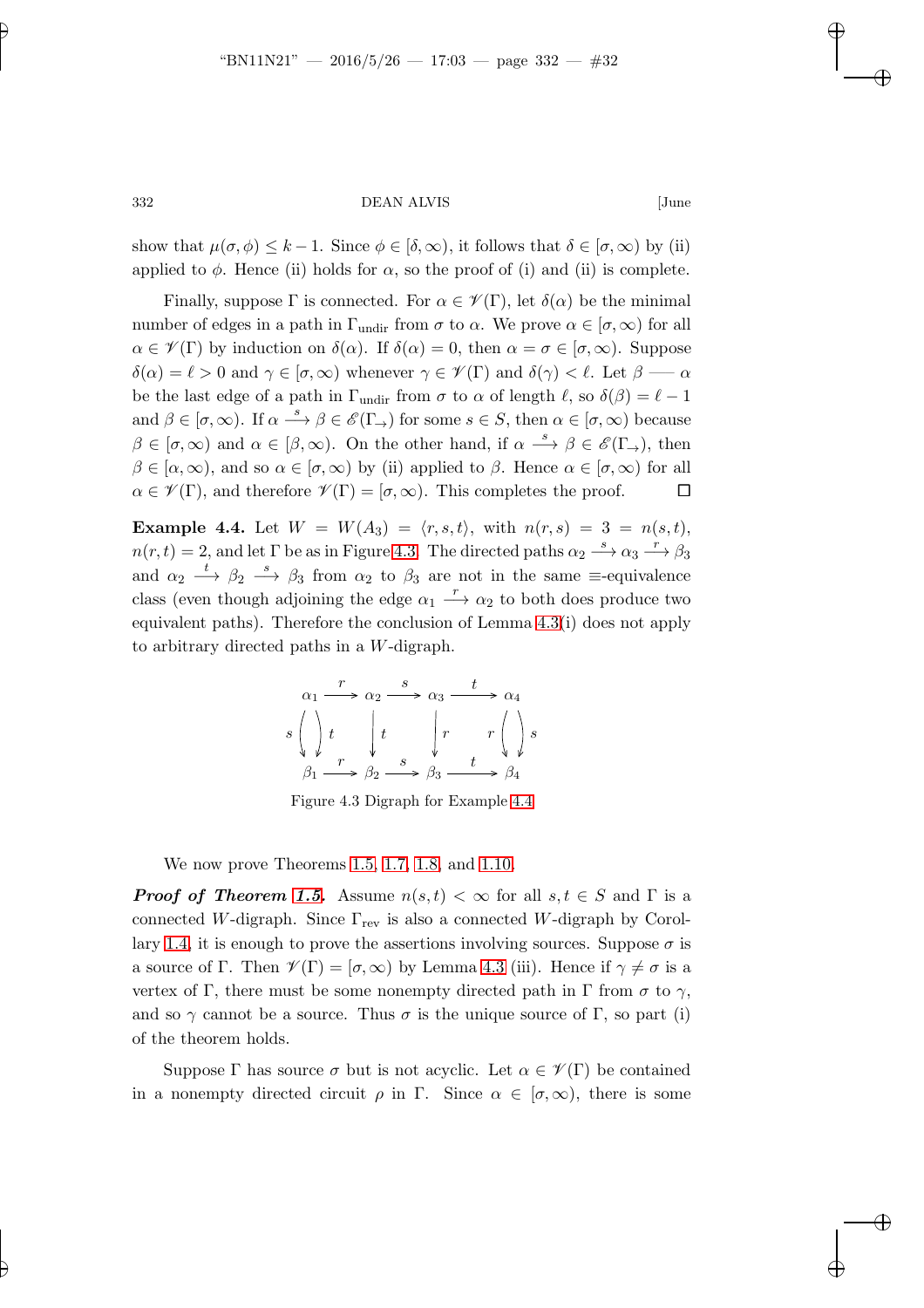show that $\mu(\sigma, \phi) \leq k - 1$. Since $\phi \in [\delta, \infty)$, it follows that $\delta \in [\sigma, \infty)$ by (ii) applied to $\phi$. Hence (ii) holds for $\alpha$, so the proof of (i) and (ii) is complete.

Finally, suppose $\Gamma$ is connected. For $\alpha \in \mathscr{V}(\Gamma)$, let $\delta(\alpha)$ be the minimal number of edges in a path in $\Gamma_{\text{undir}}$ from $\sigma$ to $\alpha$. We prove $\alpha \in [\sigma, \infty)$ for all $\alpha \in \mathscr{V}(\Gamma)$ by induction on $\delta(\alpha)$. If $\delta(\alpha) = 0$, then $\alpha = \sigma \in [\sigma, \infty)$. Suppose $\delta(\alpha) = \ell > 0$ and $\gamma \in [\sigma, \infty)$ whenever $\gamma \in \mathscr{V}(\Gamma)$ and $\delta(\gamma) < \ell$. Let $\beta$ — $\alpha$ be the last edge of a path in $\Gamma_{\text{undir}}$ from $\sigma$ to $\alpha$ of length $\ell$, so $\delta(\beta) = \ell - 1$ and $\beta \in [\sigma, \infty)$. If $\alpha \xrightarrow{s} \beta \in \mathscr{E}(\Gamma_{\rightarrow})$ for some $s \in S$, then $\alpha \in [\sigma, \infty)$ because $\beta \in [\sigma, \infty)$ and $\alpha \in [\beta, \infty)$. On the other hand, if $\alpha \xrightarrow{s} \beta \in \mathscr{E}(\Gamma_{\rightarrow})$, then $\beta \in [\alpha, \infty)$, and so $\alpha \in [\sigma, \infty)$ by (ii) applied to $\beta$. Hence $\alpha \in [\sigma, \infty)$ for all $\alpha \in \mathscr{V}(\Gamma)$, and therefore $\mathscr{V}(\Gamma) = [\sigma, \infty)$. This completes the proof. $\square$

**Example 4.4.** Let $W = W(A_3) = \langle r, s, t \rangle$, with $n(r, s) = 3 = n(s, t)$, $n(r, t) = 2$, and let $\Gamma$ be as in Figure 4.3. The directed paths $\alpha_2 \xrightarrow{s} \alpha_3 \xrightarrow{r} \beta_3$ and $\alpha_2 \xrightarrow{t} \beta_2 \xrightarrow{s} \beta_3$ from $\alpha_2$ to $\beta_3$ are not in the same $\equiv$-equivalence class (even though adjoining the edge $\alpha_1 \xrightarrow{r} \alpha_2$ to both does produce two equivalent paths). Therefore the conclusion of Lemma 4.3(i) does not apply to arbitrary directed paths in a $W$-digraph.

$$
\begin{array}{ccccccc}
\alpha_1 & \xrightarrow{r} & \alpha_2 & \xrightarrow{s} & \alpha_3 & \xrightarrow{t} & \alpha_4 \\
s \Big\downarrow \Big\downarrow t & & \Big\downarrow t & & \Big\downarrow r & & r \Big\downarrow \Big\downarrow s \\
\beta_1 & \xrightarrow{r} & \beta_2 & \xrightarrow{s} & \beta_3 & \xrightarrow{t} & \beta_4
\end{array}
$$

Figure 4.3 Digraph for Example 4.4

We now prove Theorems 1.5, 1.7, 1.8, and 1.10.

***Proof of Theorem 1.5.*** Assume $n(s, t) < \infty$ for all $s, t \in S$ and $\Gamma$ is a connected $W$-digraph. Since $\Gamma_{\text{rev}}$ is also a connected $W$-digraph by Corollary 1.4, it is enough to prove the assertions involving sources. Suppose $\sigma$ is a source of $\Gamma$. Then $\mathscr{V}(\Gamma) = [\sigma, \infty)$ by Lemma 4.3 (iii). Hence if $\gamma \neq \sigma$ is a vertex of $\Gamma$, there must be some nonempty directed path in $\Gamma$ from $\sigma$ to $\gamma$, and so $\gamma$ cannot be a source. Thus $\sigma$ is the unique source of $\Gamma$, so part (i) of the theorem holds.

Suppose $\Gamma$ has source $\sigma$ but is not acyclic. Let $\alpha \in \mathscr{V}(\Gamma)$ be contained in a nonempty directed circuit $\rho$ in $\Gamma$. Since $\alpha \in [\sigma, \infty)$, there is some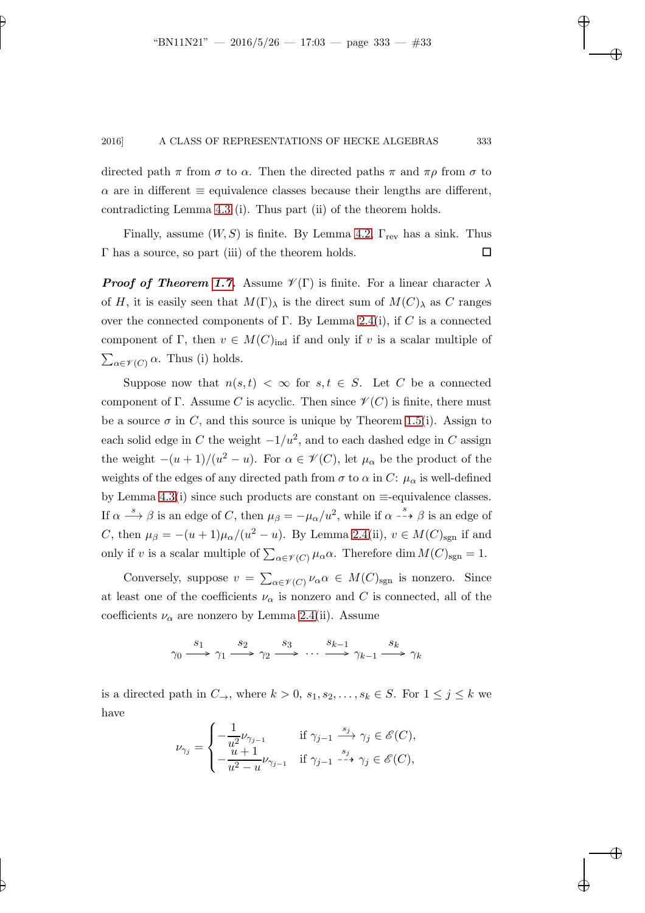directed path $\pi$ from $\sigma$ to $\alpha$. Then the directed paths $\pi$ and $\pi\rho$ from $\sigma$ to $\alpha$ are in different $\equiv$ equivalence classes because their lengths are different, contradicting Lemma 4.3 (i). Thus part (ii) of the theorem holds.

Finally, assume $(W, S)$ is finite. By Lemma 4.2, $\Gamma_{\text{rev}}$ has a sink. Thus $\Gamma$ has a source, so part (iii) of the theorem holds. $\square$

***Proof of Theorem 1.7.*** Assume $\mathscr{V}(\Gamma)$ is finite. For a linear character $\lambda$ of $H$, it is easily seen that $M(\Gamma)_\lambda$ is the direct sum of $M(C)_\lambda$ as $C$ ranges over the connected components of $\Gamma$. By Lemma 2.4(i), if $C$ is a connected component of $\Gamma$, then $v \in M(C)_{\text{ind}}$ if and only if $v$ is a scalar multiple of $\sum_{\alpha \in \mathscr{V}(C)} \alpha$. Thus (i) holds.

Suppose now that $n(s,t) < \infty$ for $s, t \in S$. Let $C$ be a connected component of $\Gamma$. Assume $C$ is acyclic. Then since $\mathscr{V}(C)$ is finite, there must be a source $\sigma$ in $C$, and this source is unique by Theorem 1.5(i). Assign to each solid edge in $C$ the weight $-1/u^2$, and to each dashed edge in $C$ assign the weight $-(u+1)/(u^2-u)$. For $\alpha \in \mathscr{V}(C)$, let $\mu_\alpha$ be the product of the weights of the edges of any directed path from $\sigma$ to $\alpha$ in $C$: $\mu_\alpha$ is well-defined by Lemma 4.3(i) since such products are constant on $\equiv$-equivalence classes. If $\alpha \xrightarrow{s} \beta$ is an edge of $C$, then $\mu_\beta = -\mu_\alpha/u^2$, while if $\alpha \overset{s}{\dashrightarrow} \beta$ is an edge of $C$, then $\mu_\beta = -(u+1)\mu_\alpha/(u^2-u)$. By Lemma 2.4(ii), $v \in M(C)_{\text{sgn}}$ if and only if $v$ is a scalar multiple of $\sum_{\alpha \in \mathscr{V}(C)} \mu_\alpha \alpha$. Therefore $\dim M(C)_{\text{sgn}} = 1$.

Conversely, suppose $v = \sum_{\alpha \in \mathscr{V}(C)} \nu_\alpha \alpha \in M(C)_{\text{sgn}}$ is nonzero. Since at least one of the coefficients $\nu_\alpha$ is nonzero and $C$ is connected, all of the coefficients $\nu_\alpha$ are nonzero by Lemma 2.4(ii). Assume

$$\gamma_0 \xrightarrow{s_1} \gamma_1 \xrightarrow{s_2} \gamma_2 \xrightarrow{s_3} \cdots \xrightarrow{s_{k-1}} \gamma_{k-1} \xrightarrow{s_k} \gamma_k$$

is a directed path in $C_\rightarrow$, where $k > 0$, $s_1, s_2, \ldots, s_k \in S$. For $1 \leq j \leq k$ we have

$$\nu_{\gamma_j} = \begin{cases} -\dfrac{1}{u^2}\nu_{\gamma_{j-1}} & \text{if } \gamma_{j-1} \xrightarrow{s_j} \gamma_j \in \mathscr{E}(C), \\ -\dfrac{u+1}{u^2-u}\nu_{\gamma_{j-1}} & \text{if } \gamma_{j-1} \overset{s_j}{\dashrightarrow} \gamma_j \in \mathscr{E}(C), \end{cases}$$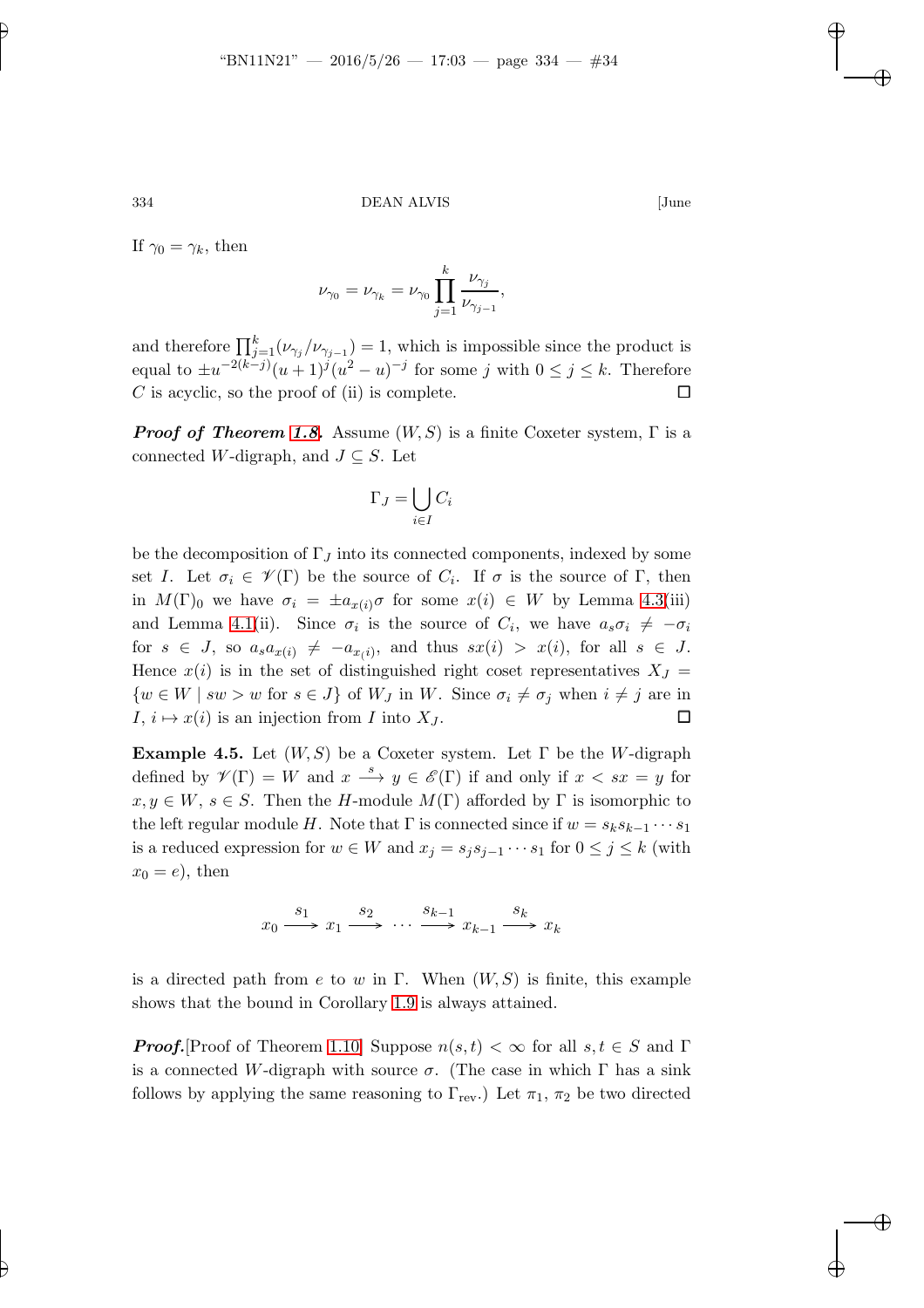If $\gamma_0 = \gamma_k$, then

$$\nu_{\gamma_0} = \nu_{\gamma_k} = \nu_{\gamma_0} \prod_{j=1}^{k} \frac{\nu_{\gamma_j}}{\nu_{\gamma_{j-1}}},$$

and therefore $\prod_{j=1}^{k} (\nu_{\gamma_j}/\nu_{\gamma_{j-1}}) = 1$, which is impossible since the product is equal to $\pm u^{-2(k-j)}(u+1)^j(u^2-u)^{-j}$ for some $j$ with $0 \le j \le k$. Therefore $C$ is acyclic, so the proof of (ii) is complete. $\square$

***Proof of Theorem 1.8.*** Assume $(W,S)$ is a finite Coxeter system, $\Gamma$ is a connected $W$-digraph, and $J \subseteq S$. Let

$$\Gamma_J = \bigcup_{i \in I} C_i$$

be the decomposition of $\Gamma_J$ into its connected components, indexed by some set $I$. Let $\sigma_i \in \mathscr{V}(\Gamma)$ be the source of $C_i$. If $\sigma$ is the source of $\Gamma$, then in $M(\Gamma)_0$ we have $\sigma_i = \pm a_{x(i)}\sigma$ for some $x(i) \in W$ by Lemma 4.3(iii) and Lemma 4.1(ii). Since $\sigma_i$ is the source of $C_i$, we have $a_s\sigma_i \neq -\sigma_i$ for $s \in J$, so $a_s a_{x(i)} \neq -a_{x(i)}$, and thus $sx(i) > x(i)$, for all $s \in J$. Hence $x(i)$ is in the set of distinguished right coset representatives $X_J = \{w \in W \mid sw > w \text{ for } s \in J\}$ of $W_J$ in $W$. Since $\sigma_i \neq \sigma_j$ when $i \neq j$ are in $I$, $i \mapsto x(i)$ is an injection from $I$ into $X_J$. $\square$

**Example 4.5.** Let $(W,S)$ be a Coxeter system. Let $\Gamma$ be the $W$-digraph defined by $\mathscr{V}(\Gamma) = W$ and $x \xrightarrow{s} y \in \mathscr{E}(\Gamma)$ if and only if $x < sx = y$ for $x, y \in W$, $s \in S$. Then the $H$-module $M(\Gamma)$ afforded by $\Gamma$ is isomorphic to the left regular module $H$. Note that $\Gamma$ is connected since if $w = s_k s_{k-1} \cdots s_1$ is a reduced expression for $w \in W$ and $x_j = s_j s_{j-1} \cdots s_1$ for $0 \le j \le k$ (with $x_0 = e$), then

$$x_0 \xrightarrow{s_1} x_1 \xrightarrow{s_2} \cdots \xrightarrow{s_{k-1}} x_{k-1} \xrightarrow{s_k} x_k$$

is a directed path from $e$ to $w$ in $\Gamma$. When $(W,S)$ is finite, this example shows that the bound in Corollary 1.9 is always attained.

***Proof.***[Proof of Theorem 1.10] Suppose $n(s,t) < \infty$ for all $s,t \in S$ and $\Gamma$ is a connected $W$-digraph with source $\sigma$. (The case in which $\Gamma$ has a sink follows by applying the same reasoning to $\Gamma_{\text{rev}}$.) Let $\pi_1$, $\pi_2$ be two directed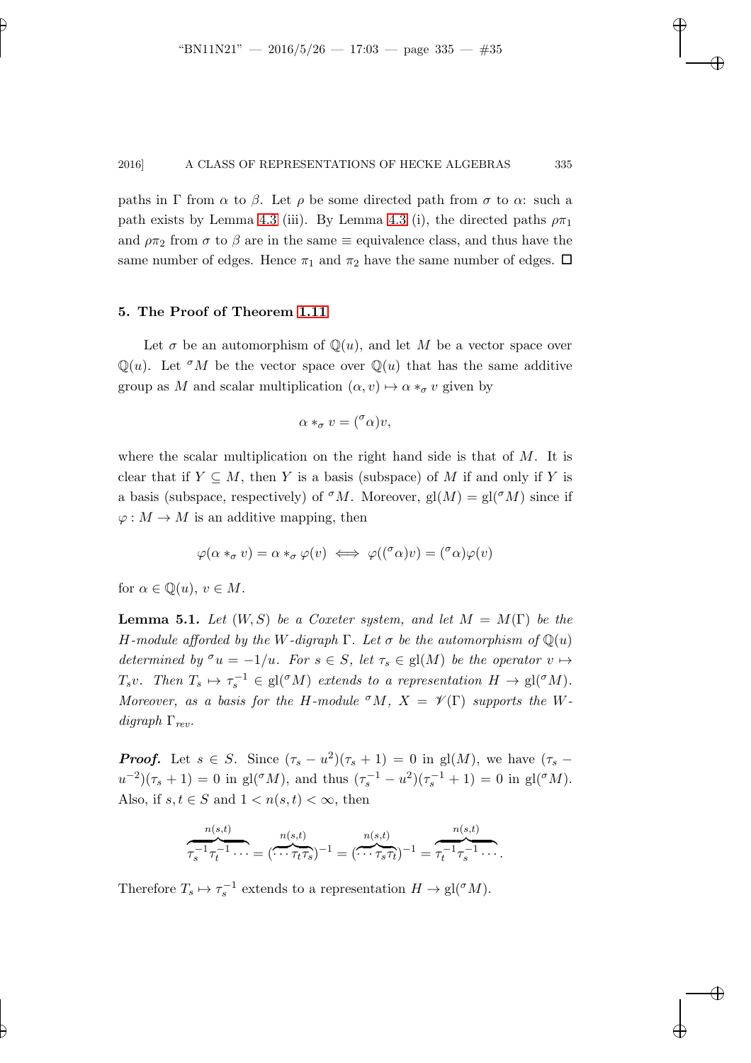paths in $\Gamma$ from $\alpha$ to $\beta$. Let $\rho$ be some directed path from $\sigma$ to $\alpha$: such a path exists by Lemma 4.3 (iii). By Lemma 4.3 (i), the directed paths $\rho\pi_1$ and $\rho\pi_2$ from $\sigma$ to $\beta$ are in the same $\equiv$ equivalence class, and thus have the same number of edges. Hence $\pi_1$ and $\pi_2$ have the same number of edges. $\square$

## 5. The Proof of Theorem 1.11

Let $\sigma$ be an automorphism of $\mathbb{Q}(u)$, and let $M$ be a vector space over $\mathbb{Q}(u)$. Let ${}^{\sigma}M$ be the vector space over $\mathbb{Q}(u)$ that has the same additive group as $M$ and scalar multiplication $(\alpha, v) \mapsto \alpha *_{\sigma} v$ given by

$$\alpha *_{\sigma} v = ({}^{\sigma}\alpha)v,$$

where the scalar multiplication on the right hand side is that of $M$. It is clear that if $Y \subseteq M$, then $Y$ is a basis (subspace) of $M$ if and only if $Y$ is a basis (subspace, respectively) of ${}^{\sigma}M$. Moreover, $\mathrm{gl}(M) = \mathrm{gl}({}^{\sigma}M)$ since if $\varphi : M \to M$ is an additive mapping, then

$$\varphi(\alpha *_{\sigma} v) = \alpha *_{\sigma} \varphi(v) \iff \varphi(({}^{\sigma}\alpha)v) = ({}^{\sigma}\alpha)\varphi(v)$$

for $\alpha \in \mathbb{Q}(u)$, $v \in M$.

**Lemma 5.1.** *Let $(W, S)$ be a Coxeter system, and let $M = M(\Gamma)$ be the $H$-module afforded by the $W$-digraph $\Gamma$. Let $\sigma$ be the automorphism of $\mathbb{Q}(u)$ determined by ${}^{\sigma}u = -1/u$. For $s \in S$, let $\tau_s \in \mathrm{gl}(M)$ be the operator $v \mapsto T_s v$. Then $T_s \mapsto \tau_s^{-1} \in \mathrm{gl}({}^{\sigma}M)$ extends to a representation $H \to \mathrm{gl}({}^{\sigma}M)$. Moreover, as a basis for the $H$-module ${}^{\sigma}M$, $X = \mathscr{V}(\Gamma)$ supports the $W$-digraph $\Gamma_{rev}$.*

***Proof.*** Let $s \in S$. Since $(\tau_s - u^2)(\tau_s + 1) = 0$ in $\mathrm{gl}(M)$, we have $(\tau_s - u^{-2})(\tau_s + 1) = 0$ in $\mathrm{gl}({}^{\sigma}M)$, and thus $(\tau_s^{-1} - u^2)(\tau_s^{-1} + 1) = 0$ in $\mathrm{gl}({}^{\sigma}M)$. Also, if $s, t \in S$ and $1 < n(s,t) < \infty$, then

$$\overbrace{\tau_s^{-1}\tau_t^{-1}\cdots}^{n(s,t)} = (\overbrace{\cdots\tau_t\tau_s}^{n(s,t)})^{-1} = (\overbrace{\cdots\tau_s\tau_t}^{n(s,t)})^{-1} = \overbrace{\tau_t^{-1}\tau_s^{-1}\cdots}^{n(s,t)}.$$

Therefore $T_s \mapsto \tau_s^{-1}$ extends to a representation $H \to \mathrm{gl}({}^{\sigma}M)$.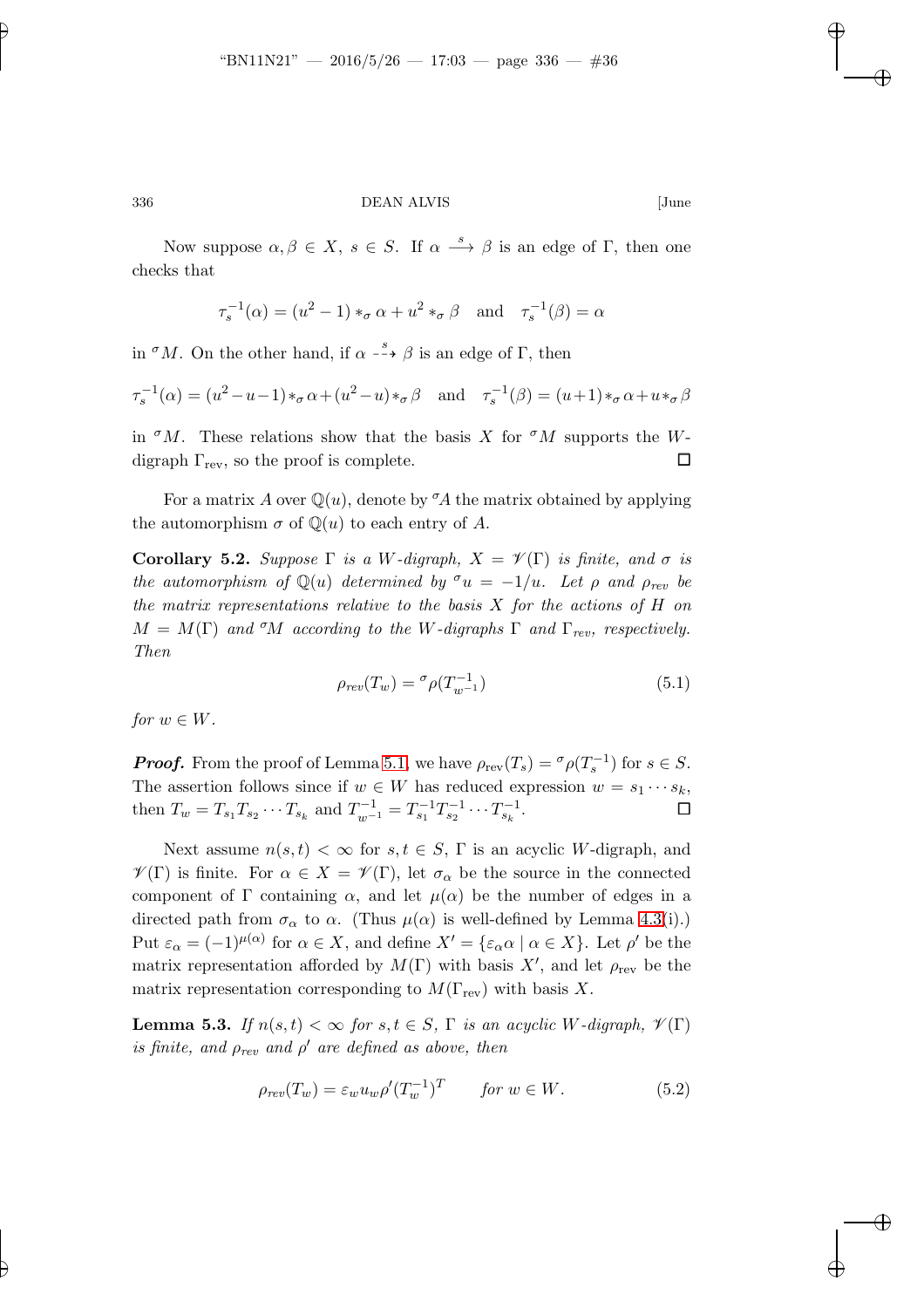Now suppose $\alpha, \beta \in X$, $s \in S$. If $\alpha \xrightarrow{s} \beta$ is an edge of $\Gamma$, then one checks that

$$\tau_s^{-1}(\alpha) = (u^2 - 1) *_\sigma \alpha + u^2 *_\sigma \beta \quad \text{and} \quad \tau_s^{-1}(\beta) = \alpha$$

in ${}^\sigma M$. On the other hand, if $\alpha \overset{s}{\dashrightarrow} \beta$ is an edge of $\Gamma$, then

$$\tau_s^{-1}(\alpha) = (u^2 - u - 1) *_\sigma \alpha + (u^2 - u) *_\sigma \beta \quad \text{and} \quad \tau_s^{-1}(\beta) = (u+1) *_\sigma \alpha + u *_\sigma \beta$$

in ${}^\sigma M$. These relations show that the basis $X$ for ${}^\sigma M$ supports the $W$-digraph $\Gamma_{\text{rev}}$, so the proof is complete. $\square$

For a matrix $A$ over $\mathbb{Q}(u)$, denote by ${}^\sigma A$ the matrix obtained by applying the automorphism $\sigma$ of $\mathbb{Q}(u)$ to each entry of $A$.

**Corollary 5.2.** *Suppose $\Gamma$ is a $W$-digraph, $X = \mathscr{V}(\Gamma)$ is finite, and $\sigma$ is the automorphism of $\mathbb{Q}(u)$ determined by ${}^\sigma u = -1/u$. Let $\rho$ and $\rho_{rev}$ be the matrix representations relative to the basis $X$ for the actions of $H$ on $M = M(\Gamma)$ and ${}^\sigma M$ according to the $W$-digraphs $\Gamma$ and $\Gamma_{rev}$, respectively. Then*

$$\rho_{rev}(T_w) = {}^\sigma \rho(T_{w^{-1}}^{-1}) \tag{5.1}$$

*for $w \in W$.*

***Proof.*** From the proof of Lemma 5.1, we have $\rho_{\text{rev}}(T_s) = {}^\sigma \rho(T_s^{-1})$ for $s \in S$. The assertion follows since if $w \in W$ has reduced expression $w = s_1 \cdots s_k$, then $T_w = T_{s_1} T_{s_2} \cdots T_{s_k}$ and $T_{w^{-1}}^{-1} = T_{s_1}^{-1} T_{s_2}^{-1} \cdots T_{s_k}^{-1}$. $\square$

Next assume $n(s,t) < \infty$ for $s, t \in S$, $\Gamma$ is an acyclic $W$-digraph, and $\mathscr{V}(\Gamma)$ is finite. For $\alpha \in X = \mathscr{V}(\Gamma)$, let $\sigma_\alpha$ be the source in the connected component of $\Gamma$ containing $\alpha$, and let $\mu(\alpha)$ be the number of edges in a directed path from $\sigma_\alpha$ to $\alpha$. (Thus $\mu(\alpha)$ is well-defined by Lemma 4.3(i).) Put $\varepsilon_\alpha = (-1)^{\mu(\alpha)}$ for $\alpha \in X$, and define $X' = \{\varepsilon_\alpha \alpha \mid \alpha \in X\}$. Let $\rho'$ be the matrix representation afforded by $M(\Gamma)$ with basis $X'$, and let $\rho_{\text{rev}}$ be the matrix representation corresponding to $M(\Gamma_{\text{rev}})$ with basis $X$.

**Lemma 5.3.** *If $n(s,t) < \infty$ for $s, t \in S$, $\Gamma$ is an acyclic $W$-digraph, $\mathscr{V}(\Gamma)$ is finite, and $\rho_{rev}$ and $\rho'$ are defined as above, then*

$$\rho_{rev}(T_w) = \varepsilon_w u_w \rho'(T_w^{-1})^T \qquad \text{for } w \in W. \tag{5.2}$$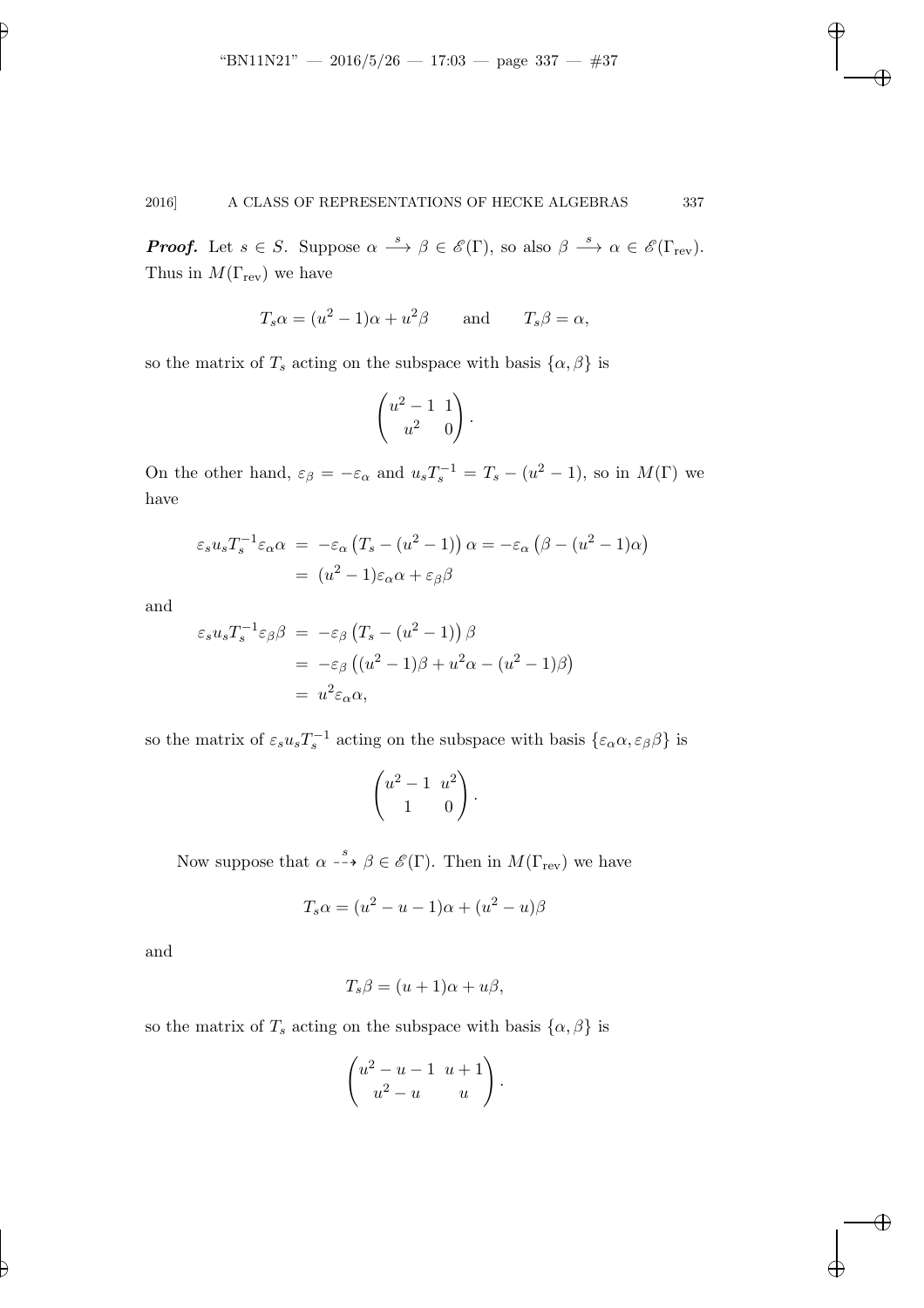***Proof.*** Let $s \in S$. Suppose $\alpha \xrightarrow{s} \beta \in \mathscr{E}(\Gamma)$, so also $\beta \xrightarrow{s} \alpha \in \mathscr{E}(\Gamma_{\text{rev}})$. Thus in $M(\Gamma_{\text{rev}})$ we have

$$T_s\alpha = (u^2-1)\alpha + u^2\beta \qquad \text{and} \qquad T_s\beta = \alpha,$$

so the matrix of $T_s$ acting on the subspace with basis $\{\alpha, \beta\}$ is

$$\begin{pmatrix} u^2-1 & 1 \\ u^2 & 0 \end{pmatrix}.$$

On the other hand, $\varepsilon_\beta = -\varepsilon_\alpha$ and $u_s T_s^{-1} = T_s - (u^2-1)$, so in $M(\Gamma)$ we have

$$\begin{aligned}
\varepsilon_s u_s T_s^{-1} \varepsilon_\alpha \alpha &= -\varepsilon_\alpha \left(T_s - (u^2-1)\right)\alpha = -\varepsilon_\alpha \left(\beta - (u^2-1)\alpha\right) \\
&= (u^2-1)\varepsilon_\alpha\alpha + \varepsilon_\beta\beta
\end{aligned}$$

and

$$\begin{aligned}
\varepsilon_s u_s T_s^{-1} \varepsilon_\beta \beta &= -\varepsilon_\beta \left(T_s - (u^2-1)\right)\beta \\
&= -\varepsilon_\beta \left((u^2-1)\beta + u^2\alpha - (u^2-1)\beta\right) \\
&= u^2 \varepsilon_\alpha \alpha,
\end{aligned}$$

so the matrix of $\varepsilon_s u_s T_s^{-1}$ acting on the subspace with basis $\{\varepsilon_\alpha\alpha, \varepsilon_\beta\beta\}$ is

$$\begin{pmatrix} u^2-1 & u^2 \\ 1 & 0 \end{pmatrix}.$$

Now suppose that $\alpha \overset{s}{\dashrightarrow} \beta \in \mathscr{E}(\Gamma)$. Then in $M(\Gamma_{\text{rev}})$ we have

$$T_s\alpha = (u^2-u-1)\alpha + (u^2-u)\beta$$

and

$$T_s\beta = (u+1)\alpha + u\beta,$$

so the matrix of $T_s$ acting on the subspace with basis $\{\alpha, \beta\}$ is

$$\begin{pmatrix} u^2-u-1 & u+1 \\ u^2-u & u \end{pmatrix}.$$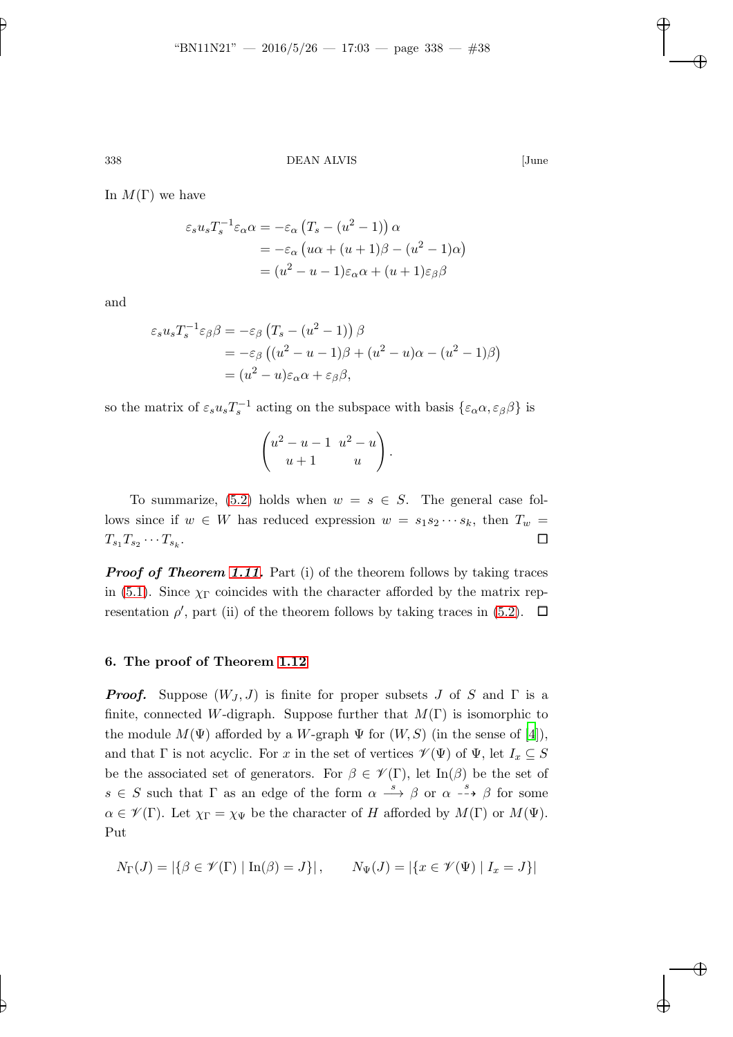In $M(\Gamma)$ we have

$$
\begin{aligned}
\varepsilon_s u_s T_s^{-1} \varepsilon_\alpha \alpha &= -\varepsilon_\alpha \left(T_s - (u^2-1)\right)\alpha \\
&= -\varepsilon_\alpha \left(u\alpha + (u+1)\beta - (u^2-1)\alpha\right) \\
&= (u^2-u-1)\varepsilon_\alpha \alpha + (u+1)\varepsilon_\beta \beta
\end{aligned}
$$

and

$$
\begin{aligned}
\varepsilon_s u_s T_s^{-1} \varepsilon_\beta \beta &= -\varepsilon_\beta \left(T_s - (u^2-1)\right)\beta \\
&= -\varepsilon_\beta \left((u^2-u-1)\beta + (u^2-u)\alpha - (u^2-1)\beta\right) \\
&= (u^2-u)\varepsilon_\alpha \alpha + \varepsilon_\beta \beta,
\end{aligned}
$$

so the matrix of $\varepsilon_s u_s T_s^{-1}$ acting on the subspace with basis $\{\varepsilon_\alpha \alpha, \varepsilon_\beta \beta\}$ is

$$
\begin{pmatrix} u^2-u-1 & u^2-u \\ u+1 & u \end{pmatrix}.
$$

To summarize, (5.2) holds when $w = s \in S$. The general case follows since if $w \in W$ has reduced expression $w = s_1 s_2 \cdots s_k$, then $T_w = T_{s_1} T_{s_2} \cdots T_{s_k}$. $\square$

***Proof of Theorem 1.11.*** Part (i) of the theorem follows by taking traces in (5.1). Since $\chi_\Gamma$ coincides with the character afforded by the matrix representation $\rho'$, part (ii) of the theorem follows by taking traces in (5.2). $\square$

## 6. The proof of Theorem 1.12

***Proof.*** Suppose $(W_J, J)$ is finite for proper subsets $J$ of $S$ and $\Gamma$ is a finite, connected $W$-digraph. Suppose further that $M(\Gamma)$ is isomorphic to the module $M(\Psi)$ afforded by a $W$-graph $\Psi$ for $(W,S)$ (in the sense of [4]), and that $\Gamma$ is not acyclic. For $x$ in the set of vertices $\mathscr{V}(\Psi)$ of $\Psi$, let $I_x \subseteq S$ be the associated set of generators. For $\beta \in \mathscr{V}(\Gamma)$, let $\mathrm{In}(\beta)$ be the set of $s \in S$ such that $\Gamma$ as an edge of the form $\alpha \xrightarrow{s} \beta$ or $\alpha \overset{s}{\dashrightarrow} \beta$ for some $\alpha \in \mathscr{V}(\Gamma)$. Let $\chi_\Gamma = \chi_\Psi$ be the character of $H$ afforded by $M(\Gamma)$ or $M(\Psi)$. Put

$$
N_\Gamma(J) = |\{\beta \in \mathscr{V}(\Gamma) \mid \mathrm{In}(\beta) = J\}|, \qquad N_\Psi(J) = |\{x \in \mathscr{V}(\Psi) \mid I_x = J\}|
$$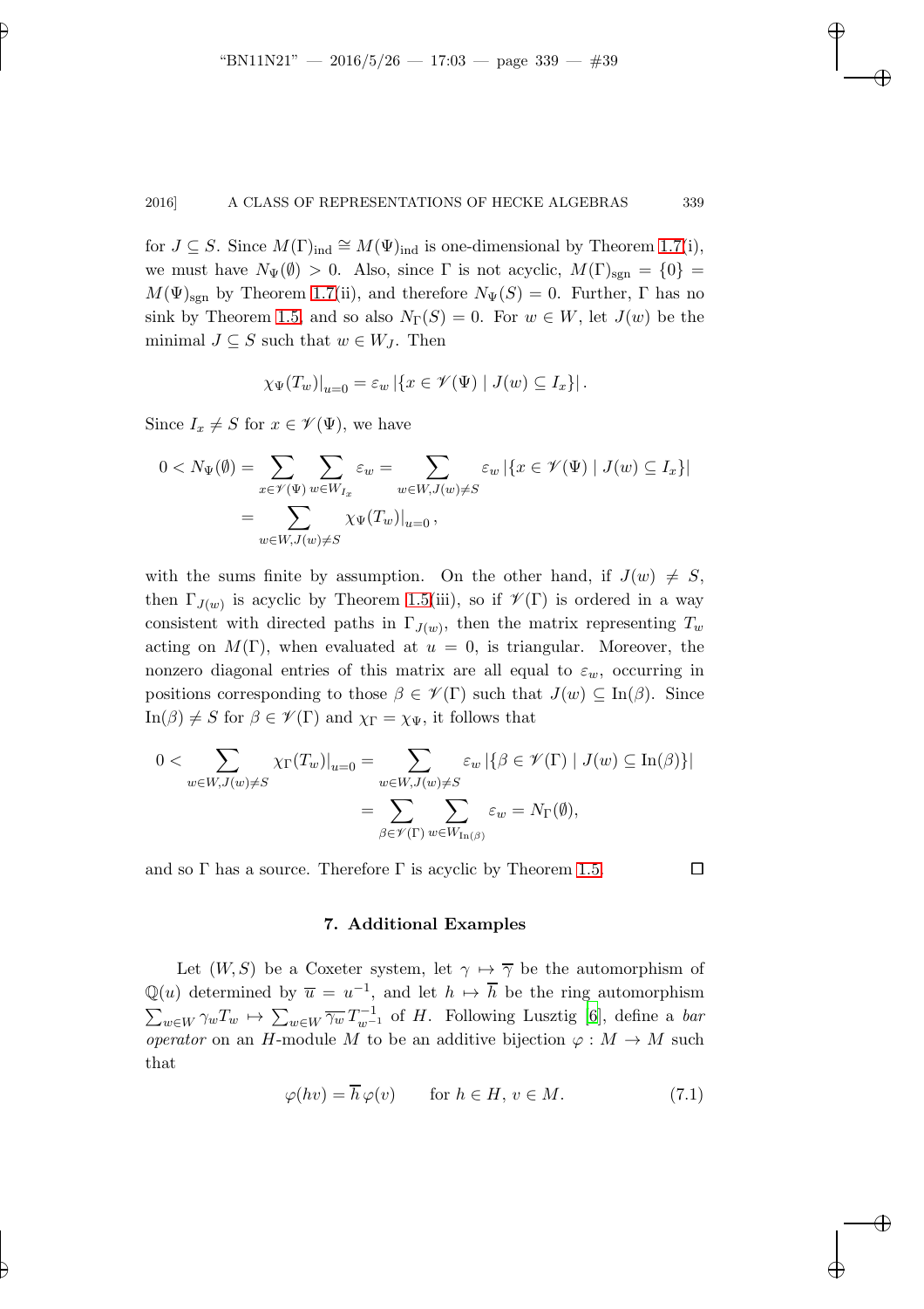for $J \subseteq S$. Since $M(\Gamma)_{\mathrm{ind}} \cong M(\Psi)_{\mathrm{ind}}$ is one-dimensional by Theorem 1.7(i), we must have $N_\Psi(\emptyset) > 0$. Also, since $\Gamma$ is not acyclic, $M(\Gamma)_{\mathrm{sgn}} = \{0\} = M(\Psi)_{\mathrm{sgn}}$ by Theorem 1.7(ii), and therefore $N_\Psi(S) = 0$. Further, $\Gamma$ has no sink by Theorem 1.5, and so also $N_\Gamma(S) = 0$. For $w \in W$, let $J(w)$ be the minimal $J \subseteq S$ such that $w \in W_J$. Then

$$\chi_\Psi(T_w)|_{u=0} = \varepsilon_w \left|\{x \in \mathscr{V}(\Psi) \mid J(w) \subseteq I_x\}\right|.$$

Since $I_x \neq S$ for $x \in \mathscr{V}(\Psi)$, we have

$$\begin{aligned}
0 < N_\Psi(\emptyset) &= \sum_{x \in \mathscr{V}(\Psi)} \sum_{w \in W_{I_x}} \varepsilon_w = \sum_{w \in W, J(w) \neq S} \varepsilon_w \left|\{x \in \mathscr{V}(\Psi) \mid J(w) \subseteq I_x\}\right| \\
&= \sum_{w \in W, J(w) \neq S} \chi_\Psi(T_w)|_{u=0}\,,
\end{aligned}$$

with the sums finite by assumption. On the other hand, if $J(w) \neq S$, then $\Gamma_{J(w)}$ is acyclic by Theorem 1.5(iii), so if $\mathscr{V}(\Gamma)$ is ordered in a way consistent with directed paths in $\Gamma_{J(w)}$, then the matrix representing $T_w$ acting on $M(\Gamma)$, when evaluated at $u = 0$, is triangular. Moreover, the nonzero diagonal entries of this matrix are all equal to $\varepsilon_w$, occurring in positions corresponding to those $\beta \in \mathscr{V}(\Gamma)$ such that $J(w) \subseteq \mathrm{In}(\beta)$. Since $\mathrm{In}(\beta) \neq S$ for $\beta \in \mathscr{V}(\Gamma)$ and $\chi_\Gamma = \chi_\Psi$, it follows that

$$\begin{aligned}
0 < \sum_{w \in W, J(w) \neq S} \chi_\Gamma(T_w)|_{u=0} &= \sum_{w \in W, J(w) \neq S} \varepsilon_w \left|\{\beta \in \mathscr{V}(\Gamma) \mid J(w) \subseteq \mathrm{In}(\beta)\}\right| \\
&= \sum_{\beta \in \mathscr{V}(\Gamma)} \sum_{w \in W_{\mathrm{In}(\beta)}} \varepsilon_w = N_\Gamma(\emptyset),
\end{aligned}$$

and so $\Gamma$ has a source. Therefore $\Gamma$ is acyclic by Theorem 1.5. □

## 7. Additional Examples

Let $(W, S)$ be a Coxeter system, let $\gamma \mapsto \overline{\gamma}$ be the automorphism of $\mathbb{Q}(u)$ determined by $\overline{u} = u^{-1}$, and let $h \mapsto \overline{h}$ be the ring automorphism $\sum_{w \in W} \gamma_w T_w \mapsto \sum_{w \in W} \overline{\gamma_w}\, T_{w^{-1}}^{-1}$ of $H$. Following Lusztig [6], define a *bar operator* on an $H$-module $M$ to be an additive bijection $\varphi : M \to M$ such that

$$\varphi(hv) = \overline{h}\,\varphi(v) \qquad \text{for } h \in H,\, v \in M. \tag{7.1}$$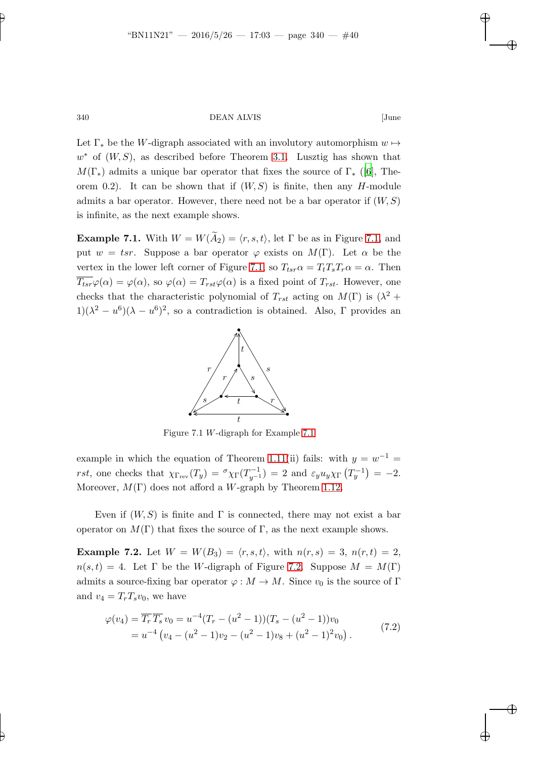Let $\Gamma_*$ be the $W$-digraph associated with an involutory automorphism $w \mapsto w^*$ of $(W, S)$, as described before Theorem 3.1. Lusztig has shown that $M(\Gamma_*)$ admits a unique bar operator that fixes the source of $\Gamma_*$ ([6], Theorem 0.2). It can be shown that if $(W, S)$ is finite, then any $H$-module admits a bar operator. However, there need not be a bar operator if $(W, S)$ is infinite, as the next example shows.

**Example 7.1.** With $W = W(\widetilde{A}_2) = \langle r, s, t \rangle$, let $\Gamma$ be as in Figure 7.1, and put $w = tsr$. Suppose a bar operator $\varphi$ exists on $M(\Gamma)$. Let $\alpha$ be the vertex in the lower left corner of Figure 7.1, so $T_{tsr}\alpha = T_t T_s T_r \alpha = \alpha$. Then $\overline{T_{tsr}}\varphi(\alpha) = \varphi(\alpha)$, so $\varphi(\alpha) = T_{rst}\varphi(\alpha)$ is a fixed point of $T_{rst}$. However, one checks that the characteristic polynomial of $T_{rst}$ acting on $M(\Gamma)$ is $(\lambda^2 + 1)(\lambda^2 - u^6)(\lambda - u^6)^2$, so a contradiction is obtained. Also, $\Gamma$ provides an example in which the equation of Theorem 1.11(ii) fails: with $y = w^{-1} = rst$, one checks that $\chi_{\Gamma_{\mathrm{rev}}}(T_y) = {}^{\sigma}\chi_\Gamma(T_{y^{-1}}^{-1}) = 2$ and $\varepsilon_y u_y \chi_\Gamma\left(T_y^{-1}\right) = -2$. Moreover, $M(\Gamma)$ does not afford a $W$-graph by Theorem 1.12.

Figure 7.1 $W$-digraph for Example 7.1

Even if $(W, S)$ is finite and $\Gamma$ is connected, there may not exist a bar operator on $M(\Gamma)$ that fixes the source of $\Gamma$, as the next example shows.

**Example 7.2.** Let $W = W(B_3) = \langle r, s, t \rangle$, with $n(r, s) = 3$, $n(r, t) = 2$, $n(s, t) = 4$. Let $\Gamma$ be the $W$-digraph of Figure 7.2. Suppose $M = M(\Gamma)$ admits a source-fixing bar operator $\varphi : M \to M$. Since $v_0$ is the source of $\Gamma$ and $v_4 = T_r T_s v_0$, we have

$$
\begin{aligned}
\varphi(v_4) &= \overline{T_r}\,\overline{T_s}\,v_0 = u^{-4}(T_r - (u^2 - 1))(T_s - (u^2 - 1))v_0 \\
&= u^{-4}\left(v_4 - (u^2 - 1)v_2 - (u^2 - 1)v_8 + (u^2 - 1)^2 v_0\right).
\end{aligned}
\tag{7.2}
$$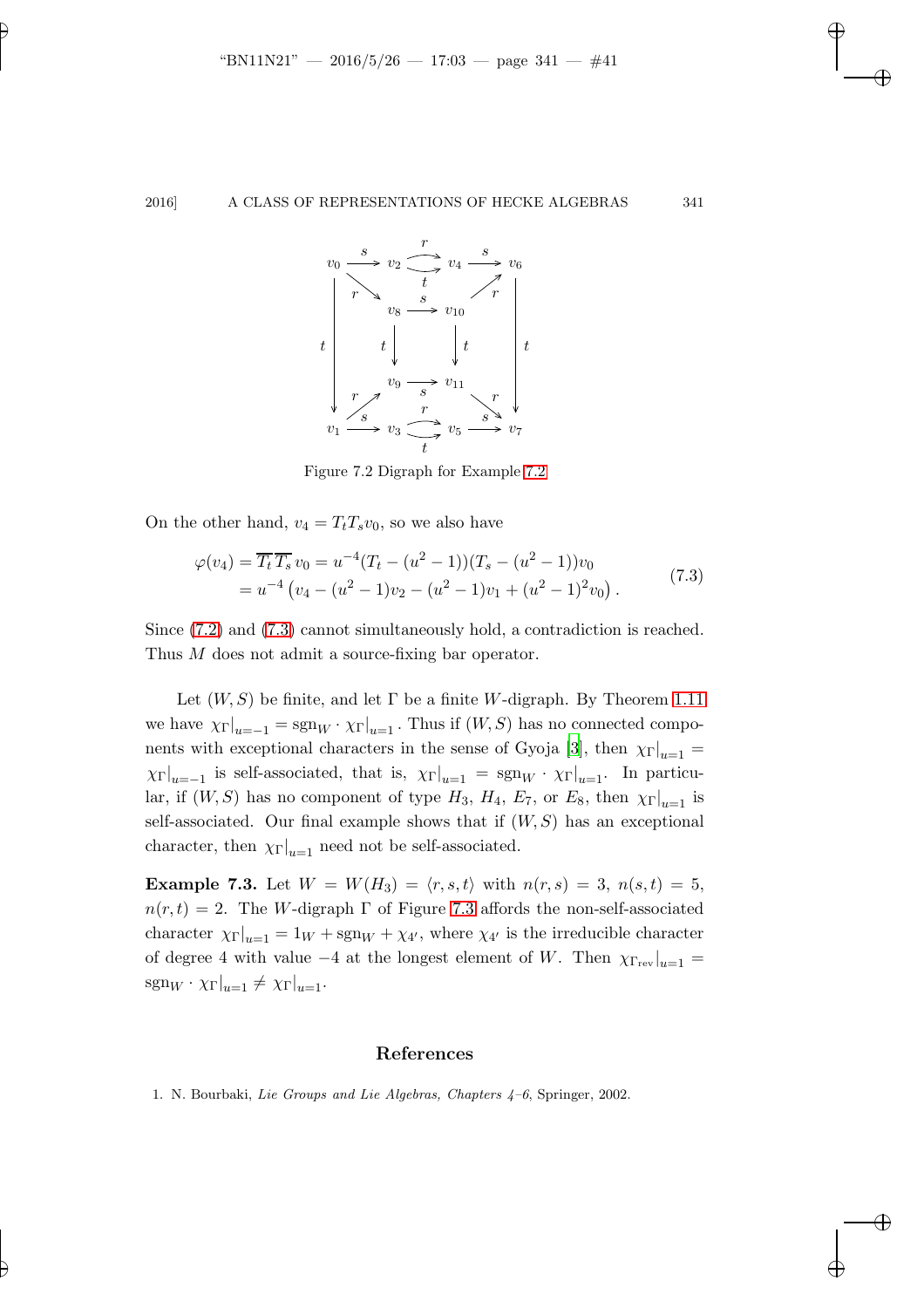Figure 7.2 Digraph for Example 7.2

On the other hand, $v_4 = T_t T_s v_0$, so we also have

$$
\begin{aligned}
\varphi(v_4) &= \overline{T_t}\,\overline{T_s}\, v_0 = u^{-4}(T_t - (u^2-1))(T_s - (u^2-1))v_0 \\
&= u^{-4}\left(v_4 - (u^2-1)v_2 - (u^2-1)v_1 + (u^2-1)^2 v_0\right).
\end{aligned}
\tag{7.3}
$$

Since (7.2) and (7.3) cannot simultaneously hold, a contradiction is reached. Thus $M$ does not admit a source-fixing bar operator.

Let $(W,S)$ be finite, and let $\Gamma$ be a finite $W$-digraph. By Theorem 1.11 we have $\chi_\Gamma|_{u=-1} = \mathrm{sgn}_W \cdot \chi_\Gamma|_{u=1}$. Thus if $(W,S)$ has no connected components with exceptional characters in the sense of Gyoja [3], then $\chi_\Gamma|_{u=1} = \chi_\Gamma|_{u=-1}$ is self-associated, that is, $\chi_\Gamma|_{u=1} = \mathrm{sgn}_W \cdot \chi_\Gamma|_{u=1}$. In particular, if $(W,S)$ has no component of type $H_3$, $H_4$, $E_7$, or $E_8$, then $\chi_\Gamma|_{u=1}$ is self-associated. Our final example shows that if $(W,S)$ has an exceptional character, then $\chi_\Gamma|_{u=1}$ need not be self-associated.

**Example 7.3.** Let $W = W(H_3) = \langle r,s,t\rangle$ with $n(r,s)=3$, $n(s,t)=5$, $n(r,t)=2$. The $W$-digraph $\Gamma$ of Figure 7.3 affords the non-self-associated character $\chi_\Gamma|_{u=1} = 1_W + \mathrm{sgn}_W + \chi_{4'}$, where $\chi_{4'}$ is the irreducible character of degree 4 with value $-4$ at the longest element of $W$. Then $\chi_{\Gamma_{\mathrm{rev}}}|_{u=1} = \mathrm{sgn}_W \cdot \chi_\Gamma|_{u=1} \neq \chi_\Gamma|_{u=1}$.

## References

1. N. Bourbaki, *Lie Groups and Lie Algebras, Chapters 4–6*, Springer, 2002.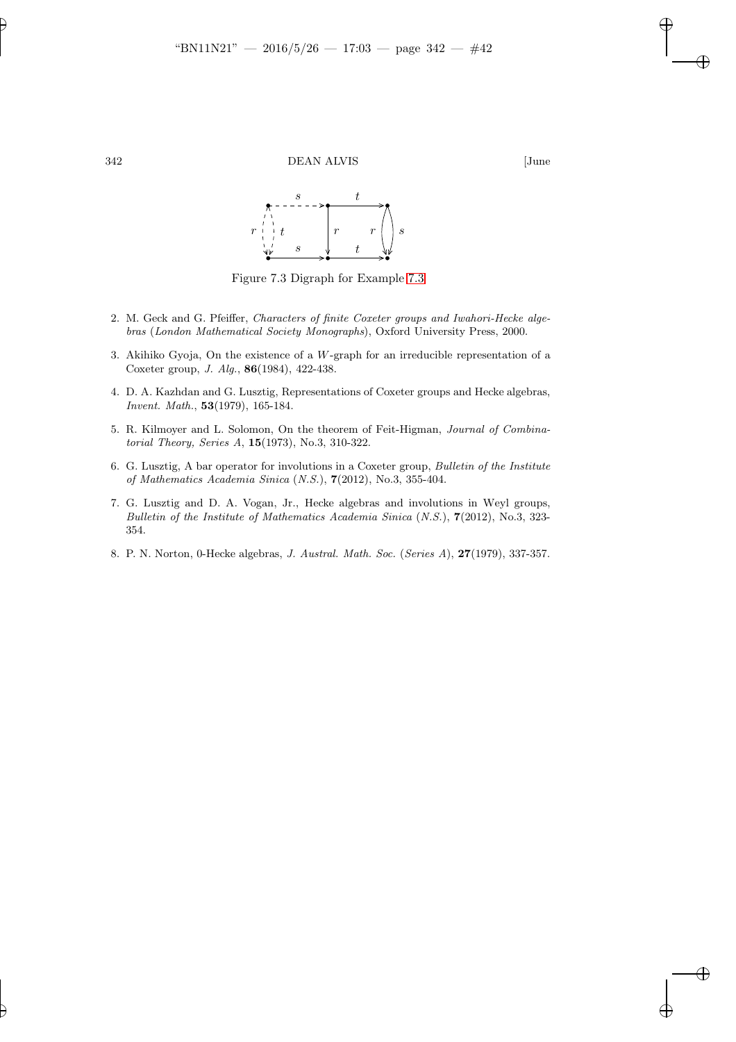s t

r t r r s

s t

Figure 7.3 Digraph for Example 7.3

2. M. Geck and G. Pfeiffer, *Characters of finite Coxeter groups and Iwahori-Hecke algebras* (*London Mathematical Society Monographs*), Oxford University Press, 2000.

3. Akihiko Gyoja, On the existence of a $W$-graph for an irreducible representation of a Coxeter group, *J. Alg.*, **86**(1984), 422-438.

4. D. A. Kazhdan and G. Lusztig, Representations of Coxeter groups and Hecke algebras, *Invent. Math.*, **53**(1979), 165-184.

5. R. Kilmoyer and L. Solomon, On the theorem of Feit-Higman, *Journal of Combinatorial Theory, Series A*, **15**(1973), No.3, 310-322.

6. G. Lusztig, A bar operator for involutions in a Coxeter group, *Bulletin of the Institute of Mathematics Academia Sinica* (*N.S.*), **7**(2012), No.3, 355-404.

7. G. Lusztig and D. A. Vogan, Jr., Hecke algebras and involutions in Weyl groups, *Bulletin of the Institute of Mathematics Academia Sinica* (*N.S.*), **7**(2012), No.3, 323-354.

8. P. N. Norton, 0-Hecke algebras, *J. Austral. Math. Soc.* (*Series A*), **27**(1979), 337-357.